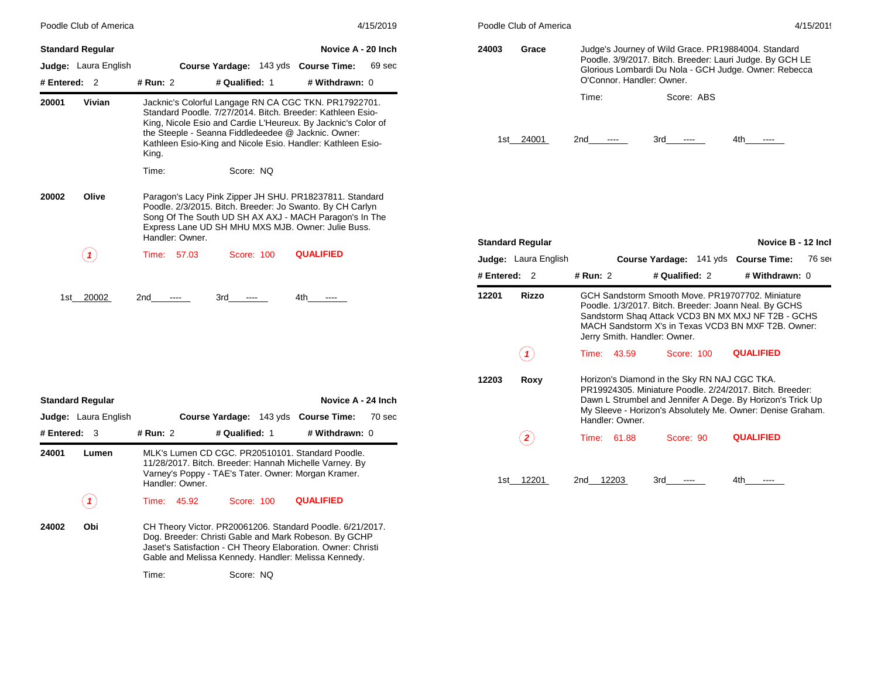## Standard Regular — Novice A - 20 Inch

**Judge:** Laura English | **Course Yardage:** 143 yds | **Course Time:** 69 sec

**# Entered:** 2 | **# Run:** 2 | **# Qualified:** 1 | **# Withdrawn:** 0

**20001 Vivian**

Jacknic's Colorful Langage RN CA CGC TKN. PR17922701. Standard Poodle. 7/27/2014. Bitch. Breeder: Kathleen Esio-King, Nicole Esio and Cardie L'Heureux. By Jacknic's Color of the Steeple - Seanna Fiddledeedee @ Jacknic. Owner: Kathleen Esio-King and Nicole Esio. Handler: Kathleen Esio-King.

Time: Score: NQ

**20002 Olive**

Paragon's Lacy Pink Zipper JH SHU. PR18237811. Standard Poodle. 2/3/2015. Bitch. Breeder: Jo Swanto. By CH Carlyn Song Of The South UD SH AX AXJ - MACH Paragon's In The Express Lane UD SH MHU MXS MJB. Owner: Julie Buss. Handler: Owner.

1 — Time: 57.03 Score: 100 **QUALIFIED**

1st 20002 2nd ---- 3rd ---- 4th ----

## Standard Regular — Novice A - 24 Inch

**Judge:** Laura English | **Course Yardage:** 143 yds | **Course Time:** 70 sec

**# Entered:** 3 | **# Run:** 2 | **# Qualified:** 1 | **# Withdrawn:** 0

**24001 Lumen**

MLK's Lumen CD CGC. PR20510101. Standard Poodle. 11/28/2017. Bitch. Breeder: Hannah Michelle Varney. By Varney's Poppy - TAE's Tater. Owner: Morgan Kramer. Handler: Owner.

1 — Time: 45.92 Score: 100 **QUALIFIED**

**24002 Obi**

CH Theory Victor. PR20061206. Standard Poodle. 6/21/2017. Dog. Breeder: Christi Gable and Mark Robeson. By GCHP Jaset's Satisfaction - CH Theory Elaboration. Owner: Christi Gable and Melissa Kennedy. Handler: Melissa Kennedy.

Time: Score: NQ

**24003 Grace**

Judge's Journey of Wild Grace. PR19884004. Standard Poodle. 3/9/2017. Bitch. Breeder: Lauri Judge. By GCH LE Glorious Lombardi Du Nola - GCH Judge. Owner: Rebecca O'Connor. Handler: Owner.

Time: Score: ABS

1st 24001 2nd ---- 3rd ---- 4th ----

## Standard Regular — Novice B - 12 Inch

**Judge:** Laura English | **Course Yardage:** 141 yds | **Course Time:** 76 sec

**# Entered:** 2 | **# Run:** 2 | **# Qualified:** 2 | **# Withdrawn:** 0

**12201 Rizzo**

GCH Sandstorm Smooth Move. PR19707702. Miniature Poodle. 1/3/2017. Bitch. Breeder: Joann Neal. By GCHS Sandstorm Shaq Attack VCD3 BN MX MXJ NF T2B - GCHS MACH Sandstorm X's in Texas VCD3 BN MXF T2B. Owner: Jerry Smith. Handler: Owner.

1 — Time: 43.59 Score: 100 **QUALIFIED**

**12203 Roxy**

Horizon's Diamond in the Sky RN NAJ CGC TKA. PR19924305. Miniature Poodle. 2/24/2017. Bitch. Breeder: Dawn L Strumbel and Jennifer A Dege. By Horizon's Trick Up My Sleeve - Horizon's Absolutely Me. Owner: Denise Graham. Handler: Owner.

2 — Time: 61.88 Score: 90 **QUALIFIED**

1st 12201 2nd 12203 3rd ---- 4th ----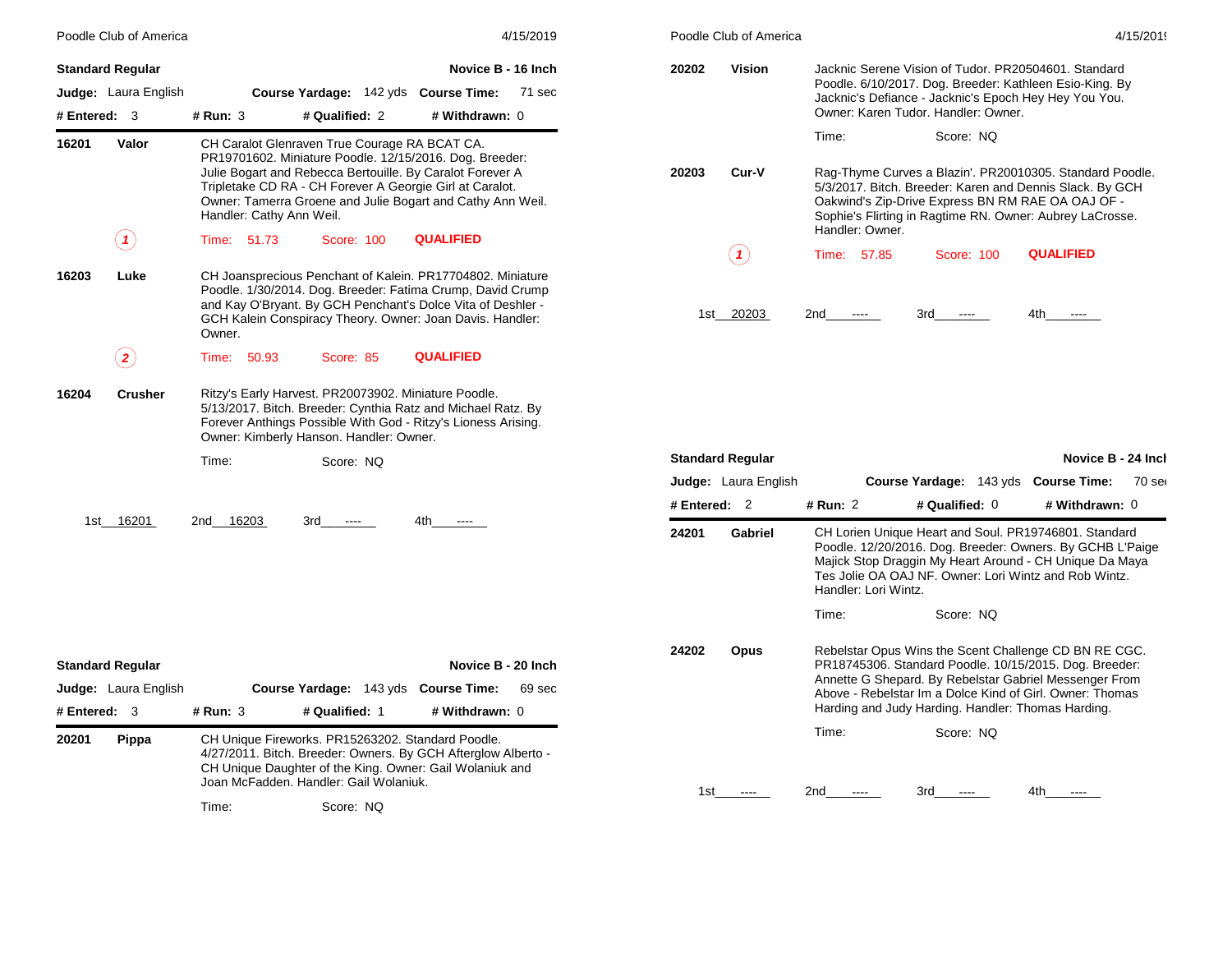## Standard Regular — Novice B - 16 Inch

**Judge:** Laura English **Course Yardage:** 142 yds **Course Time:** 71 sec

**# Entered:** 3 **# Run:** 3 **# Qualified:** 2 **# Withdrawn:** 0

**16201 Valor**

CH Caralot Glenraven True Courage RA BCAT CA. PR19701602. Miniature Poodle. 12/15/2016. Dog. Breeder: Julie Bogart and Rebecca Bertouille. By Caralot Forever A Tripletake CD RA - CH Forever A Georgie Girl at Caralot. Owner: Tamerra Groene and Julie Bogart and Cathy Ann Weil. Handler: Cathy Ann Weil.

(1) Time: 51.73 Score: 100 **QUALIFIED**

**16203 Luke**

CH Joansprecious Penchant of Kalein. PR17704802. Miniature Poodle. 1/30/2014. Dog. Breeder: Fatima Crump, David Crump and Kay O'Bryant. By GCH Penchant's Dolce Vita of Deshler - GCH Kalein Conspiracy Theory. Owner: Joan Davis. Handler: Owner.

(2) Time: 50.93 Score: 85 **QUALIFIED**

**16204 Crusher**

Ritzy's Early Harvest. PR20073902. Miniature Poodle. 5/13/2017. Bitch. Breeder: Cynthia Ratz and Michael Ratz. By Forever Anthings Possible With God - Ritzy's Lioness Arising. Owner: Kimberly Hanson. Handler: Owner.

Time: Score: NQ

1st 16201 2nd 16203 3rd ---- 4th ----

## Standard Regular — Novice B - 20 Inch

**Judge:** Laura English **Course Yardage:** 143 yds **Course Time:** 69 sec

**# Entered:** 3 **# Run:** 3 **# Qualified:** 1 **# Withdrawn:** 0

**20201 Pippa**

CH Unique Fireworks. PR15263202. Standard Poodle. 4/27/2011. Bitch. Breeder: Owners. By GCH Afterglow Alberto - CH Unique Daughter of the King. Owner: Gail Wolaniuk and Joan McFadden. Handler: Gail Wolaniuk.

Time: Score: NQ

**20202 Vision**

Jacknic Serene Vision of Tudor. PR20504601. Standard Poodle. 6/10/2017. Dog. Breeder: Kathleen Esio-King. By Jacknic's Defiance - Jacknic's Epoch Hey Hey You You. Owner: Karen Tudor. Handler: Owner.

Time: Score: NQ

**20203 Cur-V**

Rag-Thyme Curves a Blazin'. PR20010305. Standard Poodle. 5/3/2017. Bitch. Breeder: Karen and Dennis Slack. By GCH Oakwind's Zip-Drive Express BN RM RAE OA OAJ OF - Sophie's Flirting in Ragtime RN. Owner: Aubrey LaCrosse. Handler: Owner.

(1) Time: 57.85 Score: 100 **QUALIFIED**

1st 20203 2nd ---- 3rd ---- 4th ----

## Standard Regular — Novice B - 24 Inch

**Judge:** Laura English **Course Yardage:** 143 yds **Course Time:** 70 sec

**# Entered:** 2 **# Run:** 2 **# Qualified:** 0 **# Withdrawn:** 0

**24201 Gabriel**

CH Lorien Unique Heart and Soul. PR19746801. Standard Poodle. 12/20/2016. Dog. Breeder: Owners. By GCHB L'Paige Majick Stop Draggin My Heart Around - CH Unique Da Maya Tes Jolie OA OAJ NF. Owner: Lori Wintz and Rob Wintz. Handler: Lori Wintz.

Time: Score: NQ

**24202 Opus**

Rebelstar Opus Wins the Scent Challenge CD BN RE CGC. PR18745306. Standard Poodle. 10/15/2015. Dog. Breeder: Annette G Shepard. By Rebelstar Gabriel Messenger From Above - Rebelstar Im a Dolce Kind of Girl. Owner: Thomas Harding and Judy Harding. Handler: Thomas Harding.

Time: Score: NQ

1st ---- 2nd ---- 3rd ---- 4th ----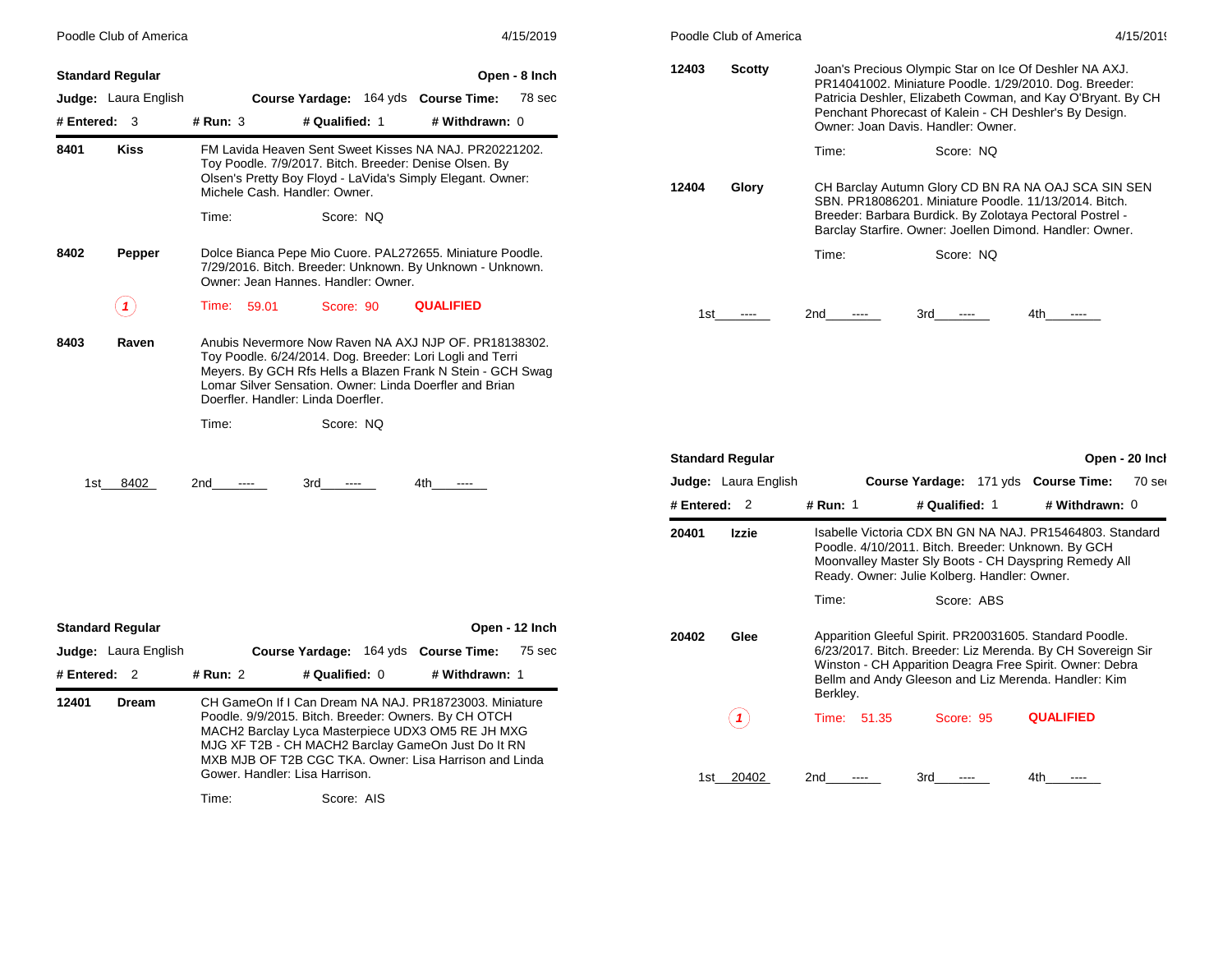## Standard Regular — Open - 8 Inch

**Judge:** Laura English | **Course Yardage:** 164 yds | **Course Time:** 78 sec

**# Entered:** 3 | **# Run:** 3 | **# Qualified:** 1 | **# Withdrawn:** 0

**8401 Kiss** — FM Lavida Heaven Sent Sweet Kisses NA NAJ. PR20221202. Toy Poodle. 7/9/2017. Bitch. Breeder: Denise Olsen. By Olsen's Pretty Boy Floyd - LaVida's Simply Elegant. Owner: Michele Cash. Handler: Owner.

Time: Score: NQ

**8402 Pepper** — Dolce Bianca Pepe Mio Cuore. PAL272655. Miniature Poodle. 7/29/2016. Bitch. Breeder: Unknown. By Unknown - Unknown. Owner: Jean Hannes. Handler: Owner.

1 — Time: 59.01 Score: 90 QUALIFIED

**8403 Raven** — Anubis Nevermore Now Raven NA AXJ NJP OF. PR18138302. Toy Poodle. 6/24/2014. Dog. Breeder: Lori Logli and Terri Meyers. By GCH Rfs Hells a Blazen Frank N Stein - GCH Swag Lomar Silver Sensation. Owner: Linda Doerfler and Brian Doerfler. Handler: Linda Doerfler.

Time: Score: NQ

1st 8402 2nd ---- 3rd ---- 4th ----

## Standard Regular — Open - 12 Inch

**Judge:** Laura English | **Course Yardage:** 164 yds | **Course Time:** 75 sec

**# Entered:** 2 | **# Run:** 2 | **# Qualified:** 0 | **# Withdrawn:** 1

**12401 Dream** — CH GameOn If I Can Dream NA NAJ. PR18723003. Miniature Poodle. 9/9/2015. Bitch. Breeder: Owners. By CH OTCH MACH2 Barclay Lyca Masterpiece UDX3 OM5 RE JH MXG MJG XF T2B - CH MACH2 Barclay GameOn Just Do It RN MXB MJB OF T2B CGC TKA. Owner: Lisa Harrison and Linda Gower. Handler: Lisa Harrison.

Time: Score: AIS

**12403 Scotty** — Joan's Precious Olympic Star on Ice Of Deshler NA AXJ. PR14041002. Miniature Poodle. 1/29/2010. Dog. Breeder: Patricia Deshler, Elizabeth Cowman, and Kay O'Bryant. By CH Penchant Phorecast of Kalein - CH Deshler's By Design. Owner: Joan Davis. Handler: Owner.

Time: Score: NQ

**12404 Glory** — CH Barclay Autumn Glory CD BN RA NA OAJ SCA SIN SEN SBN. PR18086201. Miniature Poodle. 11/13/2014. Bitch. Breeder: Barbara Burdick. By Zolotaya Pectoral Postrel - Barclay Starfire. Owner: Joellen Dimond. Handler: Owner.

Time: Score: NQ

1st ---- 2nd ---- 3rd ---- 4th ----

## Standard Regular — Open - 20 Inch

**Judge:** Laura English | **Course Yardage:** 171 yds | **Course Time:** 70 sec

**# Entered:** 2 | **# Run:** 1 | **# Qualified:** 1 | **# Withdrawn:** 0

**20401 Izzie** — Isabelle Victoria CDX BN GN NA NAJ. PR15464803. Standard Poodle. 4/10/2011. Bitch. Breeder: Unknown. By GCH Moonvalley Master Sly Boots - CH Dayspring Remedy All Ready. Owner: Julie Kolberg. Handler: Owner.

Time: Score: ABS

**20402 Glee** — Apparition Gleeful Spirit. PR20031605. Standard Poodle. 6/23/2017. Bitch. Breeder: Liz Merenda. By CH Sovereign Sir Winston - CH Apparition Deagra Free Spirit. Owner: Debra Bellm and Andy Gleeson and Liz Merenda. Handler: Kim Berkley.

1 — Time: 51.35 Score: 95 QUALIFIED

1st 20402 2nd ---- 3rd ---- 4th ----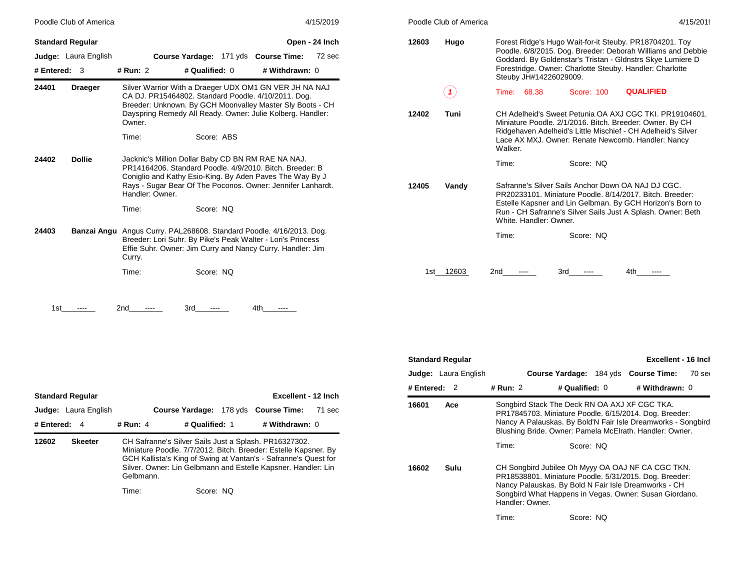## Standard Regular — Open - 24 Inch

**Judge:** Laura English | **Course Yardage:** 171 yds | **Course Time:** 72 sec

**# Entered:** 3 | **# Run:** 2 | **# Qualified:** 0 | **# Withdrawn:** 0

**24401 Draeger**
Silver Warrior With a Draeger UDX OM1 GN VER JH NA NAJ CA DJ. PR15464802. Standard Poodle. 4/10/2011. Dog. Breeder: Unknown. By GCH Moonvalley Master Sly Boots - CH Dayspring Remedy All Ready. Owner: Julie Kolberg. Handler: Owner.

Time: Score: ABS

**24402 Dollie**
Jacknic's Million Dollar Baby CD BN RM RAE NA NAJ. PR14164206. Standard Poodle. 4/9/2010. Bitch. Breeder: B Coniglio and Kathy Esio-King. By Aden Paves The Way By J Rays - Sugar Bear Of The Poconos. Owner: Jennifer Lanhardt. Handler: Owner.

Time: Score: NQ

**24403 Banzai Angu**
Angus Curry. PAL268608. Standard Poodle. 4/16/2013. Dog. Breeder: Lori Suhr. By Pike's Peak Walter - Lori's Princess Effie Suhr. Owner: Jim Curry and Nancy Curry. Handler: Jim Curry.

Time: Score: NQ

1st ---- 2nd ---- 3rd ---- 4th ----

## Standard Regular — Excellent - 12 Inch

**Judge:** Laura English | **Course Yardage:** 178 yds | **Course Time:** 71 sec

**# Entered:** 4 | **# Run:** 4 | **# Qualified:** 1 | **# Withdrawn:** 0

**12602 Skeeter**
CH Safranne's Silver Sails Just a Splash. PR16327302. Miniature Poodle. 7/7/2012. Bitch. Breeder: Estelle Kapsner. By GCH Kallista's King of Swing at Vantan's - Safranne's Quest for Silver. Owner: Lin Gelbmann and Estelle Kapsner. Handler: Lin Gelbmann.

Time: Score: NQ

**12603 Hugo**
Forest Ridge's Hugo Wait-for-it Steuby. PR18704201. Toy Poodle. 6/8/2015. Dog. Breeder: Deborah Williams and Debbie Goddard. By Goldenstar's Tristan - Gldnstrs Skye Lumiere D Forestridge. Owner: Charlotte Steuby. Handler: Charlotte Steuby JH#14226029009.

(1) Time: 68.38 Score: 100 **QUALIFIED**

**12402 Tuni**
CH Adelheid's Sweet Petunia OA AXJ CGC TKI. PR19104601. Miniature Poodle. 2/1/2016. Bitch. Breeder: Owner. By CH Ridgehaven Adelheid's Little Mischief - CH Adelheid's Silver Lace AX MXJ. Owner: Renate Newcomb. Handler: Nancy Walker.

Time: Score: NQ

**12405 Vandy**
Safranne's Silver Sails Anchor Down OA NAJ DJ CGC. PR20233101. Miniature Poodle. 8/14/2017. Bitch. Breeder: Estelle Kapsner and Lin Gelbman. By GCH Horizon's Born to Run - CH Safranne's Silver Sails Just A Splash. Owner: Beth White. Handler: Owner.

Time: Score: NQ

1st 12603 2nd ---- 3rd ---- 4th ----

## Standard Regular — Excellent - 16 Inch

**Judge:** Laura English | **Course Yardage:** 184 yds | **Course Time:** 70 sec

**# Entered:** 2 | **# Run:** 2 | **# Qualified:** 0 | **# Withdrawn:** 0

**16601 Ace**
Songbird Stack The Deck RN OA AXJ XF CGC TKA. PR17845703. Miniature Poodle. 6/15/2014. Dog. Breeder: Nancy A Palauskas. By Bold'N Fair Isle Dreamworks - Songbird Blushing Bride. Owner: Pamela McElrath. Handler: Owner.

Time: Score: NQ

**16602 Sulu**
CH Songbird Jubilee Oh Myyy OA OAJ NF CA CGC TKN. PR18538801. Miniature Poodle. 5/31/2015. Dog. Breeder: Nancy Palauskas. By Bold N Fair Isle Dreamworks - CH Songbird What Happens in Vegas. Owner: Susan Giordano. Handler: Owner.

Time: Score: NQ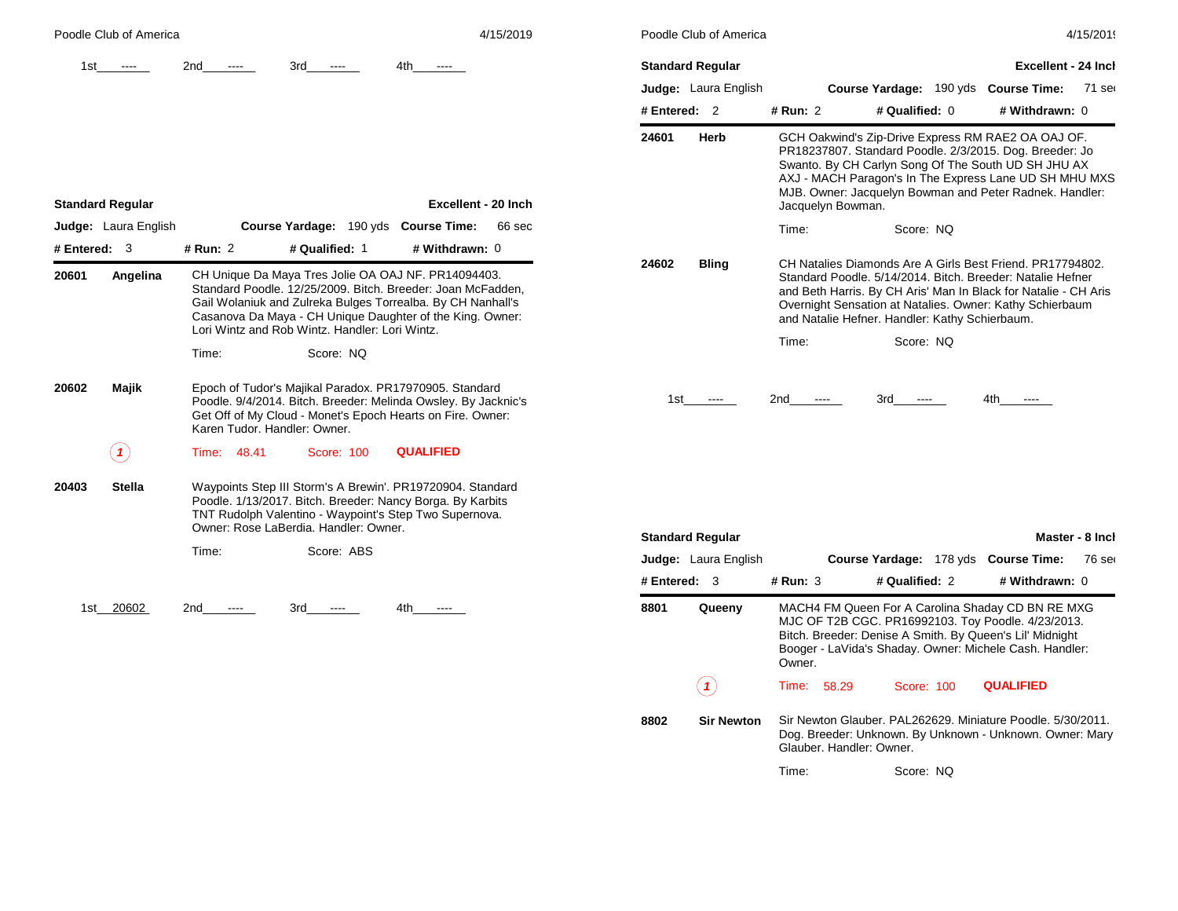1st ---- 2nd ---- 3rd ---- 4th ----

## Standard Regular — Excellent - 20 Inch

**Judge:** Laura English **Course Yardage:** 190 yds **Course Time:** 66 sec

**# Entered:** 3 **# Run:** 2 **# Qualified:** 1 **# Withdrawn:** 0

**20601 Angelina** — CH Unique Da Maya Tres Jolie OA OAJ NF. PR14094403. Standard Poodle. 12/25/2009. Bitch. Breeder: Joan McFadden, Gail Wolaniuk and Zulreka Bulges Torrealba. By CH Nanhall's Casanova Da Maya - CH Unique Daughter of the King. Owner: Lori Wintz and Rob Wintz. Handler: Lori Wintz.

Time: Score: NQ

**20602 Majik** — Epoch of Tudor's Majikal Paradox. PR17970905. Standard Poodle. 9/4/2014. Bitch. Breeder: Melinda Owsley. By Jacknic's Get Off of My Cloud - Monet's Epoch Hearts on Fire. Owner: Karen Tudor. Handler: Owner.

(1) Time: 48.41 Score: 100 **QUALIFIED**

**20403 Stella** — Waypoints Step III Storm's A Brewin'. PR19720904. Standard Poodle. 1/13/2017. Bitch. Breeder: Nancy Borga. By Karbits TNT Rudolph Valentino - Waypoint's Step Two Supernova. Owner: Rose LaBerdia. Handler: Owner.

Time: Score: ABS

1st 20602 2nd ---- 3rd ---- 4th ----

## Standard Regular — Excellent - 24 Inch

**Judge:** Laura English **Course Yardage:** 190 yds **Course Time:** 71 sec

**# Entered:** 2 **# Run:** 2 **# Qualified:** 0 **# Withdrawn:** 0

**24601 Herb** — GCH Oakwind's Zip-Drive Express RM RAE2 OA OAJ OF. PR18237807. Standard Poodle. 2/3/2015. Dog. Breeder: Jo Swanto. By CH Carlyn Song Of The South UD SH JHU AX AXJ - MACH Paragon's In The Express Lane UD SH MHU MXS MJB. Owner: Jacquelyn Bowman and Peter Radnek. Handler: Jacquelyn Bowman.

Time: Score: NQ

**24602 Bling** — CH Natalies Diamonds Are A Girls Best Friend. PR17794802. Standard Poodle. 5/14/2014. Bitch. Breeder: Natalie Hefner and Beth Harris. By CH Aris' Man In Black for Natalie - CH Aris Overnight Sensation at Natalies. Owner: Kathy Schierbaum and Natalie Hefner. Handler: Kathy Schierbaum.

Time: Score: NQ

1st ---- 2nd ---- 3rd ---- 4th ----

## Standard Regular — Master - 8 Inch

**Judge:** Laura English **Course Yardage:** 178 yds **Course Time:** 76 sec

**# Entered:** 3 **# Run:** 3 **# Qualified:** 2 **# Withdrawn:** 0

**8801 Queeny** — MACH4 FM Queen For A Carolina Shaday CD BN RE MXG MJC OF T2B CGC. PR16992103. Toy Poodle. 4/23/2013. Bitch. Breeder: Denise A Smith. By Queen's Lil' Midnight Booger - LaVida's Shaday. Owner: Michele Cash. Handler: Owner.

(1) Time: 58.29 Score: 100 **QUALIFIED**

**8802 Sir Newton** — Sir Newton Glauber. PAL262629. Miniature Poodle. 5/30/2011. Dog. Breeder: Unknown. By Unknown - Unknown. Owner: Mary Glauber. Handler: Owner.

Time: Score: NQ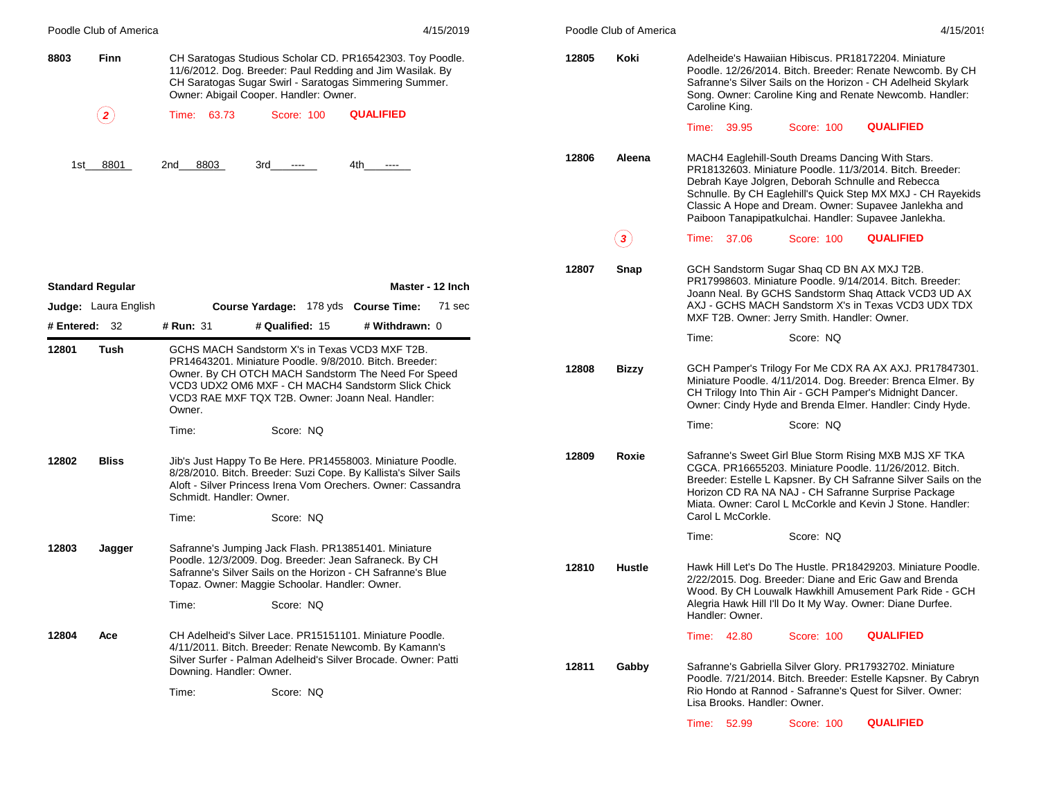**8803** **Finn**

CH Saratogas Studious Scholar CD. PR16542303. Toy Poodle. 11/6/2012. Dog. Breeder: Paul Redding and Jim Wasilak. By CH Saratogas Sugar Swirl - Saratogas Simmering Summer. Owner: Abigail Cooper. Handler: Owner.

(2) Time: 63.73 Score: 100 **QUALIFIED**

1st 8801 2nd 8803 3rd ---- 4th ----

## Standard Regular — Master - 12 Inch

**Judge:** Laura English **Course Yardage:** 178 yds **Course Time:** 71 sec

**# Entered:** 32 **# Run:** 31 **# Qualified:** 15 **# Withdrawn:** 0

**12801** **Tush**

GCHS MACH Sandstorm X's in Texas VCD3 MXF T2B. PR14643201. Miniature Poodle. 9/8/2010. Bitch. Breeder: Owner. By CH OTCH MACH Sandstorm The Need For Speed VCD3 UDX2 OM6 MXF - CH MACH4 Sandstorm Slick Chick VCD3 RAE MXF TQX T2B. Owner: Joann Neal. Handler: Owner.

Time: Score: NQ

**12802** **Bliss**

Jib's Just Happy To Be Here. PR14558003. Miniature Poodle. 8/28/2010. Bitch. Breeder: Suzi Cope. By Kallista's Silver Sails Aloft - Silver Princess Irena Vom Orechers. Owner: Cassandra Schmidt. Handler: Owner.

Time: Score: NQ

**12803** **Jagger**

Safranne's Jumping Jack Flash. PR13851401. Miniature Poodle. 12/3/2009. Dog. Breeder: Jean Safraneck. By CH Safranne's Silver Sails on the Horizon - CH Safranne's Blue Topaz. Owner: Maggie Schoolar. Handler: Owner.

Time: Score: NQ

**12804** **Ace**

CH Adelheid's Silver Lace. PR15151101. Miniature Poodle. 4/11/2011. Bitch. Breeder: Renate Newcomb. By Kamann's Silver Surfer - Palman Adelheid's Silver Brocade. Owner: Patti Downing. Handler: Owner.

Time: Score: NQ

**12805** **Koki**

Adelheide's Hawaiian Hibiscus. PR18172204. Miniature Poodle. 12/26/2014. Bitch. Breeder: Renate Newcomb. By CH Safranne's Silver Sails on the Horizon - CH Adelheid Skylark Song. Owner: Caroline King and Renate Newcomb. Handler: Caroline King.

Time: 39.95 Score: 100 **QUALIFIED**

**12806** **Aleena**

MACH4 Eaglehill-South Dreams Dancing With Stars. PR18132603. Miniature Poodle. 11/3/2014. Bitch. Breeder: Debrah Kaye Jolgren, Deborah Schnulle and Rebecca Schnulle. By CH Eaglehill's Quick Step MX MXJ - CH Rayekids Classic A Hope and Dream. Owner: Supavee Janlekha and Paiboon Tanapipatkulchai. Handler: Supavee Janlekha.

(3) Time: 37.06 Score: 100 **QUALIFIED**

**12807** **Snap**

GCH Sandstorm Sugar Shaq CD BN AX MXJ T2B. PR17998603. Miniature Poodle. 9/14/2014. Bitch. Breeder: Joann Neal. By GCHS Sandstorm Shaq Attack VCD3 UD AX AXJ - GCHS MACH Sandstorm X's in Texas VCD3 UDX TDX MXF T2B. Owner: Jerry Smith. Handler: Owner.

Time: Score: NQ

**12808** **Bizzy**

GCH Pamper's Trilogy For Me CDX RA AX AXJ. PR17847301. Miniature Poodle. 4/11/2014. Dog. Breeder: Brenca Elmer. By CH Trilogy Into Thin Air - GCH Pamper's Midnight Dancer. Owner: Cindy Hyde and Brenda Elmer. Handler: Cindy Hyde.

Time: Score: NQ

**12809** **Roxie**

Safranne's Sweet Girl Blue Storm Rising MXB MJS XF TKA CGCA. PR16655203. Miniature Poodle. 11/26/2012. Bitch. Breeder: Estelle L Kapsner. By CH Safranne Silver Sails on the Horizon CD RA NA NAJ - CH Safranne Surprise Package Miata. Owner: Carol L McCorkle and Kevin J Stone. Handler: Carol L McCorkle.

Time: Score: NQ

**12810** **Hustle**

Hawk Hill Let's Do The Hustle. PR18429203. Miniature Poodle. 2/22/2015. Dog. Breeder: Diane and Eric Gaw and Brenda Wood. By CH Louwalk Hawkhill Amusement Park Ride - GCH Alegria Hawk Hill I'll Do It My Way. Owner: Diane Durfee. Handler: Owner.

Time: 42.80 Score: 100 **QUALIFIED**

**12811** **Gabby**

Safranne's Gabriella Silver Glory. PR17932702. Miniature Poodle. 7/21/2014. Bitch. Breeder: Estelle Kapsner. By Cabryn Rio Hondo at Rannod - Safranne's Quest for Silver. Owner: Lisa Brooks. Handler: Owner.

Time: 52.99 Score: 100 **QUALIFIED**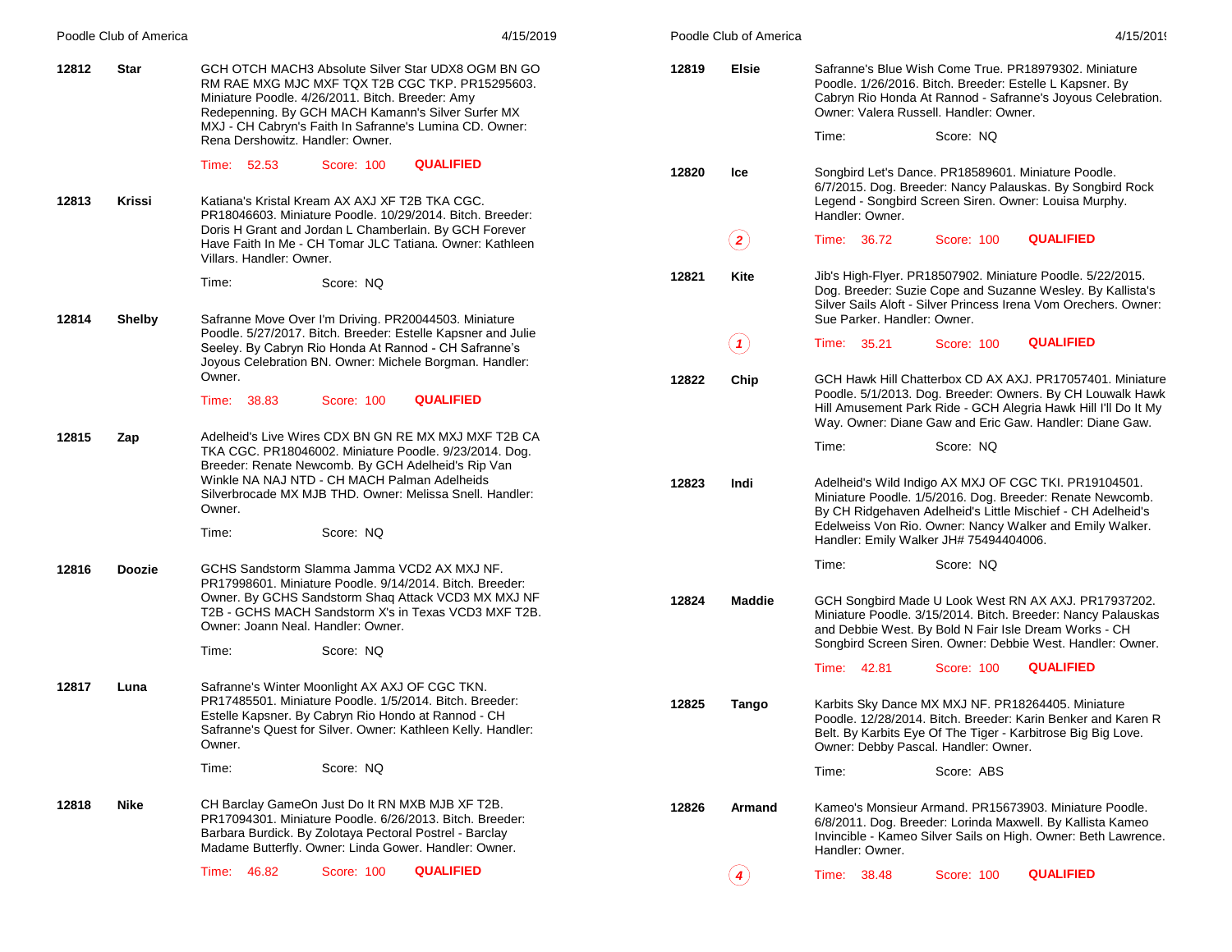**12812** **Star**

GCH OTCH MACH3 Absolute Silver Star UDX8 OGM BN GO RM RAE MXG MJC MXF TQX T2B CGC TKP. PR15295603. Miniature Poodle. 4/26/2011. Bitch. Breeder: Amy Redepenning. By GCH MACH Kamann's Silver Surfer MX MXJ - CH Cabryn's Faith In Safranne's Lumina CD. Owner: Rena Dershowitz. Handler: Owner.

Time: 52.53 Score: 100 **QUALIFIED**

**12813** **Krissi**

Katiana's Kristal Kream AX AXJ XF T2B TKA CGC. PR18046603. Miniature Poodle. 10/29/2014. Bitch. Breeder: Doris H Grant and Jordan L Chamberlain. By GCH Forever Have Faith In Me - CH Tomar JLC Tatiana. Owner: Kathleen Villars. Handler: Owner.

Time: Score: NQ

**12814** **Shelby**

Safranne Move Over I'm Driving. PR20044503. Miniature Poodle. 5/27/2017. Bitch. Breeder: Estelle Kapsner and Julie Seeley. By Cabryn Rio Honda At Rannod - CH Safranne's Joyous Celebration BN. Owner: Michele Borgman. Handler: Owner.

Time: 38.83 Score: 100 **QUALIFIED**

**12815** **Zap**

Adelheid's Live Wires CDX BN GN RE MX MXJ MXF T2B CA TKA CGC. PR18046002. Miniature Poodle. 9/23/2014. Dog. Breeder: Renate Newcomb. By GCH Adelheid's Rip Van Winkle NA NAJ NTD - CH MACH Palman Adelheids Silverbrocade MX MJB THD. Owner: Melissa Snell. Handler: Owner.

Time: Score: NQ

**12816** **Doozie**

GCHS Sandstorm Slamma Jamma VCD2 AX MXJ NF. PR17998601. Miniature Poodle. 9/14/2014. Bitch. Breeder: Owner. By GCHS Sandstorm Shaq Attack VCD3 MX MXJ NF T2B - GCHS MACH Sandstorm X's in Texas VCD3 MXF T2B. Owner: Joann Neal. Handler: Owner.

Time: Score: NQ

**12817** **Luna**

Safranne's Winter Moonlight AX AXJ OF CGC TKN. PR17485501. Miniature Poodle. 1/5/2014. Bitch. Breeder: Estelle Kapsner. By Cabryn Rio Hondo at Rannod - CH Safranne's Quest for Silver. Owner: Kathleen Kelly. Handler: Owner.

Time: Score: NQ

**12818** **Nike**

CH Barclay GameOn Just Do It RN MXB MJB XF T2B. PR17094301. Miniature Poodle. 6/26/2013. Bitch. Breeder: Barbara Burdick. By Zolotaya Pectoral Postrel - Barclay Madame Butterfly. Owner: Linda Gower. Handler: Owner.

Time: 46.82 Score: 100 **QUALIFIED**

**12819** **Elsie**

Safranne's Blue Wish Come True. PR18979302. Miniature Poodle. 1/26/2016. Bitch. Breeder: Estelle L Kapsner. By Cabryn Rio Honda At Rannod - Safranne's Joyous Celebration. Owner: Valera Russell. Handler: Owner.

Time: Score: NQ

**12820** **Ice**

Songbird Let's Dance. PR18589601. Miniature Poodle. 6/7/2015. Dog. Breeder: Nancy Palauskas. By Songbird Rock Legend - Songbird Screen Siren. Owner: Louisa Murphy. Handler: Owner.

*2* Time: 36.72 Score: 100 **QUALIFIED**

**12821** **Kite**

Jib's High-Flyer. PR18507902. Miniature Poodle. 5/22/2015. Dog. Breeder: Suzie Cope and Suzanne Wesley. By Kallista's Silver Sails Aloft - Silver Princess Irena Vom Orechers. Owner: Sue Parker. Handler: Owner.

*1* Time: 35.21 Score: 100 **QUALIFIED**

**12822** **Chip**

GCH Hawk Hill Chatterbox CD AX AXJ. PR17057401. Miniature Poodle. 5/1/2013. Dog. Breeder: Owners. By CH Louwalk Hawk Hill Amusement Park Ride - GCH Alegria Hawk Hill I'll Do It My Way. Owner: Diane Gaw and Eric Gaw. Handler: Diane Gaw.

Time: Score: NQ

**12823** **Indi**

Adelheid's Wild Indigo AX MXJ OF CGC TKI. PR19104501. Miniature Poodle. 1/5/2016. Dog. Breeder: Renate Newcomb. By CH Ridgehaven Adelheid's Little Mischief - CH Adelheid's Edelweiss Von Rio. Owner: Nancy Walker and Emily Walker. Handler: Emily Walker JH# 75494404006.

Time: Score: NQ

**12824** **Maddie**

GCH Songbird Made U Look West RN AX AXJ. PR17937202. Miniature Poodle. 3/15/2014. Bitch. Breeder: Nancy Palauskas and Debbie West. By Bold N Fair Isle Dream Works - CH Songbird Screen Siren. Owner: Debbie West. Handler: Owner.

Time: 42.81 Score: 100 **QUALIFIED**

**12825** **Tango**

Karbits Sky Dance MX MXJ NF. PR18264405. Miniature Poodle. 12/28/2014. Bitch. Breeder: Karin Benker and Karen R Belt. By Karbits Eye Of The Tiger - Karbitrose Big Big Love. Owner: Debby Pascal. Handler: Owner.

Time: Score: ABS

**12826** **Armand**

Kameo's Monsieur Armand. PR15673903. Miniature Poodle. 6/8/2011. Dog. Breeder: Lorinda Maxwell. By Kallista Kameo Invincible - Kameo Silver Sails on High. Owner: Beth Lawrence. Handler: Owner.

*4* Time: 38.48 Score: 100 **QUALIFIED**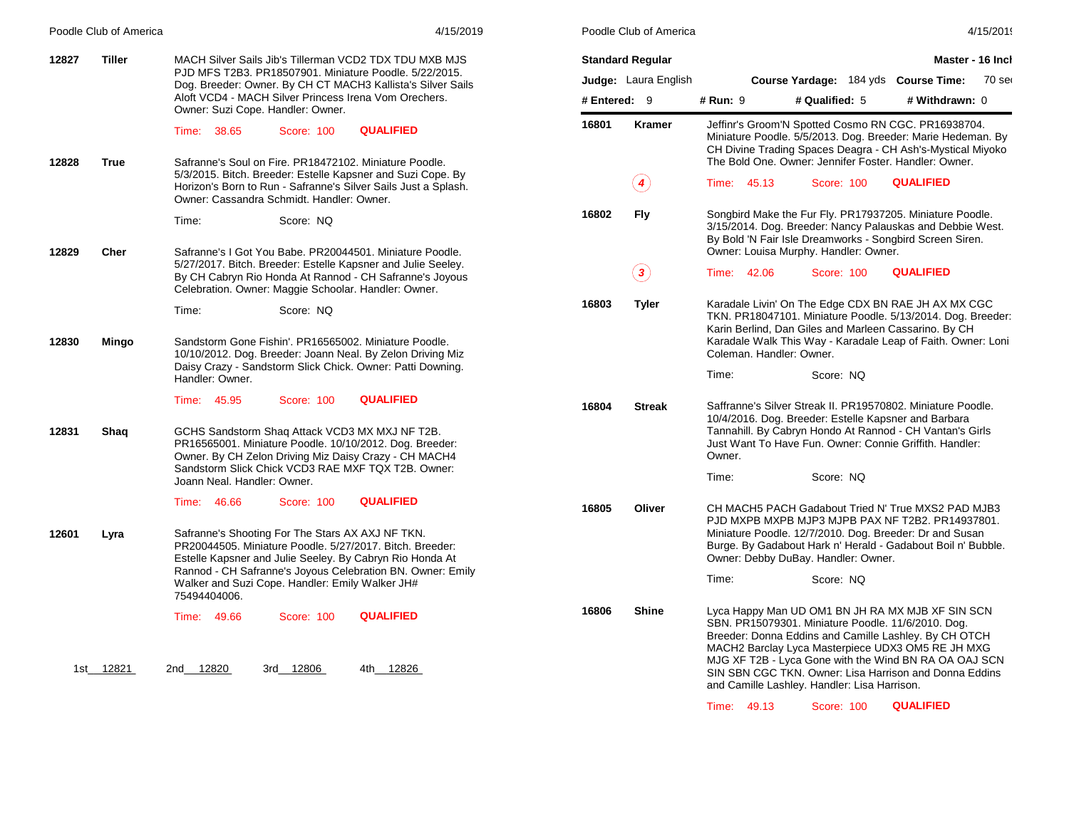**12827 Tiller**

MACH Silver Sails Jib's Tillerman VCD2 TDX TDU MXB MJS PJD MFS T2B3. PR18507901. Miniature Poodle. 5/22/2015. Dog. Breeder: Owner. By CH CT MACH3 Kallista's Silver Sails Aloft VCD4 - MACH Silver Princess Irena Vom Orechers. Owner: Suzi Cope. Handler: Owner.

Time: 38.65 Score: 100 **QUALIFIED**

**12828 True**

Safranne's Soul on Fire. PR18472102. Miniature Poodle. 5/3/2015. Bitch. Breeder: Estelle Kapsner and Suzi Cope. By Horizon's Born to Run - Safranne's Silver Sails Just a Splash. Owner: Cassandra Schmidt. Handler: Owner.

Time: Score: NQ

**12829 Cher**

Safranne's I Got You Babe. PR20044501. Miniature Poodle. 5/27/2017. Bitch. Breeder: Estelle Kapsner and Julie Seeley. By CH Cabryn Rio Honda At Rannod - CH Safranne's Joyous Celebration. Owner: Maggie Schoolar. Handler: Owner.

Time: Score: NQ

**12830 Mingo**

Sandstorm Gone Fishin'. PR16565002. Miniature Poodle. 10/10/2012. Dog. Breeder: Joann Neal. By Zelon Driving Miz Daisy Crazy - Sandstorm Slick Chick. Owner: Patti Downing. Handler: Owner.

Time: 45.95 Score: 100 **QUALIFIED**

**12831 Shaq**

GCHS Sandstorm Shaq Attack VCD3 MX MXJ NF T2B. PR16565001. Miniature Poodle. 10/10/2012. Dog. Breeder: Owner. By CH Zelon Driving Miz Daisy Crazy - CH MACH4 Sandstorm Slick Chick VCD3 RAE MXF TQX T2B. Owner: Joann Neal. Handler: Owner.

Time: 46.66 Score: 100 **QUALIFIED**

**12601 Lyra**

Safranne's Shooting For The Stars AX AXJ NF TKN. PR20044505. Miniature Poodle. 5/27/2017. Bitch. Breeder: Estelle Kapsner and Julie Seeley. By Cabryn Rio Honda At Rannod - CH Safranne's Joyous Celebration BN. Owner: Emily Walker and Suzi Cope. Handler: Emily Walker JH# 75494404006.

Time: 49.66 Score: 100 **QUALIFIED**

1st 12821 2nd 12820 3rd 12806 4th 12826

## Standard Regular — Master - 16 Inch

**Judge:** Laura English **Course Yardage:** 184 yds **Course Time:** 70 sec

**# Entered:** 9 **# Run:** 9 **# Qualified:** 5 **# Withdrawn:** 0

**16801 Kramer**

Jeffinr's Groom'N Spotted Cosmo RN CGC. PR16938704. Miniature Poodle. 5/5/2013. Dog. Breeder: Marie Hedeman. By CH Divine Trading Spaces Deagra - CH Ash's-Mystical Miyoko The Bold One. Owner: Jennifer Foster. Handler: Owner.

(4) Time: 45.13 Score: 100 **QUALIFIED**

**16802 Fly**

Songbird Make the Fur Fly. PR17937205. Miniature Poodle. 3/15/2014. Dog. Breeder: Nancy Palauskas and Debbie West. By Bold 'N Fair Isle Dreamworks - Songbird Screen Siren. Owner: Louisa Murphy. Handler: Owner.

(3) Time: 42.06 Score: 100 **QUALIFIED**

**16803 Tyler**

Karadale Livin' On The Edge CDX BN RAE JH AX MX CGC TKN. PR18047101. Miniature Poodle. 5/13/2014. Dog. Breeder: Karin Berlind, Dan Giles and Marleen Cassarino. By CH Karadale Walk This Way - Karadale Leap of Faith. Owner: Loni Coleman. Handler: Owner.

Time: Score: NQ

**16804 Streak**

Saffranne's Silver Streak II. PR19570802. Miniature Poodle. 10/4/2016. Dog. Breeder: Estelle Kapsner and Barbara Tannahill. By Cabryn Hondo At Rannod - CH Vantan's Girls Just Want To Have Fun. Owner: Connie Griffith. Handler: Owner.

Time: Score: NQ

**16805 Oliver**

CH MACH5 PACH Gadabout Tried N' True MXS2 PAD MJB3 PJD MXPB MJP3 MJPB PAX NF T2B2. PR14937801. Miniature Poodle. 12/7/2010. Dog. Breeder: Dr and Susan Burge. By Gadabout Hark n' Herald - Gadabout Boil n' Bubble. Owner: Debby DuBay. Handler: Owner.

Time: Score: NQ

**16806 Shine**

Lyca Happy Man UD OM1 BN JH RA MX MJB XF SIN SCN SBN. PR15079301. Miniature Poodle. 11/6/2010. Dog. Breeder: Donna Eddins and Camille Lashley. By CH OTCH MACH2 Barclay Lyca Masterpiece UDX3 OM5 RE JH MXG MJG XF T2B - Lyca Gone with the Wind BN RA OA OAJ SCN SIN SBN CGC TKN. Owner: Lisa Harrison and Donna Eddins and Camille Lashley. Handler: Lisa Harrison.

Time: 49.13 Score: 100 **QUALIFIED**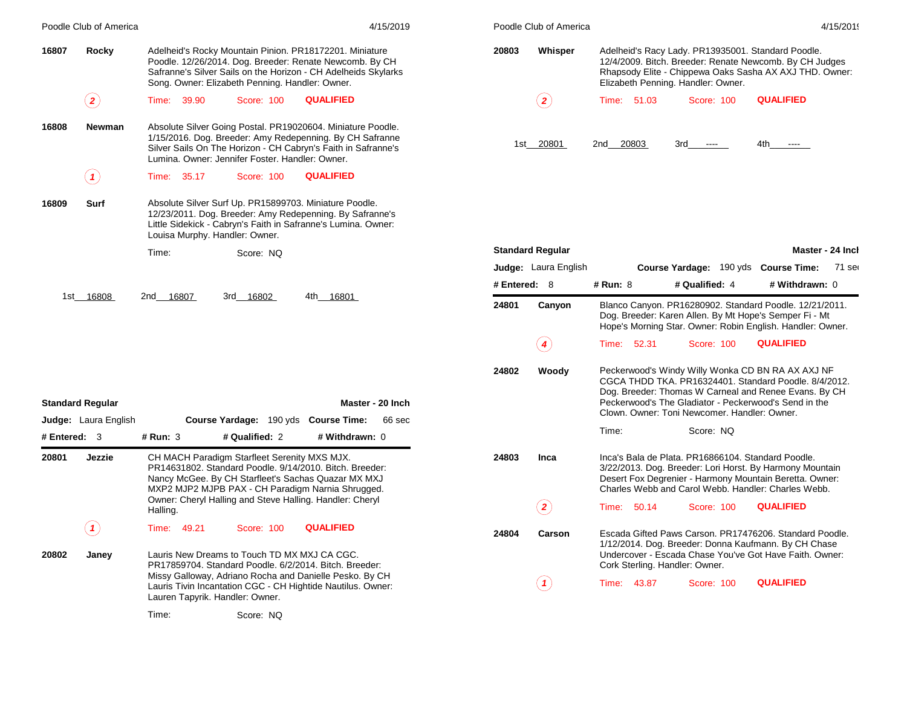**16807** **Rocky** Adelheid's Rocky Mountain Pinion. PR18172201. Miniature Poodle. 12/26/2014. Dog. Breeder: Renate Newcomb. By CH Safranne's Silver Sails on the Horizon - CH Adelheids Skylarks Song. Owner: Elizabeth Penning. Handler: Owner.

(2) Time: 39.90 Score: 100 **QUALIFIED**

**16808** **Newman** Absolute Silver Going Postal. PR19020604. Miniature Poodle. 1/15/2016. Dog. Breeder: Amy Redepenning. By CH Safranne Silver Sails On The Horizon - CH Cabryn's Faith in Safranne's Lumina. Owner: Jennifer Foster. Handler: Owner.

(1) Time: 35.17 Score: 100 **QUALIFIED**

**16809** **Surf** Absolute Silver Surf Up. PR15899703. Miniature Poodle. 12/23/2011. Dog. Breeder: Amy Redepenning. By Safranne's Little Sidekick - Cabryn's Faith in Safranne's Lumina. Owner: Louisa Murphy. Handler: Owner.

Time: Score: NQ

1st 16808 2nd 16807 3rd 16802 4th 16801

## Standard Regular — Master - 20 Inch

**Judge:** Laura English **Course Yardage:** 190 yds **Course Time:** 66 sec

**# Entered:** 3 **# Run:** 3 **# Qualified:** 2 **# Withdrawn:** 0

**20801** **Jezzie** CH MACH Paradigm Starfleet Serenity MXS MJX. PR14631802. Standard Poodle. 9/14/2010. Bitch. Breeder: Nancy McGee. By CH Starfleet's Sachas Quazar MX MXJ MXP2 MJP2 MJPB PAX - CH Paradigm Narnia Shrugged. Owner: Cheryl Halling and Steve Halling. Handler: Cheryl Halling.

(1) Time: 49.21 Score: 100 **QUALIFIED**

**20802** **Janey** Lauris New Dreams to Touch TD MX MXJ CA CGC. PR17859704. Standard Poodle. 6/2/2014. Bitch. Breeder: Missy Galloway, Adriano Rocha and Danielle Pesko. By CH Lauris Tivin Incantation CGC - CH Hightide Nautilus. Owner: Lauren Tapyrik. Handler: Owner.

Time: Score: NQ

**20803** **Whisper** Adelheid's Racy Lady. PR13935001. Standard Poodle. 12/4/2009. Bitch. Breeder: Renate Newcomb. By CH Judges Rhapsody Elite - Chippewa Oaks Sasha AX AXJ THD. Owner: Elizabeth Penning. Handler: Owner.

(2) Time: 51.03 Score: 100 **QUALIFIED**

1st 20801 2nd 20803 3rd ---- 4th ----

## Standard Regular — Master - 24 Inch

**Judge:** Laura English **Course Yardage:** 190 yds **Course Time:** 71 sec

**# Entered:** 8 **# Run:** 8 **# Qualified:** 4 **# Withdrawn:** 0

**24801** **Canyon** Blanco Canyon. PR16280902. Standard Poodle. 12/21/2011. Dog. Breeder: Karen Allen. By Mt Hope's Semper Fi - Mt Hope's Morning Star. Owner: Robin English. Handler: Owner.

(4) Time: 52.31 Score: 100 **QUALIFIED**

**24802** **Woody** Peckerwood's Windy Willy Wonka CD BN RA AX AXJ NF CGCA THDD TKA. PR16324401. Standard Poodle. 8/4/2012. Dog. Breeder: Thomas W Carneal and Renee Evans. By CH Peckerwood's The Gladiator - Peckerwood's Send in the Clown. Owner: Toni Newcomer. Handler: Owner.

Time: Score: NQ

**24803** **Inca** Inca's Bala de Plata. PR16866104. Standard Poodle. 3/22/2013. Dog. Breeder: Lori Horst. By Harmony Mountain Desert Fox Degrenier - Harmony Mountain Beretta. Owner: Charles Webb and Carol Webb. Handler: Charles Webb.

(2) Time: 50.14 Score: 100 **QUALIFIED**

**24804** **Carson** Escada Gifted Paws Carson. PR17476206. Standard Poodle. 1/12/2014. Dog. Breeder: Donna Kaufmann. By CH Chase Undercover - Escada Chase You've Got Have Faith. Owner: Cork Sterling. Handler: Owner.

(1) Time: 43.87 Score: 100 **QUALIFIED**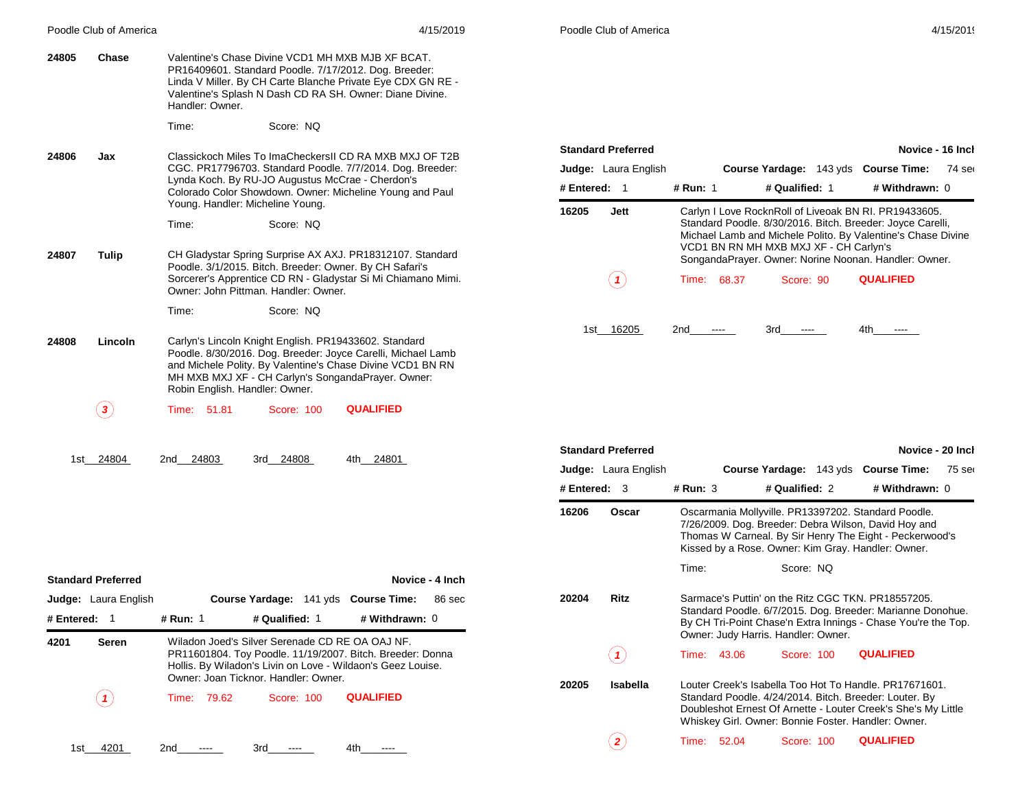**24805** **Chase** Valentine's Chase Divine VCD1 MH MXB MJB XF BCAT. PR16409601. Standard Poodle. 7/17/2012. Dog. Breeder: Linda V Miller. By CH Carte Blanche Private Eye CDX GN RE - Valentine's Splash N Dash CD RA SH. Owner: Diane Divine. Handler: Owner.

Time: Score: NQ

**24806** **Jax** Classickoch Miles To ImaCheckersII CD RA MXB MXJ OF T2B CGC. PR17796703. Standard Poodle. 7/7/2014. Dog. Breeder: Lynda Koch. By RU-JO Augustus McCrae - Cherdon's Colorado Color Showdown. Owner: Micheline Young and Paul Young. Handler: Micheline Young.

Time: Score: NQ

**24807** **Tulip** CH Gladystar Spring Surprise AX AXJ. PR18312107. Standard Poodle. 3/1/2015. Bitch. Breeder: Owner. By CH Safari's Sorcerer's Apprentice CD RN - Gladystar Si Mi Chiamano Mimi. Owner: John Pittman. Handler: Owner.

Time: Score: NQ

**24808** **Lincoln** Carlyn's Lincoln Knight English. PR19433602. Standard Poodle. 8/30/2016. Dog. Breeder: Joyce Carelli, Michael Lamb and Michele Polity. By Valentine's Chase Divine VCD1 BN RN MH MXB MXJ XF - CH Carlyn's SongandaPrayer. Owner: Robin English. Handler: Owner.

3 Time: 51.81 Score: 100 **QUALIFIED**

1st 24804 2nd 24803 3rd 24808 4th 24801

## Standard Preferred — Novice - 4 Inch

**Judge:** Laura English **Course Yardage:** 141 yds **Course Time:** 86 sec

**# Entered:** 1 **# Run:** 1 **# Qualified:** 1 **# Withdrawn:** 0

**4201** **Seren** Wiladon Joed's Silver Serenade CD RE OA OAJ NF. PR11601804. Toy Poodle. 11/19/2007. Bitch. Breeder: Donna Hollis. By Wiladon's Livin on Love - Wildaon's Geez Louise. Owner: Joan Ticknor. Handler: Owner.

1 Time: 79.62 Score: 100 **QUALIFIED**

1st 4201 2nd ---- 3rd ---- 4th ----

## Standard Preferred — Novice - 16 Inch

**Judge:** Laura English **Course Yardage:** 143 yds **Course Time:** 74 sec

**# Entered:** 1 **# Run:** 1 **# Qualified:** 1 **# Withdrawn:** 0

**16205** **Jett** Carlyn I Love RocknRoll of Liveoak BN RI. PR19433605. Standard Poodle. 8/30/2016. Bitch. Breeder: Joyce Carelli, Michael Lamb and Michele Polito. By Valentine's Chase Divine VCD1 BN RN MH MXB MXJ XF - CH Carlyn's SongandaPrayer. Owner: Norine Noonan. Handler: Owner.

1 Time: 68.37 Score: 90 **QUALIFIED**

1st 16205 2nd ---- 3rd ---- 4th ----

## Standard Preferred — Novice - 20 Inch

**Judge:** Laura English **Course Yardage:** 143 yds **Course Time:** 75 sec

**# Entered:** 3 **# Run:** 3 **# Qualified:** 2 **# Withdrawn:** 0

**16206** **Oscar** Oscarmania Mollyville. PR13397202. Standard Poodle. 7/26/2009. Dog. Breeder: Debra Wilson, David Hoy and Thomas W Carneal. By Sir Henry The Eight - Peckerwood's Kissed by a Rose. Owner: Kim Gray. Handler: Owner.

Time: Score: NQ

**20204** **Ritz** Sarmace's Puttin' on the Ritz CGC TKN. PR18557205. Standard Poodle. 6/7/2015. Dog. Breeder: Marianne Donohue. By CH Tri-Point Chase'n Extra Innings - Chase You're the Top. Owner: Judy Harris. Handler: Owner.

1 Time: 43.06 Score: 100 **QUALIFIED**

**20205** **Isabella** Louter Creek's Isabella Too Hot To Handle. PR17671601. Standard Poodle. 4/24/2014. Bitch. Breeder: Louter. By Doubleshot Ernest Of Arnette - Louter Creek's She's My Little Whiskey Girl. Owner: Bonnie Foster. Handler: Owner.

2 Time: 52.04 Score: 100 **QUALIFIED**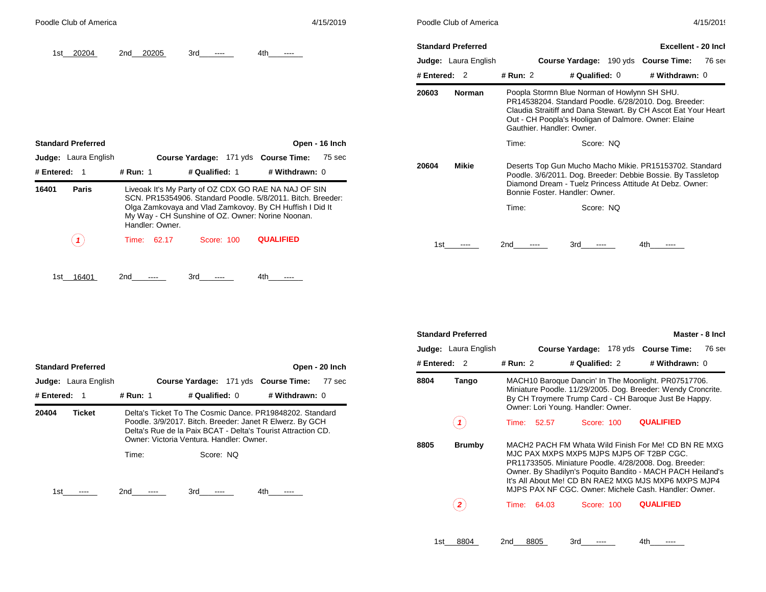1st 20204 2nd 20205 3rd ---- 4th ----

## Standard Preferred — Open - 16 Inch

**Judge:** Laura English **Course Yardage:** 171 yds **Course Time:** 75 sec

**# Entered:** 1 **# Run:** 1 **# Qualified:** 1 **# Withdrawn:** 0

**16401 Paris**

Liveoak It's My Party of OZ CDX GO RAE NA NAJ OF SIN SCN. PR15354906. Standard Poodle. 5/8/2011. Bitch. Breeder: Olga Zamkovaya and Vlad Zamkovoy. By CH Huffish I Did It My Way - CH Sunshine of OZ. Owner: Norine Noonan. Handler: Owner.

1 Time: 62.17 Score: 100 QUALIFIED

1st 16401 2nd ---- 3rd ---- 4th ----

## Standard Preferred — Open - 20 Inch

**Judge:** Laura English **Course Yardage:** 171 yds **Course Time:** 77 sec

**# Entered:** 1 **# Run:** 1 **# Qualified:** 0 **# Withdrawn:** 0

**20404 Ticket**

Delta's Ticket To The Cosmic Dance. PR19848202. Standard Poodle. 3/9/2017. Bitch. Breeder: Janet R Elwerz. By GCH Delta's Rue de la Paix BCAT - Delta's Tourist Attraction CD. Owner: Victoria Ventura. Handler: Owner.

Time: Score: NQ

1st ---- 2nd ---- 3rd ---- 4th ----

## Standard Preferred — Excellent - 20 Inch

**Judge:** Laura English **Course Yardage:** 190 yds **Course Time:** 76 sec

**# Entered:** 2 **# Run:** 2 **# Qualified:** 0 **# Withdrawn:** 0

**20603 Norman**

Poopla Stormn Blue Norman of Howlynn SH SHU. PR14538204. Standard Poodle. 6/28/2010. Dog. Breeder: Claudia Straitiff and Dana Stewart. By CH Ascot Eat Your Heart Out - CH Poopla's Hooligan of Dalmore. Owner: Elaine Gauthier. Handler: Owner.

Time: Score: NQ

**20604 Mikie**

Deserts Top Gun Mucho Macho Mikie. PR15153702. Standard Poodle. 3/6/2011. Dog. Breeder: Debbie Bossie. By Tassletop Diamond Dream - Tuelz Princess Attitude At Debz. Owner: Bonnie Foster. Handler: Owner.

Time: Score: NQ

1st ---- 2nd ---- 3rd ---- 4th ----

## Standard Preferred — Master - 8 Inch

**Judge:** Laura English **Course Yardage:** 178 yds **Course Time:** 76 sec

**# Entered:** 2 **# Run:** 2 **# Qualified:** 2 **# Withdrawn:** 0

**8804 Tango**

MACH10 Baroque Dancin' In The Moonlight. PR07517706. Miniature Poodle. 11/29/2005. Dog. Breeder: Wendy Croncrite. By CH Troymere Trump Card - CH Baroque Just Be Happy. Owner: Lori Young. Handler: Owner.

1 Time: 52.57 Score: 100 QUALIFIED

**8805 Brumby**

MACH2 PACH FM Whata Wild Finish For Me! CD BN RE MXG MJC PAX MXPS MXP5 MJPS MJP5 OF T2BP CGC. PR11733505. Miniature Poodle. 4/28/2008. Dog. Breeder: Owner. By Shadilyn's Poquito Bandito - MACH PACH Heiland's It's All About Me! CD BN RAE2 MXG MJS MXP6 MXPS MJP4 MJPS PAX NF CGC. Owner: Michele Cash. Handler: Owner.

2 Time: 64.03 Score: 100 QUALIFIED

1st 8804 2nd 8805 3rd ---- 4th ----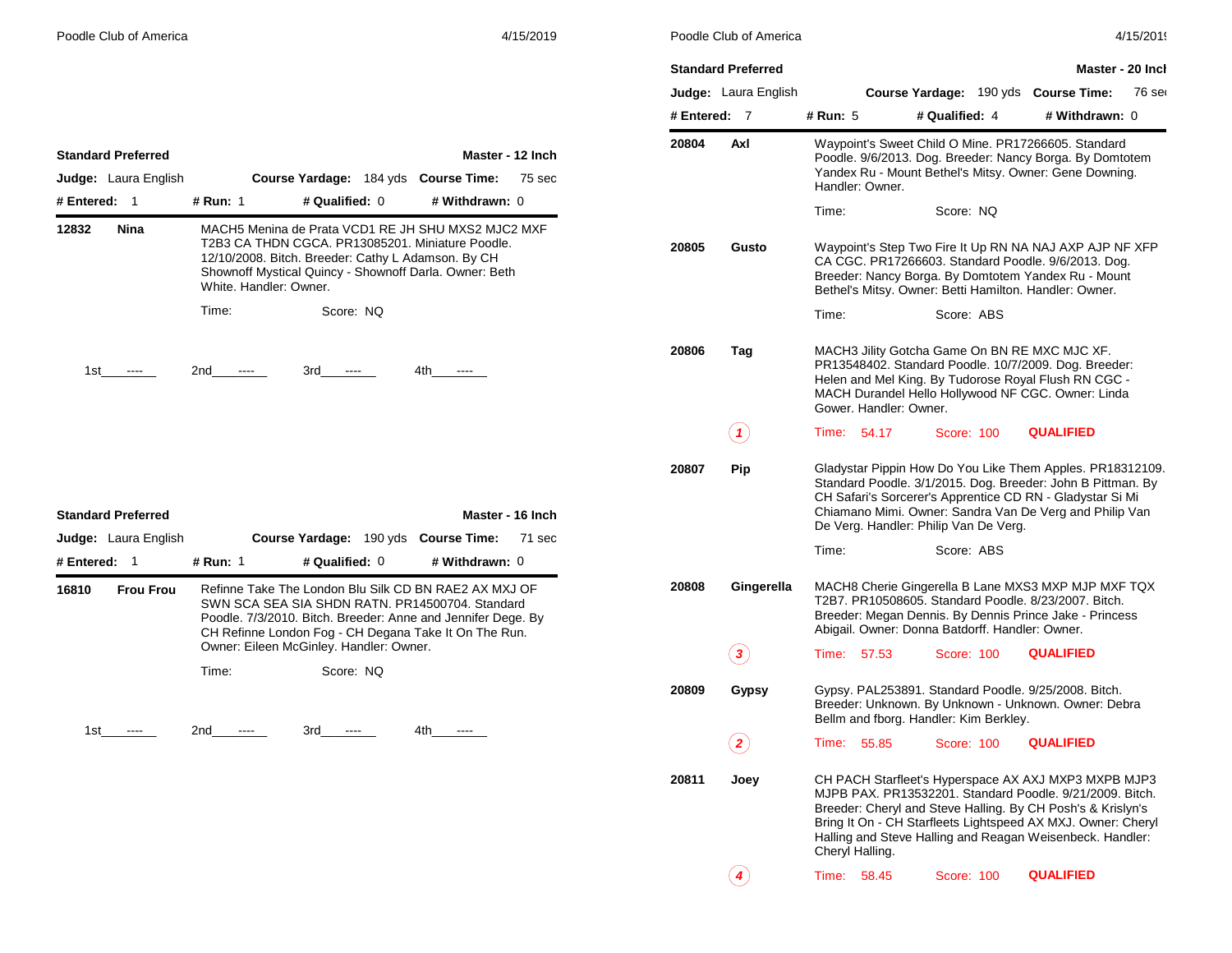## Standard Preferred — Master - 12 Inch

**Judge:** Laura English  **Course Yardage:** 184 yds  **Course Time:** 75 sec

**# Entered:** 1  **# Run:** 1  **# Qualified:** 0  **# Withdrawn:** 0

**12832 Nina** — MACH5 Menina de Prata VCD1 RE JH SHU MXS2 MJC2 MXF T2B3 CA THDN CGCA. PR13085201. Miniature Poodle. 12/10/2008. Bitch. Breeder: Cathy L Adamson. By CH Shownoff Mystical Quincy - Shownoff Darla. Owner: Beth White. Handler: Owner.

Time:  Score: NQ

1st ---- 2nd ---- 3rd ---- 4th ----

## Standard Preferred — Master - 16 Inch

**Judge:** Laura English  **Course Yardage:** 190 yds  **Course Time:** 71 sec

**# Entered:** 1  **# Run:** 1  **# Qualified:** 0  **# Withdrawn:** 0

**16810 Frou Frou** — Refinne Take The London Blu Silk CD BN RAE2 AX MXJ OF SWN SCA SEA SIA SHDN RATN. PR14500704. Standard Poodle. 7/3/2010. Bitch. Breeder: Anne and Jennifer Dege. By CH Refinne London Fog - CH Degana Take It On The Run. Owner: Eileen McGinley. Handler: Owner.

Time:  Score: NQ

1st ---- 2nd ---- 3rd ---- 4th ----

## Standard Preferred — Master - 20 Inch

**Judge:** Laura English  **Course Yardage:** 190 yds  **Course Time:** 76 sec

**# Entered:** 7  **# Run:** 5  **# Qualified:** 4  **# Withdrawn:** 0

**20804 Axl** — Waypoint's Sweet Child O Mine. PR17266605. Standard Poodle. 9/6/2013. Dog. Breeder: Nancy Borga. By Domtotem Yandex Ru - Mount Bethel's Mitsy. Owner: Gene Downing. Handler: Owner.

Time:  Score: NQ

**20805 Gusto** — Waypoint's Step Two Fire It Up RN NA NAJ AXP AJP NF XFP CA CGC. PR17266603. Standard Poodle. 9/6/2013. Dog. Breeder: Nancy Borga. By Domtotem Yandex Ru - Mount Bethel's Mitsy. Owner: Betti Hamilton. Handler: Owner.

Time:  Score: ABS

**20806 Tag** — MACH3 Jility Gotcha Game On BN RE MXC MJC XF. PR13548402. Standard Poodle. 10/7/2009. Dog. Breeder: Helen and Mel King. By Tudorose Royal Flush RN CGC - MACH Durandel Hello Hollywood NF CGC. Owner: Linda Gower. Handler: Owner.

(1) Time: 54.17  Score: 100  **QUALIFIED**

**20807 Pip** — Gladystar Pippin How Do You Like Them Apples. PR18312109. Standard Poodle. 3/1/2015. Dog. Breeder: John B Pittman. By CH Safari's Sorcerer's Apprentice CD RN - Gladystar Si Mi Chiamano Mimi. Owner: Sandra Van De Verg and Philip Van De Verg. Handler: Philip Van De Verg.

Time:  Score: ABS

**20808 Gingerella** — MACH8 Cherie Gingerella B Lane MXS3 MXP MJP MXF TQX T2B7. PR10508605. Standard Poodle. 8/23/2007. Bitch. Breeder: Megan Dennis. By Dennis Prince Jake - Princess Abigail. Owner: Donna Batdorff. Handler: Owner.

(3) Time: 57.53  Score: 100  **QUALIFIED**

**20809 Gypsy** — Gypsy. PAL253891. Standard Poodle. 9/25/2008. Bitch. Breeder: Unknown. By Unknown - Unknown. Owner: Debra Bellm and fborg. Handler: Kim Berkley.

(2) Time: 55.85  Score: 100  **QUALIFIED**

**20811 Joey** — CH PACH Starfleet's Hyperspace AX AXJ MXP3 MXPB MJP3 MJPB PAX. PR13532201. Standard Poodle. 9/21/2009. Bitch. Breeder: Cheryl and Steve Halling. By CH Posh's & Krislyn's Bring It On - CH Starfleets Lightspeed AX MXJ. Owner: Cheryl Halling and Steve Halling and Reagan Weisenbeck. Handler: Cheryl Halling.

(4) Time: 58.45  Score: 100  **QUALIFIED**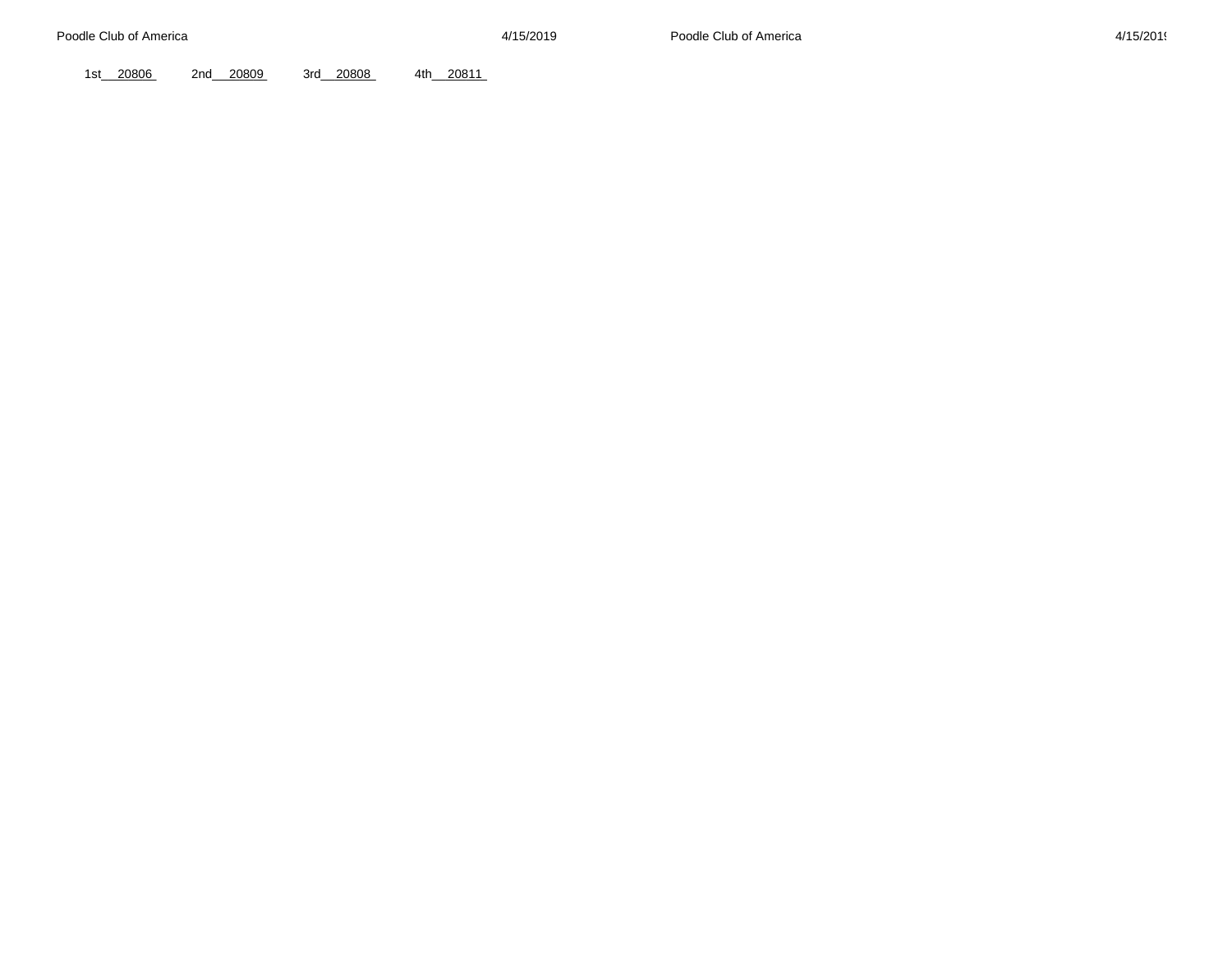1st__20806_ 2nd__20809_ 3rd__20808_ 4th__20811_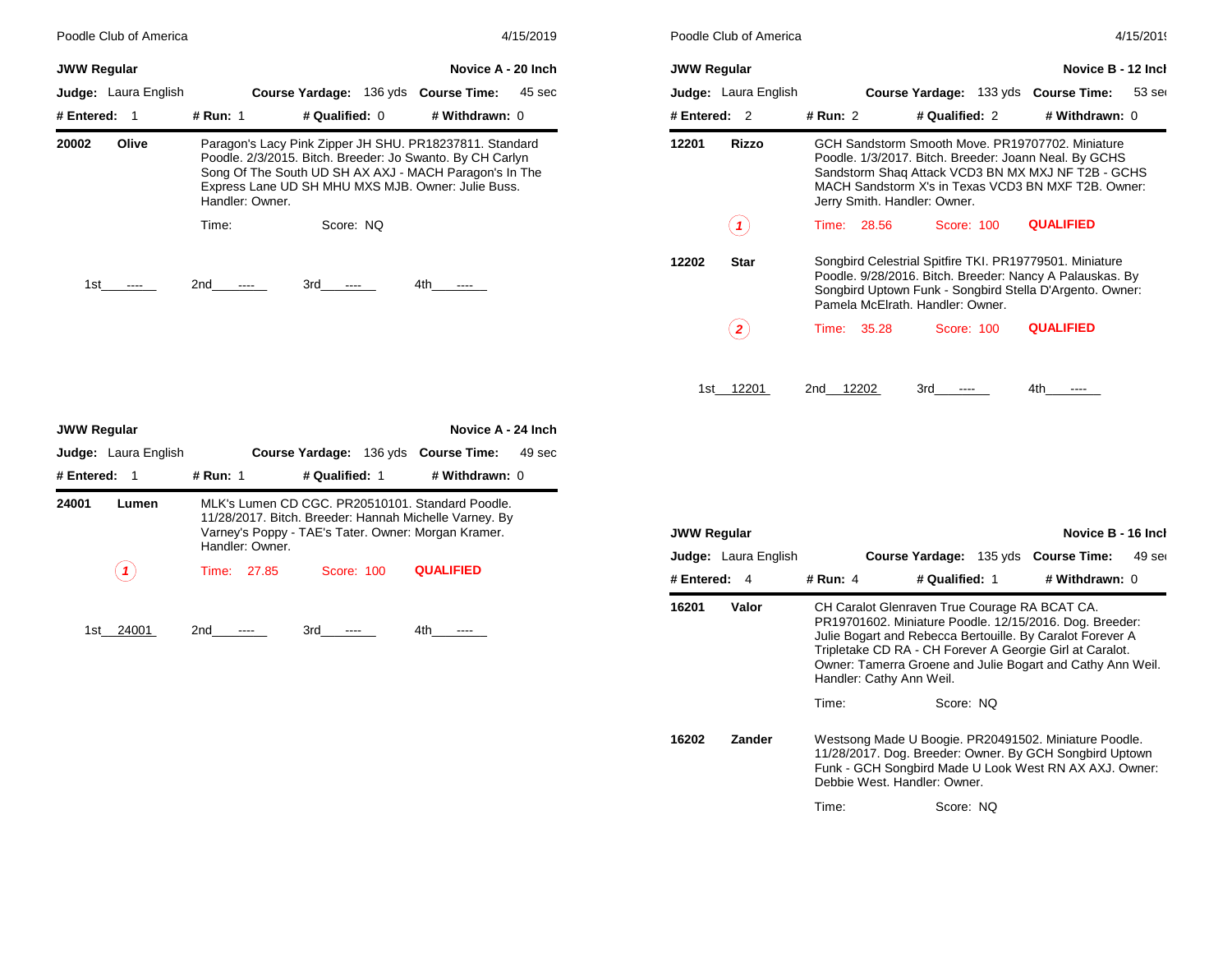## JWW Regular — Novice A - 20 Inch

**Judge:** Laura English | **Course Yardage:** 136 yds | **Course Time:** 45 sec

**# Entered:** 1 | **# Run:** 1 | **# Qualified:** 0 | **# Withdrawn:** 0

**20002 Olive** — Paragon's Lacy Pink Zipper JH SHU. PR18237811. Standard Poodle. 2/3/2015. Bitch. Breeder: Jo Swanto. By CH Carlyn Song Of The South UD SH AX AXJ - MACH Paragon's In The Express Lane UD SH MHU MXS MJB. Owner: Julie Buss. Handler: Owner.

Time: | Score: NQ

1st ---- | 2nd ---- | 3rd ---- | 4th ----

## JWW Regular — Novice A - 24 Inch

**Judge:** Laura English | **Course Yardage:** 136 yds | **Course Time:** 49 sec

**# Entered:** 1 | **# Run:** 1 | **# Qualified:** 1 | **# Withdrawn:** 0

**24001 Lumen** — MLK's Lumen CD CGC. PR20510101. Standard Poodle. 11/28/2017. Bitch. Breeder: Hannah Michelle Varney. By Varney's Poppy - TAE's Tater. Owner: Morgan Kramer. Handler: Owner.

(1) Time: 27.85 | Score: 100 | QUALIFIED

1st 24001 | 2nd ---- | 3rd ---- | 4th ----

## JWW Regular — Novice B - 12 Inch

**Judge:** Laura English | **Course Yardage:** 133 yds | **Course Time:** 53 sec

**# Entered:** 2 | **# Run:** 2 | **# Qualified:** 2 | **# Withdrawn:** 0

**12201 Rizzo** — GCH Sandstorm Smooth Move. PR19707702. Miniature Poodle. 1/3/2017. Bitch. Breeder: Joann Neal. By GCHS Sandstorm Shaq Attack VCD3 BN MX MXJ NF T2B - GCHS MACH Sandstorm X's in Texas VCD3 BN MXF T2B. Owner: Jerry Smith. Handler: Owner.

(1) Time: 28.56 | Score: 100 | QUALIFIED

**12202 Star** — Songbird Celestrial Spitfire TKI. PR19779501. Miniature Poodle. 9/28/2016. Bitch. Breeder: Nancy A Palauskas. By Songbird Uptown Funk - Songbird Stella D'Argento. Owner: Pamela McElrath. Handler: Owner.

(2) Time: 35.28 | Score: 100 | QUALIFIED

1st 12201 | 2nd 12202 | 3rd ---- | 4th ----

## JWW Regular — Novice B - 16 Inch

**Judge:** Laura English | **Course Yardage:** 135 yds | **Course Time:** 49 sec

**# Entered:** 4 | **# Run:** 4 | **# Qualified:** 1 | **# Withdrawn:** 0

**16201 Valor** — CH Caralot Glenraven True Courage RA BCAT CA. PR19701602. Miniature Poodle. 12/15/2016. Dog. Breeder: Julie Bogart and Rebecca Bertouille. By Caralot Forever A Tripletake CD RA - CH Forever A Georgie Girl at Caralot. Owner: Tamerra Groene and Julie Bogart and Cathy Ann Weil. Handler: Cathy Ann Weil.

Time: | Score: NQ

**16202 Zander** — Westsong Made U Boogie. PR20491502. Miniature Poodle. 11/28/2017. Dog. Breeder: Owner. By GCH Songbird Uptown Funk - GCH Songbird Made U Look West RN AX AXJ. Owner: Debbie West. Handler: Owner.

Time: | Score: NQ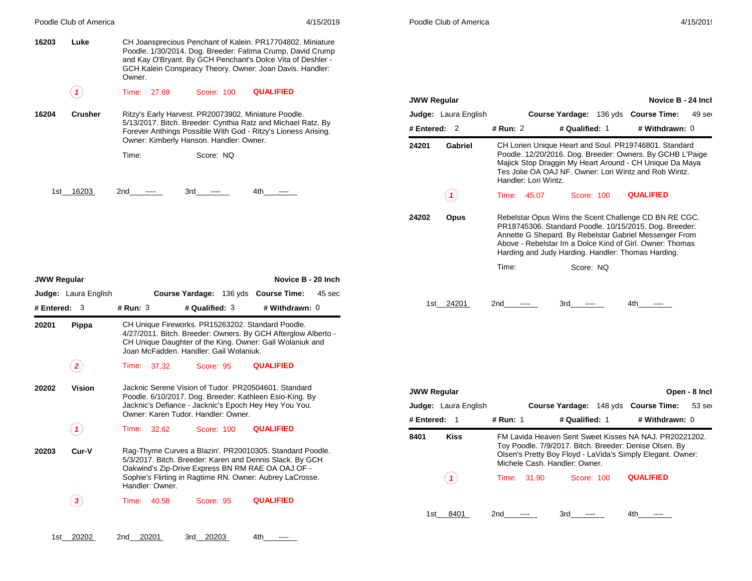**16203** **Luke**

CH Joansprecious Penchant of Kalein. PR17704802. Miniature Poodle. 1/30/2014. Dog. Breeder: Fatima Crump, David Crump and Kay O'Bryant. By GCH Penchant's Dolce Vita of Deshler - GCH Kalein Conspiracy Theory. Owner: Joan Davis. Handler: Owner.

(1) Time: 27.69 Score: 100 **QUALIFIED**

**16204** **Crusher**

Ritzy's Early Harvest. PR20073902. Miniature Poodle. 5/13/2017. Bitch. Breeder: Cynthia Ratz and Michael Ratz. By Forever Anthings Possible With God - Ritzy's Lioness Arising. Owner: Kimberly Hanson. Handler: Owner.

Time: Score: NQ

1st 16203 2nd ---- 3rd ---- 4th ----

## JWW Regular — Novice B - 20 Inch

**Judge:** Laura English **Course Yardage:** 136 yds **Course Time:** 45 sec

**# Entered:** 3 **# Run:** 3 **# Qualified:** 3 **# Withdrawn:** 0

**20201** **Pippa**

CH Unique Fireworks. PR15263202. Standard Poodle. 4/27/2011. Bitch. Breeder: Owners. By GCH Afterglow Alberto - CH Unique Daughter of the King. Owner: Gail Wolaniuk and Joan McFadden. Handler: Gail Wolaniuk.

(2) Time: 37.32 Score: 95 **QUALIFIED**

**20202** **Vision**

Jacknic Serene Vision of Tudor. PR20504601. Standard Poodle. 6/10/2017. Dog. Breeder: Kathleen Esio-King. By Jacknic's Defiance - Jacknic's Epoch Hey Hey You You. Owner: Karen Tudor. Handler: Owner.

(1) Time: 32.62 Score: 100 **QUALIFIED**

**20203** **Cur-V**

Rag-Thyme Curves a Blazin'. PR20010305. Standard Poodle. 5/3/2017. Bitch. Breeder: Karen and Dennis Slack. By GCH Oakwind's Zip-Drive Express BN RM RAE OA OAJ OF - Sophie's Flirting in Ragtime RN. Owner: Aubrey LaCrosse. Handler: Owner.

(3) Time: 40.58 Score: 95 **QUALIFIED**

1st 20202 2nd 20201 3rd 20203 4th ----

## JWW Regular — Novice B - 24 Inch

**Judge:** Laura English **Course Yardage:** 136 yds **Course Time:** 49 sec

**# Entered:** 2 **# Run:** 2 **# Qualified:** 1 **# Withdrawn:** 0

**24201** **Gabriel**

CH Lorien Unique Heart and Soul. PR19746801. Standard Poodle. 12/20/2016. Dog. Breeder: Owners. By GCHB L'Paige Majick Stop Draggin My Heart Around - CH Unique Da Maya Tes Jolie OA OAJ NF. Owner: Lori Wintz and Rob Wintz. Handler: Lori Wintz.

(1) Time: 45.07 Score: 100 **QUALIFIED**

**24202** **Opus**

Rebelstar Opus Wins the Scent Challenge CD BN RE CGC. PR18745306. Standard Poodle. 10/15/2015. Dog. Breeder: Annette G Shepard. By Rebelstar Gabriel Messenger From Above - Rebelstar Im a Dolce Kind of Girl. Owner: Thomas Harding and Judy Harding. Handler: Thomas Harding.

Time: Score: NQ

1st 24201 2nd ---- 3rd ---- 4th ----

## JWW Regular — Open - 8 Inch

**Judge:** Laura English **Course Yardage:** 148 yds **Course Time:** 53 sec

**# Entered:** 1 **# Run:** 1 **# Qualified:** 1 **# Withdrawn:** 0

**8401** **Kiss**

FM Lavida Heaven Sent Sweet Kisses NA NAJ. PR20221202. Toy Poodle. 7/9/2017. Bitch. Breeder: Denise Olsen. By Olsen's Pretty Boy Floyd - LaVida's Simply Elegant. Owner: Michele Cash. Handler: Owner.

(1) Time: 31.90 Score: 100 **QUALIFIED**

1st 8401 2nd ---- 3rd ---- 4th ----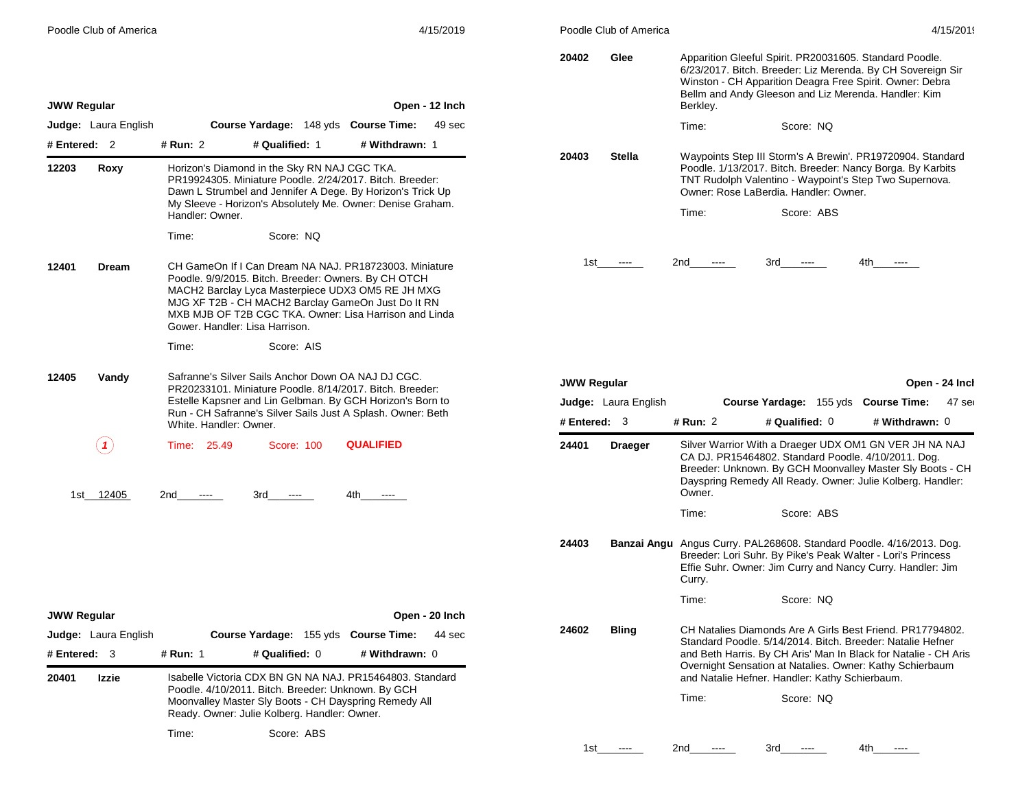## JWW Regular — Open - 12 Inch

**Judge:** Laura English | **Course Yardage:** 148 yds | **Course Time:** 49 sec

**# Entered:** 2 | **# Run:** 2 | **# Qualified:** 1 | **# Withdrawn:** 1

**12203 Roxy** — Horizon's Diamond in the Sky RN NAJ CGC TKA. PR19924305. Miniature Poodle. 2/24/2017. Bitch. Breeder: Dawn L Strumbel and Jennifer A Dege. By Horizon's Trick Up My Sleeve - Horizon's Absolutely Me. Owner: Denise Graham. Handler: Owner.

Time: Score: NQ

**12401 Dream** — CH GameOn If I Can Dream NA NAJ. PR18723003. Miniature Poodle. 9/9/2015. Bitch. Breeder: Owners. By CH OTCH MACH2 Barclay Lyca Masterpiece UDX3 OM5 RE JH MXG MJG XF T2B - CH MACH2 Barclay GameOn Just Do It RN MXB MJB OF T2B CGC TKA. Owner: Lisa Harrison and Linda Gower. Handler: Lisa Harrison.

Time: Score: AIS

**12405 Vandy** — Safranne's Silver Sails Anchor Down OA NAJ DJ CGC. PR20233101. Miniature Poodle. 8/14/2017. Bitch. Breeder: Estelle Kapsner and Lin Gelbman. By GCH Horizon's Born to Run - CH Safranne's Silver Sails Just A Splash. Owner: Beth White. Handler: Owner.

(1) Time: 25.49 Score: 100 **QUALIFIED**

1st 12405 2nd ---- 3rd ---- 4th ----

## JWW Regular — Open - 20 Inch

**Judge:** Laura English | **Course Yardage:** 155 yds | **Course Time:** 44 sec

**# Entered:** 3 | **# Run:** 1 | **# Qualified:** 0 | **# Withdrawn:** 0

**20401 Izzie** — Isabelle Victoria CDX BN GN NA NAJ. PR15464803. Standard Poodle. 4/10/2011. Bitch. Breeder: Unknown. By GCH Moonvalley Master Sly Boots - CH Dayspring Remedy All Ready. Owner: Julie Kolberg. Handler: Owner.

Time: Score: ABS

**20402 Glee** — Apparition Gleeful Spirit. PR20031605. Standard Poodle. 6/23/2017. Bitch. Breeder: Liz Merenda. By CH Sovereign Sir Winston - CH Apparition Deagra Free Spirit. Owner: Debra Bellm and Andy Gleeson and Liz Merenda. Handler: Kim Berkley.

Time: Score: NQ

**20403 Stella** — Waypoints Step III Storm's A Brewin'. PR19720904. Standard Poodle. 1/13/2017. Bitch. Breeder: Nancy Borga. By Karbits TNT Rudolph Valentino - Waypoint's Step Two Supernova. Owner: Rose LaBerdia. Handler: Owner.

Time: Score: ABS

1st ---- 2nd ---- 3rd ---- 4th ----

## JWW Regular — Open - 24 Inch

**Judge:** Laura English | **Course Yardage:** 155 yds | **Course Time:** 47 sec

**# Entered:** 3 | **# Run:** 2 | **# Qualified:** 0 | **# Withdrawn:** 0

**24401 Draeger** — Silver Warrior With a Draeger UDX OM1 GN VER JH NA NAJ CA DJ. PR15464802. Standard Poodle. 4/10/2011. Dog. Breeder: Unknown. By GCH Moonvalley Master Sly Boots - CH Dayspring Remedy All Ready. Owner: Julie Kolberg. Handler: Owner.

Time: Score: ABS

**24403 Banzai Angu** — Angus Curry. PAL268608. Standard Poodle. 4/16/2013. Dog. Breeder: Lori Suhr. By Pike's Peak Walter - Lori's Princess Effie Suhr. Owner: Jim Curry and Nancy Curry. Handler: Jim Curry.

Time: Score: NQ

**24602 Bling** — CH Natalies Diamonds Are A Girls Best Friend. PR17794802. Standard Poodle. 5/14/2014. Bitch. Breeder: Natalie Hefner and Beth Harris. By CH Aris' Man In Black for Natalie - CH Aris Overnight Sensation at Natalies. Owner: Kathy Schierbaum and Natalie Hefner. Handler: Kathy Schierbaum.

Time: Score: NQ

1st ---- 2nd ---- 3rd ---- 4th ----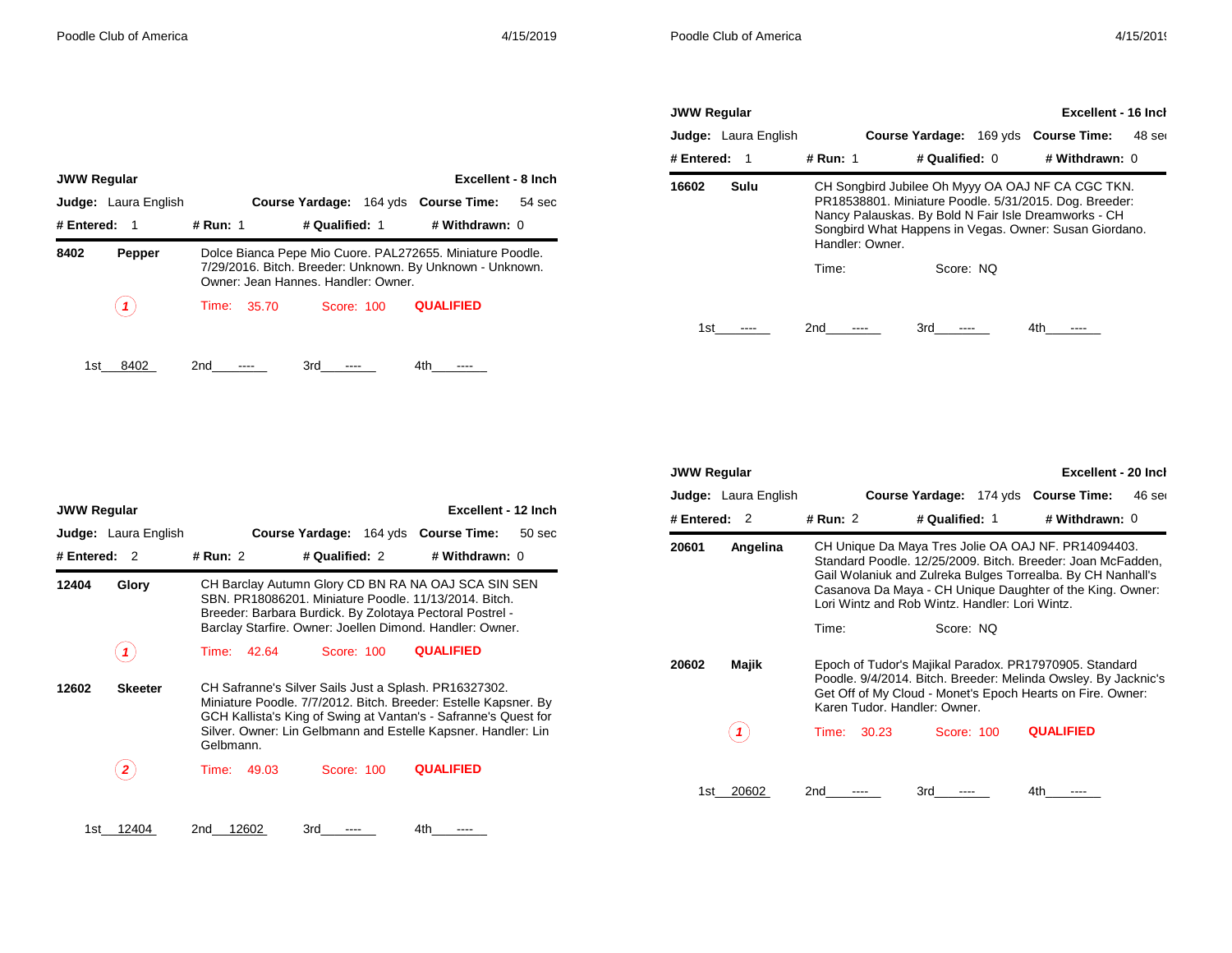## JWW Regular — Excellent - 8 Inch

**Judge:** Laura English | **Course Yardage:** 164 yds | **Course Time:** 54 sec

**# Entered:** 1 | **# Run:** 1 | **# Qualified:** 1 | **# Withdrawn:** 0

**8402 Pepper** — Dolce Bianca Pepe Mio Cuore. PAL272655. Miniature Poodle. 7/29/2016. Bitch. Breeder: Unknown. By Unknown - Unknown. Owner: Jean Hannes. Handler: Owner.

(1) Time: 35.70 Score: 100 **QUALIFIED**

1st 8402 2nd ---- 3rd ---- 4th ----

## JWW Regular — Excellent - 12 Inch

**Judge:** Laura English | **Course Yardage:** 164 yds | **Course Time:** 50 sec

**# Entered:** 2 | **# Run:** 2 | **# Qualified:** 2 | **# Withdrawn:** 0

**12404 Glory** — CH Barclay Autumn Glory CD BN RA NA OAJ SCA SIN SEN SBN. PR18086201. Miniature Poodle. 11/13/2014. Bitch. Breeder: Barbara Burdick. By Zolotaya Pectoral Postrel - Barclay Starfire. Owner: Joellen Dimond. Handler: Owner.

(1) Time: 42.64 Score: 100 **QUALIFIED**

**12602 Skeeter** — CH Safranne's Silver Sails Just a Splash. PR16327302. Miniature Poodle. 7/7/2012. Bitch. Breeder: Estelle Kapsner. By GCH Kallista's King of Swing at Vantan's - Safranne's Quest for Silver. Owner: Lin Gelbmann and Estelle Kapsner. Handler: Lin Gelbmann.

(2) Time: 49.03 Score: 100 **QUALIFIED**

1st 12404 2nd 12602 3rd ---- 4th ----

## JWW Regular — Excellent - 16 Inch

**Judge:** Laura English | **Course Yardage:** 169 yds | **Course Time:** 48 sec

**# Entered:** 1 | **# Run:** 1 | **# Qualified:** 0 | **# Withdrawn:** 0

**16602 Sulu** — CH Songbird Jubilee Oh Myyy OA OAJ NF CA CGC TKN. PR18538801. Miniature Poodle. 5/31/2015. Dog. Breeder: Nancy Palauskas. By Bold N Fair Isle Dreamworks - CH Songbird What Happens in Vegas. Owner: Susan Giordano. Handler: Owner.

Time: Score: NQ

1st ---- 2nd ---- 3rd ---- 4th ----

## JWW Regular — Excellent - 20 Inch

**Judge:** Laura English | **Course Yardage:** 174 yds | **Course Time:** 46 sec

**# Entered:** 2 | **# Run:** 2 | **# Qualified:** 1 | **# Withdrawn:** 0

**20601 Angelina** — CH Unique Da Maya Tres Jolie OA OAJ NF. PR14094403. Standard Poodle. 12/25/2009. Bitch. Breeder: Joan McFadden, Gail Wolaniuk and Zulreka Bulges Torrealba. By CH Nanhall's Casanova Da Maya - CH Unique Daughter of the King. Owner: Lori Wintz and Rob Wintz. Handler: Lori Wintz.

Time: Score: NQ

**20602 Majik** — Epoch of Tudor's Majikal Paradox. PR17970905. Standard Poodle. 9/4/2014. Bitch. Breeder: Melinda Owsley. By Jacknic's Get Off of My Cloud - Monet's Epoch Hearts on Fire. Owner: Karen Tudor. Handler: Owner.

(1) Time: 30.23 Score: 100 **QUALIFIED**

1st 20602 2nd ---- 3rd ---- 4th ----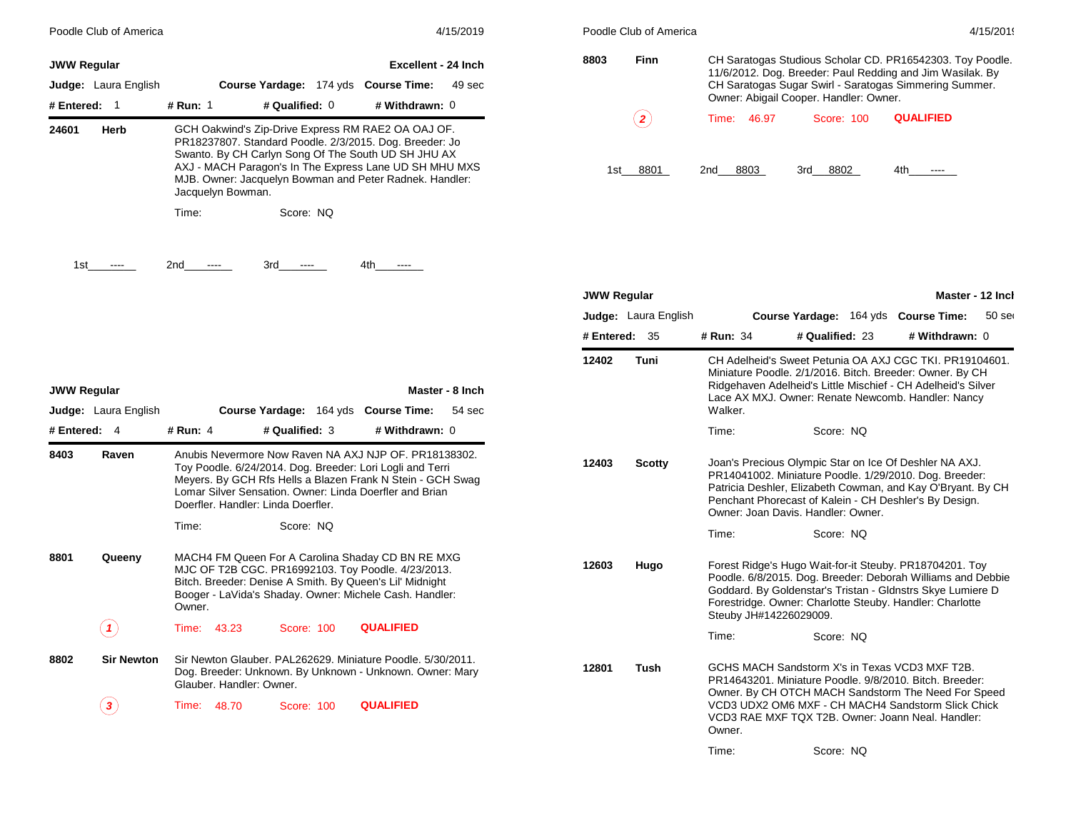## JWW Regular — Excellent - 24 Inch

**Judge:** Laura English | **Course Yardage:** 174 yds | **Course Time:** 49 sec

**# Entered:** 1 | **# Run:** 1 | **# Qualified:** 0 | **# Withdrawn:** 0

**24601 Herb**

GCH Oakwind's Zip-Drive Express RM RAE2 OA OAJ OF. PR18237807. Standard Poodle. 2/3/2015. Dog. Breeder: Jo Swanto. By CH Carlyn Song Of The South UD SH JHU AX AXJ - MACH Paragon's In The Express Lane UD SH MHU MXS MJB. Owner: Jacquelyn Bowman and Peter Radnek. Handler: Jacquelyn Bowman.

Time: Score: NQ

1st ---- 2nd ---- 3rd ---- 4th ----

## JWW Regular — Master - 8 Inch

**Judge:** Laura English | **Course Yardage:** 164 yds | **Course Time:** 54 sec

**# Entered:** 4 | **# Run:** 4 | **# Qualified:** 3 | **# Withdrawn:** 0

**8403 Raven**

Anubis Nevermore Now Raven NA AXJ NJP OF. PR18138302. Toy Poodle. 6/24/2014. Dog. Breeder: Lori Logli and Terri Meyers. By GCH Rfs Hells a Blazen Frank N Stein - GCH Swag Lomar Silver Sensation. Owner: Linda Doerfler and Brian Doerfler. Handler: Linda Doerfler.

Time: Score: NQ

**8801 Queeny**

MACH4 FM Queen For A Carolina Shaday CD BN RE MXG MJC OF T2B CGC. PR16992103. Toy Poodle. 4/23/2013. Bitch. Breeder: Denise A Smith. By Queen's Lil' Midnight Booger - LaVida's Shaday. Owner: Michele Cash. Handler: Owner.

(1) Time: 43.23 Score: 100 **QUALIFIED**

**8802 Sir Newton**

Sir Newton Glauber. PAL262629. Miniature Poodle. 5/30/2011. Dog. Breeder: Unknown. By Unknown - Unknown. Owner: Mary Glauber. Handler: Owner.

(3) Time: 48.70 Score: 100 **QUALIFIED**

**8803 Finn**

CH Saratogas Studious Scholar CD. PR16542303. Toy Poodle. 11/6/2012. Dog. Breeder: Paul Redding and Jim Wasilak. By CH Saratogas Sugar Swirl - Saratogas Simmering Summer. Owner: Abigail Cooper. Handler: Owner.

(2) Time: 46.97 Score: 100 **QUALIFIED**

1st 8801 2nd 8803 3rd 8802 4th ----

## JWW Regular — Master - 12 Inch

**Judge:** Laura English | **Course Yardage:** 164 yds | **Course Time:** 50 sec

**# Entered:** 35 | **# Run:** 34 | **# Qualified:** 23 | **# Withdrawn:** 0

**12402 Tuni**

CH Adelheid's Sweet Petunia OA AXJ CGC TKI. PR19104601. Miniature Poodle. 2/1/2016. Bitch. Breeder: Owner. By CH Ridgehaven Adelheid's Little Mischief - CH Adelheid's Silver Lace AX MXJ. Owner: Renate Newcomb. Handler: Nancy Walker.

Time: Score: NQ

**12403 Scotty**

Joan's Precious Olympic Star on Ice Of Deshler NA AXJ. PR14041002. Miniature Poodle. 1/29/2010. Dog. Breeder: Patricia Deshler, Elizabeth Cowman, and Kay O'Bryant. By CH Penchant Phorecast of Kalein - CH Deshler's By Design. Owner: Joan Davis. Handler: Owner.

Time: Score: NQ

**12603 Hugo**

Forest Ridge's Hugo Wait-for-it Steuby. PR18704201. Toy Poodle. 6/8/2015. Dog. Breeder: Deborah Williams and Debbie Goddard. By Goldenstar's Tristan - Gldnstrs Skye Lumiere D Forestridge. Owner: Charlotte Steuby. Handler: Charlotte Steuby JH#14226029009.

Time: Score: NQ

**12801 Tush**

GCHS MACH Sandstorm X's in Texas VCD3 MXF T2B. PR14643201. Miniature Poodle. 9/8/2010. Bitch. Breeder: Owner. By CH OTCH MACH Sandstorm The Need For Speed VCD3 UDX2 OM6 MXF - CH MACH4 Sandstorm Slick Chick VCD3 RAE MXF TQX T2B. Owner: Joann Neal. Handler: Owner.

Time: Score: NQ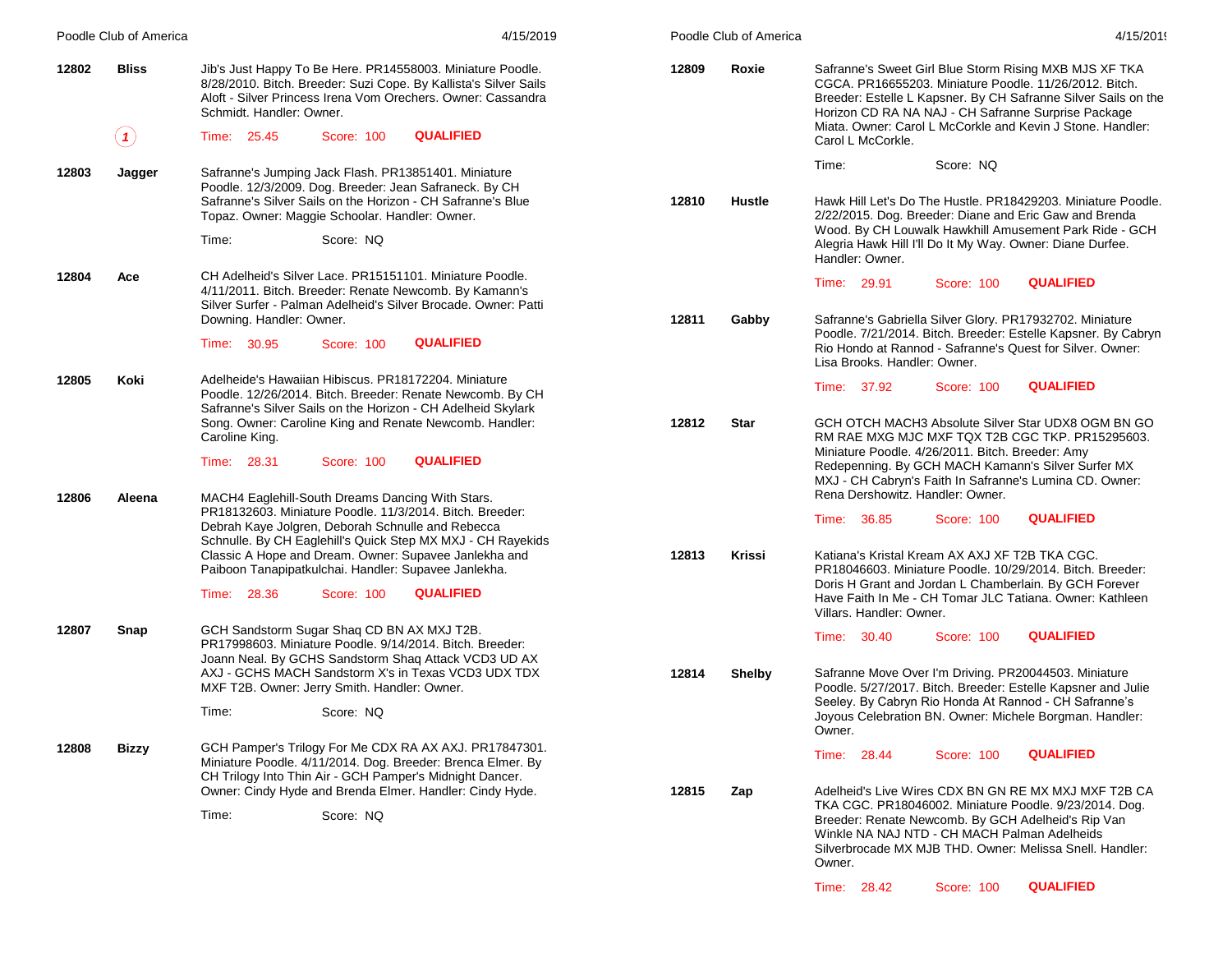**12802** **Bliss** Jib's Just Happy To Be Here. PR14558003. Miniature Poodle. 8/28/2010. Bitch. Breeder: Suzi Cope. By Kallista's Silver Sails Aloft - Silver Princess Irena Vom Orechers. Owner: Cassandra Schmidt. Handler: Owner.

(1) Time: 25.45 Score: 100 **QUALIFIED**

**12803** **Jagger** Safranne's Jumping Jack Flash. PR13851401. Miniature Poodle. 12/3/2009. Dog. Breeder: Jean Safraneck. By CH Safranne's Silver Sails on the Horizon - CH Safranne's Blue Topaz. Owner: Maggie Schoolar. Handler: Owner.

Time: Score: NQ

**12804** **Ace** CH Adelheid's Silver Lace. PR15151101. Miniature Poodle. 4/11/2011. Bitch. Breeder: Renate Newcomb. By Kamann's Silver Surfer - Palman Adelheid's Silver Brocade. Owner: Patti Downing. Handler: Owner.

Time: 30.95 Score: 100 **QUALIFIED**

**12805** **Koki** Adelheide's Hawaiian Hibiscus. PR18172204. Miniature Poodle. 12/26/2014. Bitch. Breeder: Renate Newcomb. By CH Safranne's Silver Sails on the Horizon - CH Adelheid Skylark Song. Owner: Caroline King and Renate Newcomb. Handler: Caroline King.

Time: 28.31 Score: 100 **QUALIFIED**

**12806** **Aleena** MACH4 Eaglehill-South Dreams Dancing With Stars. PR18132603. Miniature Poodle. 11/3/2014. Bitch. Breeder: Debrah Kaye Jolgren, Deborah Schnulle and Rebecca Schnulle. By CH Eaglehill's Quick Step MX MXJ - CH Rayekids Classic A Hope and Dream. Owner: Supavee Janlekha and Paiboon Tanapipatkulchai. Handler: Supavee Janlekha.

Time: 28.36 Score: 100 **QUALIFIED**

**12807** **Snap** GCH Sandstorm Sugar Shaq CD BN AX MXJ T2B. PR17998603. Miniature Poodle. 9/14/2014. Bitch. Breeder: Joann Neal. By GCHS Sandstorm Shaq Attack VCD3 UD AX AXJ - GCHS MACH Sandstorm X's in Texas VCD3 UDX TDX MXF T2B. Owner: Jerry Smith. Handler: Owner.

Time: Score: NQ

**12808** **Bizzy** GCH Pamper's Trilogy For Me CDX RA AX AXJ. PR17847301. Miniature Poodle. 4/11/2014. Dog. Breeder: Brenca Elmer. By CH Trilogy Into Thin Air - GCH Pamper's Midnight Dancer. Owner: Cindy Hyde and Brenda Elmer. Handler: Cindy Hyde.

Time: Score: NQ

**12809** **Roxie** Safranne's Sweet Girl Blue Storm Rising MXB MJS XF TKA CGCA. PR16655203. Miniature Poodle. 11/26/2012. Bitch. Breeder: Estelle L Kapsner. By CH Safranne Silver Sails on the Horizon CD RA NA NAJ - CH Safranne Surprise Package Miata. Owner: Carol L McCorkle and Kevin J Stone. Handler: Carol L McCorkle.

Time: Score: NQ

**12810** **Hustle** Hawk Hill Let's Do The Hustle. PR18429203. Miniature Poodle. 2/22/2015. Dog. Breeder: Diane and Eric Gaw and Brenda Wood. By CH Louwalk Hawkhill Amusement Park Ride - GCH Alegria Hawk Hill I'll Do It My Way. Owner: Diane Durfee. Handler: Owner.

Time: 29.91 Score: 100 **QUALIFIED**

**12811** **Gabby** Safranne's Gabriella Silver Glory. PR17932702. Miniature Poodle. 7/21/2014. Bitch. Breeder: Estelle Kapsner. By Cabryn Rio Hondo at Rannod - Safranne's Quest for Silver. Owner: Lisa Brooks. Handler: Owner.

Time: 37.92 Score: 100 **QUALIFIED**

**12812** **Star** GCH OTCH MACH3 Absolute Silver Star UDX8 OGM BN GO RM RAE MXG MJC MXF TQX T2B CGC TKP. PR15295603. Miniature Poodle. 4/26/2011. Bitch. Breeder: Amy Redepenning. By GCH MACH Kamann's Silver Surfer MX MXJ - CH Cabryn's Faith In Safranne's Lumina CD. Owner: Rena Dershowitz. Handler: Owner.

Time: 36.85 Score: 100 **QUALIFIED**

**12813** **Krissi** Katiana's Kristal Kream AX AXJ XF T2B TKA CGC. PR18046603. Miniature Poodle. 10/29/2014. Bitch. Breeder: Doris H Grant and Jordan L Chamberlain. By GCH Forever Have Faith In Me - CH Tomar JLC Tatiana. Owner: Kathleen Villars. Handler: Owner.

Time: 30.40 Score: 100 **QUALIFIED**

**12814** **Shelby** Safranne Move Over I'm Driving. PR20044503. Miniature Poodle. 5/27/2017. Bitch. Breeder: Estelle Kapsner and Julie Seeley. By Cabryn Rio Honda At Rannod - CH Safranne's Joyous Celebration BN. Owner: Michele Borgman. Handler: Owner.

Time: 28.44 Score: 100 **QUALIFIED**

**12815** **Zap** Adelheid's Live Wires CDX BN GN RE MX MXJ MXF T2B CA TKA CGC. PR18046002. Miniature Poodle. 9/23/2014. Dog. Breeder: Renate Newcomb. By GCH Adelheid's Rip Van Winkle NA NAJ NTD - CH MACH Palman Adelheids Silverbrocade MX MJB THD. Owner: Melissa Snell. Handler: Owner.

Time: 28.42 Score: 100 **QUALIFIED**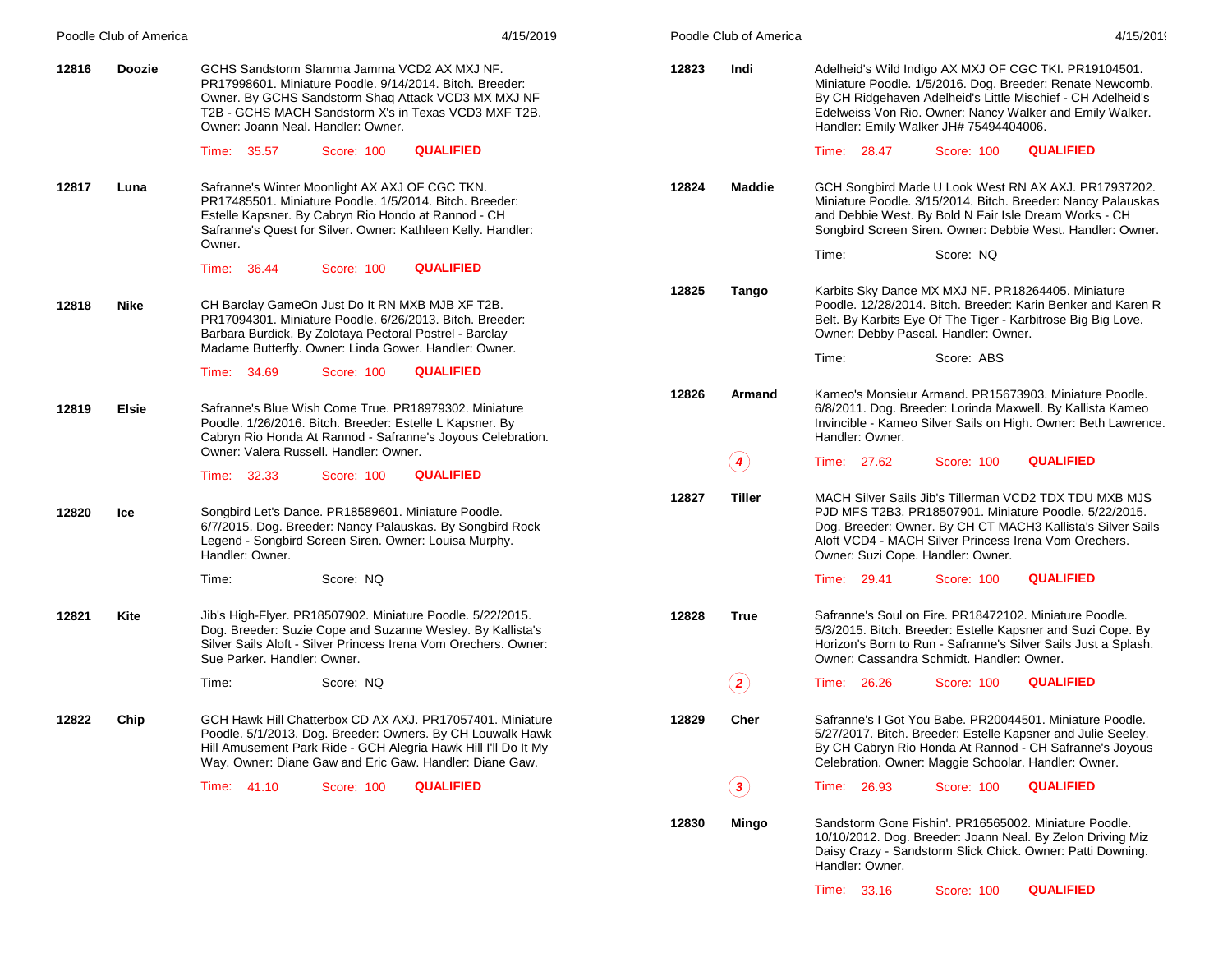**12816** **Doozie**

GCHS Sandstorm Slamma Jamma VCD2 AX MXJ NF. PR17998601. Miniature Poodle. 9/14/2014. Bitch. Breeder: Owner. By GCHS Sandstorm Shaq Attack VCD3 MX MXJ NF T2B - GCHS MACH Sandstorm X's in Texas VCD3 MXF T2B. Owner: Joann Neal. Handler: Owner.

Time: 35.57 Score: 100 **QUALIFIED**

**12817** **Luna**

Safranne's Winter Moonlight AX AXJ OF CGC TKN. PR17485501. Miniature Poodle. 1/5/2014. Bitch. Breeder: Estelle Kapsner. By Cabryn Rio Hondo at Rannod - CH Safranne's Quest for Silver. Owner: Kathleen Kelly. Handler: Owner.

Time: 36.44 Score: 100 **QUALIFIED**

**12818** **Nike**

CH Barclay GameOn Just Do It RN MXB MJB XF T2B. PR17094301. Miniature Poodle. 6/26/2013. Bitch. Breeder: Barbara Burdick. By Zolotaya Pectoral Postrel - Barclay Madame Butterfly. Owner: Linda Gower. Handler: Owner.

Time: 34.69 Score: 100 **QUALIFIED**

**12819** **Elsie**

Safranne's Blue Wish Come True. PR18979302. Miniature Poodle. 1/26/2016. Bitch. Breeder: Estelle L Kapsner. By Cabryn Rio Honda At Rannod - Safranne's Joyous Celebration. Owner: Valera Russell. Handler: Owner.

Time: 32.33 Score: 100 **QUALIFIED**

**12820** **Ice**

Songbird Let's Dance. PR18589601. Miniature Poodle. 6/7/2015. Dog. Breeder: Nancy Palauskas. By Songbird Rock Legend - Songbird Screen Siren. Owner: Louisa Murphy. Handler: Owner.

Time: Score: NQ

**12821** **Kite**

Jib's High-Flyer. PR18507902. Miniature Poodle. 5/22/2015. Dog. Breeder: Suzie Cope and Suzanne Wesley. By Kallista's Silver Sails Aloft - Silver Princess Irena Vom Orechers. Owner: Sue Parker. Handler: Owner.

Time: Score: NQ

**12822** **Chip**

GCH Hawk Hill Chatterbox CD AX AXJ. PR17057401. Miniature Poodle. 5/1/2013. Dog. Breeder: Owners. By CH Louwalk Hawk Hill Amusement Park Ride - GCH Alegria Hawk Hill I'll Do It My Way. Owner: Diane Gaw and Eric Gaw. Handler: Diane Gaw.

Time: 41.10 Score: 100 **QUALIFIED**

**12823** **Indi**

Adelheid's Wild Indigo AX MXJ OF CGC TKI. PR19104501. Miniature Poodle. 1/5/2016. Dog. Breeder: Renate Newcomb. By CH Ridgehaven Adelheid's Little Mischief - CH Adelheid's Edelweiss Von Rio. Owner: Nancy Walker and Emily Walker. Handler: Emily Walker JH# 75494404006.

Time: 28.47 Score: 100 **QUALIFIED**

**12824** **Maddie**

GCH Songbird Made U Look West RN AX AXJ. PR17937202. Miniature Poodle. 3/15/2014. Bitch. Breeder: Nancy Palauskas and Debbie West. By Bold N Fair Isle Dream Works - CH Songbird Screen Siren. Owner: Debbie West. Handler: Owner.

Time: Score: NQ

**12825** **Tango**

Karbits Sky Dance MX MXJ NF. PR18264405. Miniature Poodle. 12/28/2014. Bitch. Breeder: Karin Benker and Karen R Belt. By Karbits Eye Of The Tiger - Karbitrose Big Big Love. Owner: Debby Pascal. Handler: Owner.

Time: Score: ABS

**12826** **Armand**

Kameo's Monsieur Armand. PR15673903. Miniature Poodle. 6/8/2011. Dog. Breeder: Lorinda Maxwell. By Kallista Kameo Invincible - Kameo Silver Sails on High. Owner: Beth Lawrence. Handler: Owner.

(4) Time: 27.62 Score: 100 **QUALIFIED**

**12827** **Tiller**

MACH Silver Sails Jib's Tillerman VCD2 TDX TDU MXB MJS PJD MFS T2B3. PR18507901. Miniature Poodle. 5/22/2015. Dog. Breeder: Owner. By CH CT MACH3 Kallista's Silver Sails Aloft VCD4 - MACH Silver Princess Irena Vom Orechers. Owner: Suzi Cope. Handler: Owner.

Time: 29.41 Score: 100 **QUALIFIED**

**12828** **True**

Safranne's Soul on Fire. PR18472102. Miniature Poodle. 5/3/2015. Bitch. Breeder: Estelle Kapsner and Suzi Cope. By Horizon's Born to Run - Safranne's Silver Sails Just a Splash. Owner: Cassandra Schmidt. Handler: Owner.

(2) Time: 26.26 Score: 100 **QUALIFIED**

**12829** **Cher**

Safranne's I Got You Babe. PR20044501. Miniature Poodle. 5/27/2017. Bitch. Breeder: Estelle Kapsner and Julie Seeley. By CH Cabryn Rio Honda At Rannod - CH Safranne's Joyous Celebration. Owner: Maggie Schoolar. Handler: Owner.

(3) Time: 26.93 Score: 100 **QUALIFIED**

**12830** **Mingo**

Sandstorm Gone Fishin'. PR16565002. Miniature Poodle. 10/10/2012. Dog. Breeder: Joann Neal. By Zelon Driving Miz Daisy Crazy - Sandstorm Slick Chick. Owner: Patti Downing. Handler: Owner.

Time: 33.16 Score: 100 **QUALIFIED**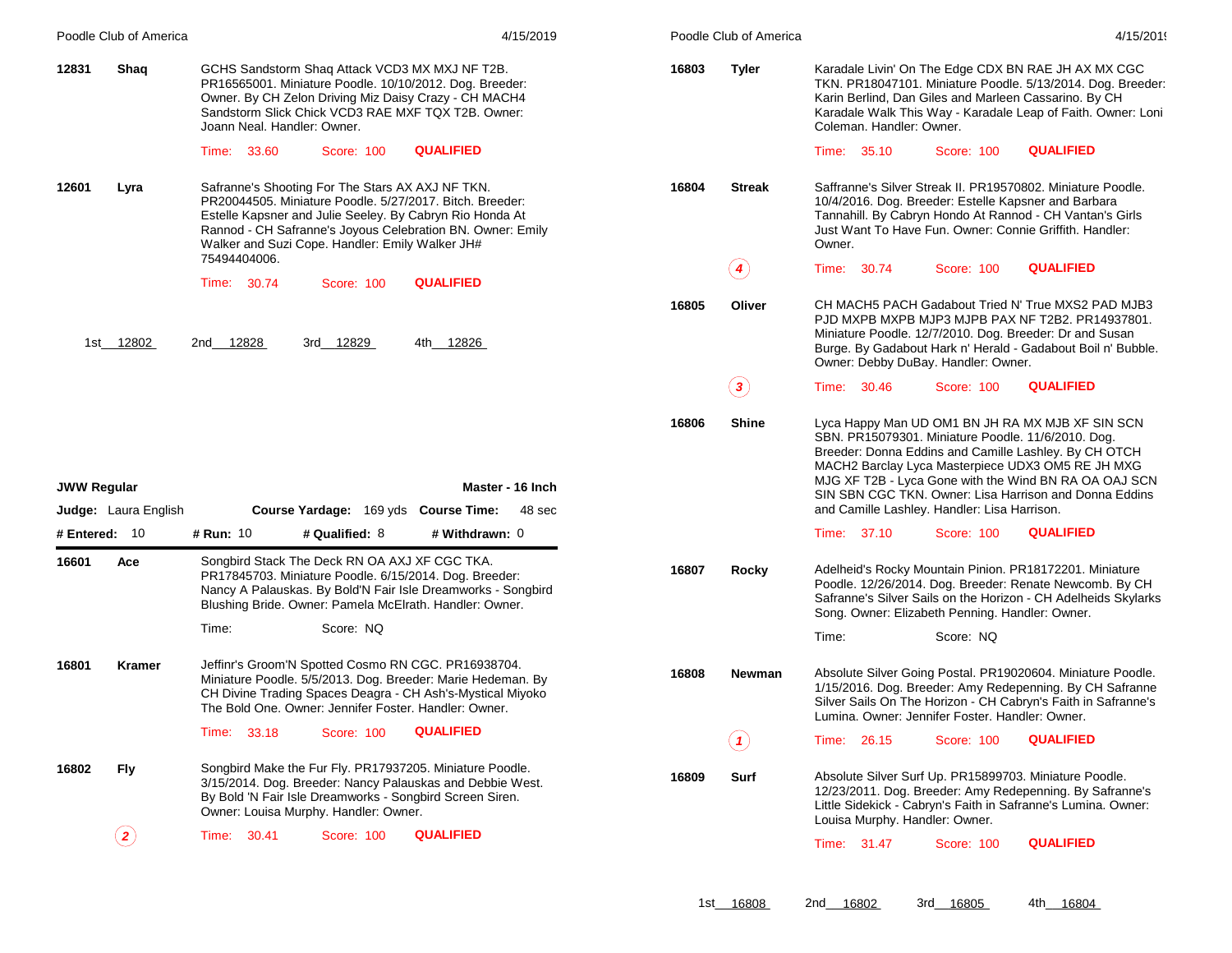**12831** **Shaq** GCHS Sandstorm Shaq Attack VCD3 MX MXJ NF T2B. PR16565001. Miniature Poodle. 10/10/2012. Dog. Breeder: Owner. By CH Zelon Driving Miz Daisy Crazy - CH MACH4 Sandstorm Slick Chick VCD3 RAE MXF TQX T2B. Owner: Joann Neal. Handler: Owner.

Time: 33.60 Score: 100 **QUALIFIED**

**12601** **Lyra** Safranne's Shooting For The Stars AX AXJ NF TKN. PR20044505. Miniature Poodle. 5/27/2017. Bitch. Breeder: Estelle Kapsner and Julie Seeley. By Cabryn Rio Honda At Rannod - CH Safranne's Joyous Celebration BN. Owner: Emily Walker and Suzi Cope. Handler: Emily Walker JH# 75494404006.

Time: 30.74 Score: 100 **QUALIFIED**

1st 12802 2nd 12828 3rd 12829 4th 12826

## JWW Regular — Master - 16 Inch

**Judge:** Laura English **Course Yardage:** 169 yds **Course Time:** 48 sec

**# Entered:** 10 **# Run:** 10 **# Qualified:** 8 **# Withdrawn:** 0

**16601** **Ace** Songbird Stack The Deck RN OA AXJ XF CGC TKA. PR17845703. Miniature Poodle. 6/15/2014. Dog. Breeder: Nancy A Palauskas. By Bold'N Fair Isle Dreamworks - Songbird Blushing Bride. Owner: Pamela McElrath. Handler: Owner.

Time: Score: NQ

**16801** **Kramer** Jeffinr's Groom'N Spotted Cosmo RN CGC. PR16938704. Miniature Poodle. 5/5/2013. Dog. Breeder: Marie Hedeman. By CH Divine Trading Spaces Deagra - CH Ash's-Mystical Miyoko The Bold One. Owner: Jennifer Foster. Handler: Owner.

Time: 33.18 Score: 100 **QUALIFIED**

**16802** **Fly** Songbird Make the Fur Fly. PR17937205. Miniature Poodle. 3/15/2014. Dog. Breeder: Nancy Palauskas and Debbie West. By Bold 'N Fair Isle Dreamworks - Songbird Screen Siren. Owner: Louisa Murphy. Handler: Owner.

(2) Time: 30.41 Score: 100 **QUALIFIED**

**16803** **Tyler** Karadale Livin' On The Edge CDX BN RAE JH AX MX CGC TKN. PR18047101. Miniature Poodle. 5/13/2014. Dog. Breeder: Karin Berlind, Dan Giles and Marleen Cassarino. By CH Karadale Walk This Way - Karadale Leap of Faith. Owner: Loni Coleman. Handler: Owner.

Time: 35.10 Score: 100 **QUALIFIED**

**16804** **Streak** Saffranne's Silver Streak II. PR19570802. Miniature Poodle. 10/4/2016. Dog. Breeder: Estelle Kapsner and Barbara Tannahill. By Cabryn Hondo At Rannod - CH Vantan's Girls Just Want To Have Fun. Owner: Connie Griffith. Handler: Owner.

(4) Time: 30.74 Score: 100 **QUALIFIED**

**16805** **Oliver** CH MACH5 PACH Gadabout Tried N' True MXS2 PAD MJB3 PJD MXPB MXPB MJP3 MJPB PAX NF T2B2. PR14937801. Miniature Poodle. 12/7/2010. Dog. Breeder: Dr and Susan Burge. By Gadabout Hark n' Herald - Gadabout Boil n' Bubble. Owner: Debby DuBay. Handler: Owner.

(3) Time: 30.46 Score: 100 **QUALIFIED**

**16806** **Shine** Lyca Happy Man UD OM1 BN JH RA MX MJB XF SIN SCN SBN. PR15079301. Miniature Poodle. 11/6/2010. Dog. Breeder: Donna Eddins and Camille Lashley. By CH OTCH MACH2 Barclay Lyca Masterpiece UDX3 OM5 RE JH MXG MJG XF T2B - Lyca Gone with the Wind BN RA OA OAJ SCN SIN SBN CGC TKN. Owner: Lisa Harrison and Donna Eddins and Camille Lashley. Handler: Lisa Harrison.

Time: 37.10 Score: 100 **QUALIFIED**

**16807** **Rocky** Adelheid's Rocky Mountain Pinion. PR18172201. Miniature Poodle. 12/26/2014. Dog. Breeder: Renate Newcomb. By CH Safranne's Silver Sails on the Horizon - CH Adelheids Skylarks Song. Owner: Elizabeth Penning. Handler: Owner.

Time: Score: NQ

**16808** **Newman** Absolute Silver Going Postal. PR19020604. Miniature Poodle. 1/15/2016. Dog. Breeder: Amy Redepenning. By CH Safranne Silver Sails On The Horizon - CH Cabryn's Faith in Safranne's Lumina. Owner: Jennifer Foster. Handler: Owner.

(1) Time: 26.15 Score: 100 **QUALIFIED**

**16809** **Surf** Absolute Silver Surf Up. PR15899703. Miniature Poodle. 12/23/2011. Dog. Breeder: Amy Redepenning. By Safranne's Little Sidekick - Cabryn's Faith in Safranne's Lumina. Owner: Louisa Murphy. Handler: Owner.

Time: 31.47 Score: 100 **QUALIFIED**

1st 16808 2nd 16802 3rd 16805 4th 16804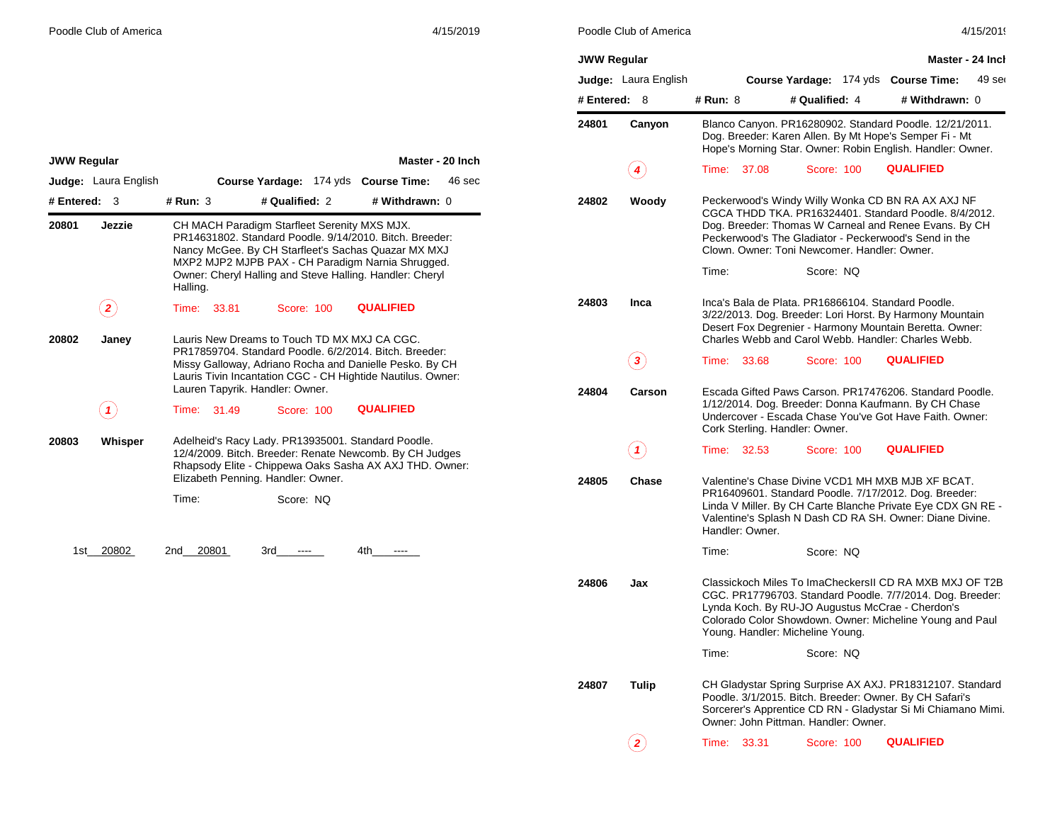## JWW Regular — Master - 20 Inch

**Judge:** Laura English **Course Yardage:** 174 yds **Course Time:** 46 sec

**# Entered:** 3 **# Run:** 3 **# Qualified:** 2 **# Withdrawn:** 0

**20801** **Jezzie** — CH MACH Paradigm Starfleet Serenity MXS MJX. PR14631802. Standard Poodle. 9/14/2010. Bitch. Breeder: Nancy McGee. By CH Starfleet's Sachas Quazar MX MXJ MXP2 MJP2 MJPB PAX - CH Paradigm Narnia Shrugged. Owner: Cheryl Halling and Steve Halling. Handler: Cheryl Halling.

(2) Time: 33.81 Score: 100 **QUALIFIED**

**20802** **Janey** — Lauris New Dreams to Touch TD MX MXJ CA CGC. PR17859704. Standard Poodle. 6/2/2014. Bitch. Breeder: Missy Galloway, Adriano Rocha and Danielle Pesko. By CH Lauris Tivin Incantation CGC - CH Hightide Nautilus. Owner: Lauren Tapyrik. Handler: Owner.

(1) Time: 31.49 Score: 100 **QUALIFIED**

**20803** **Whisper** — Adelheid's Racy Lady. PR13935001. Standard Poodle. 12/4/2009. Bitch. Breeder: Renate Newcomb. By CH Judges Rhapsody Elite - Chippewa Oaks Sasha AX AXJ THD. Owner: Elizabeth Penning. Handler: Owner.

Time: Score: NQ

1st 20802 2nd 20801 3rd ---- 4th ----

## JWW Regular — Master - 24 Inch

**Judge:** Laura English **Course Yardage:** 174 yds **Course Time:** 49 sec

**# Entered:** 8 **# Run:** 8 **# Qualified:** 4 **# Withdrawn:** 0

**24801** **Canyon** — Blanco Canyon. PR16280902. Standard Poodle. 12/21/2011. Dog. Breeder: Karen Allen. By Mt Hope's Semper Fi - Mt Hope's Morning Star. Owner: Robin English. Handler: Owner.

(4) Time: 37.08 Score: 100 **QUALIFIED**

**24802** **Woody** — Peckerwood's Windy Willy Wonka CD BN RA AX AXJ NF CGCA THDD TKA. PR16324401. Standard Poodle. 8/4/2012. Dog. Breeder: Thomas W Carneal and Renee Evans. By CH Peckerwood's The Gladiator - Peckerwood's Send in the Clown. Owner: Toni Newcomer. Handler: Owner.

Time: Score: NQ

**24803** **Inca** — Inca's Bala de Plata. PR16866104. Standard Poodle. 3/22/2013. Dog. Breeder: Lori Horst. By Harmony Mountain Desert Fox Degrenier - Harmony Mountain Beretta. Owner: Charles Webb and Carol Webb. Handler: Charles Webb.

(3) Time: 33.68 Score: 100 **QUALIFIED**

**24804** **Carson** — Escada Gifted Paws Carson. PR17476206. Standard Poodle. 1/12/2014. Dog. Breeder: Donna Kaufmann. By CH Chase Undercover - Escada Chase You've Got Have Faith. Owner: Cork Sterling. Handler: Owner.

(1) Time: 32.53 Score: 100 **QUALIFIED**

**24805** **Chase** — Valentine's Chase Divine VCD1 MH MXB MJB XF BCAT. PR16409601. Standard Poodle. 7/17/2012. Dog. Breeder: Linda V Miller. By CH Carte Blanche Private Eye CDX GN RE - Valentine's Splash N Dash CD RA SH. Owner: Diane Divine. Handler: Owner.

Time: Score: NQ

**24806** **Jax** — Classickoch Miles To ImaCheckersII CD RA MXB MXJ OF T2B CGC. PR17796703. Standard Poodle. 7/7/2014. Dog. Breeder: Lynda Koch. By RU-JO Augustus McCrae - Cherdon's Colorado Color Showdown. Owner: Micheline Young and Paul Young. Handler: Micheline Young.

Time: Score: NQ

**24807** **Tulip** — CH Gladystar Spring Surprise AX AXJ. PR18312107. Standard Poodle. 3/1/2015. Bitch. Breeder: Owner. By CH Safari's Sorcerer's Apprentice CD RN - Gladystar Si Mi Chiamano Mimi. Owner: John Pittman. Handler: Owner.

(2) Time: 33.31 Score: 100 **QUALIFIED**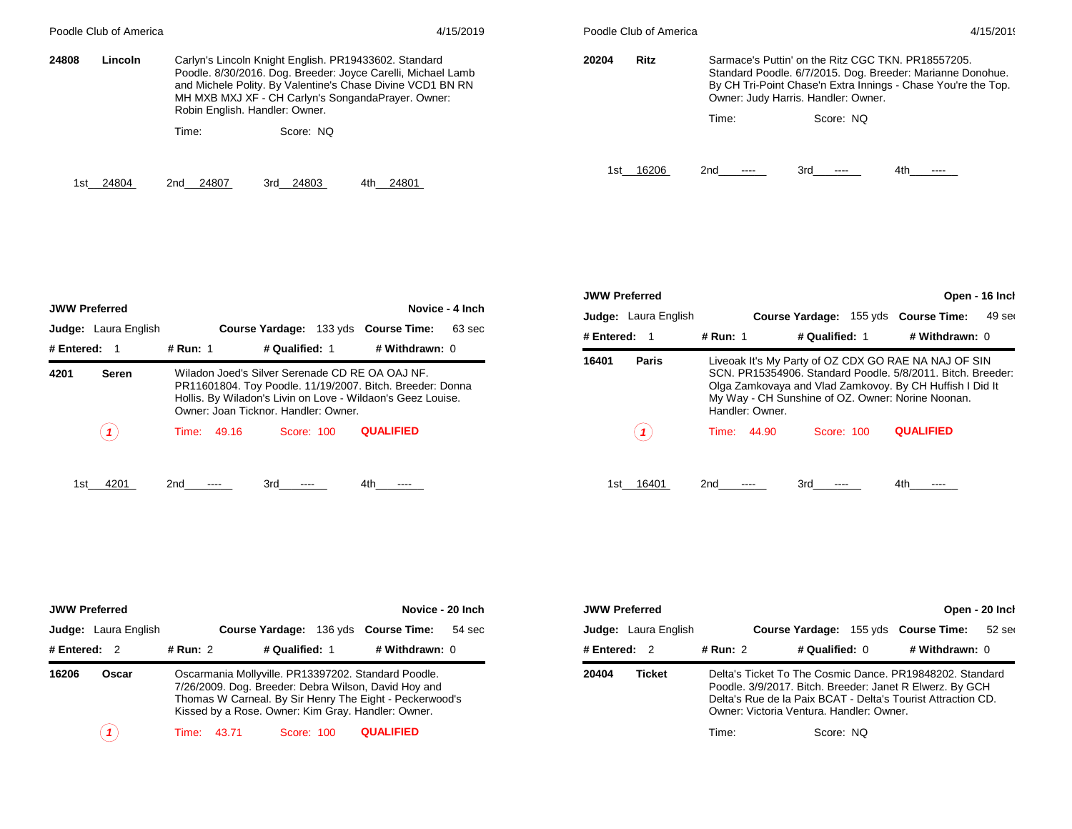**24808** **Lincoln** Carlyn's Lincoln Knight English. PR19433602. Standard Poodle. 8/30/2016. Dog. Breeder: Joyce Carelli, Michael Lamb and Michele Polity. By Valentine's Chase Divine VCD1 BN RN MH MXB MXJ XF - CH Carlyn's SongandaPrayer. Owner: Robin English. Handler: Owner.

Time: Score: NQ

1st 24804 2nd 24807 3rd 24803 4th 24801

## JWW Preferred — Novice - 4 Inch

**Judge:** Laura English **Course Yardage:** 133 yds **Course Time:** 63 sec

**# Entered:** 1 **# Run:** 1 **# Qualified:** 1 **# Withdrawn:** 0

**4201** **Seren** Wiladon Joed's Silver Serenade CD RE OA OAJ NF. PR11601804. Toy Poodle. 11/19/2007. Bitch. Breeder: Donna Hollis. By Wiladon's Livin on Love - Wildaon's Geez Louise. Owner: Joan Ticknor. Handler: Owner.

1 Time: 49.16 Score: 100 QUALIFIED

1st 4201 2nd ---- 3rd ---- 4th ----

## JWW Preferred — Novice - 20 Inch

**Judge:** Laura English **Course Yardage:** 136 yds **Course Time:** 54 sec

**# Entered:** 2 **# Run:** 2 **# Qualified:** 1 **# Withdrawn:** 0

**16206** **Oscar** Oscarmania Mollyville. PR13397202. Standard Poodle. 7/26/2009. Dog. Breeder: Debra Wilson, David Hoy and Thomas W Carneal. By Sir Henry The Eight - Peckerwood's Kissed by a Rose. Owner: Kim Gray. Handler: Owner.

1 Time: 43.71 Score: 100 QUALIFIED

**20204** **Ritz** Sarmace's Puttin' on the Ritz CGC TKN. PR18557205. Standard Poodle. 6/7/2015. Dog. Breeder: Marianne Donohue. By CH Tri-Point Chase'n Extra Innings - Chase You're the Top. Owner: Judy Harris. Handler: Owner.

Time: Score: NQ

1st 16206 2nd ---- 3rd ---- 4th ----

## JWW Preferred — Open - 16 Inch

**Judge:** Laura English **Course Yardage:** 155 yds **Course Time:** 49 sec

**# Entered:** 1 **# Run:** 1 **# Qualified:** 1 **# Withdrawn:** 0

**16401** **Paris** Liveoak It's My Party of OZ CDX GO RAE NA NAJ OF SIN SCN. PR15354906. Standard Poodle. 5/8/2011. Bitch. Breeder: Olga Zamkovaya and Vlad Zamkovoy. By CH Huffish I Did It My Way - CH Sunshine of OZ. Owner: Norine Noonan. Handler: Owner.

1 Time: 44.90 Score: 100 QUALIFIED

1st 16401 2nd ---- 3rd ---- 4th ----

## JWW Preferred — Open - 20 Inch

**Judge:** Laura English **Course Yardage:** 155 yds **Course Time:** 52 sec

**# Entered:** 2 **# Run:** 2 **# Qualified:** 0 **# Withdrawn:** 0

**20404** **Ticket** Delta's Ticket To The Cosmic Dance. PR19848202. Standard Poodle. 3/9/2017. Bitch. Breeder: Janet R Elwerz. By GCH Delta's Rue de la Paix BCAT - Delta's Tourist Attraction CD. Owner: Victoria Ventura. Handler: Owner.

Time: Score: NQ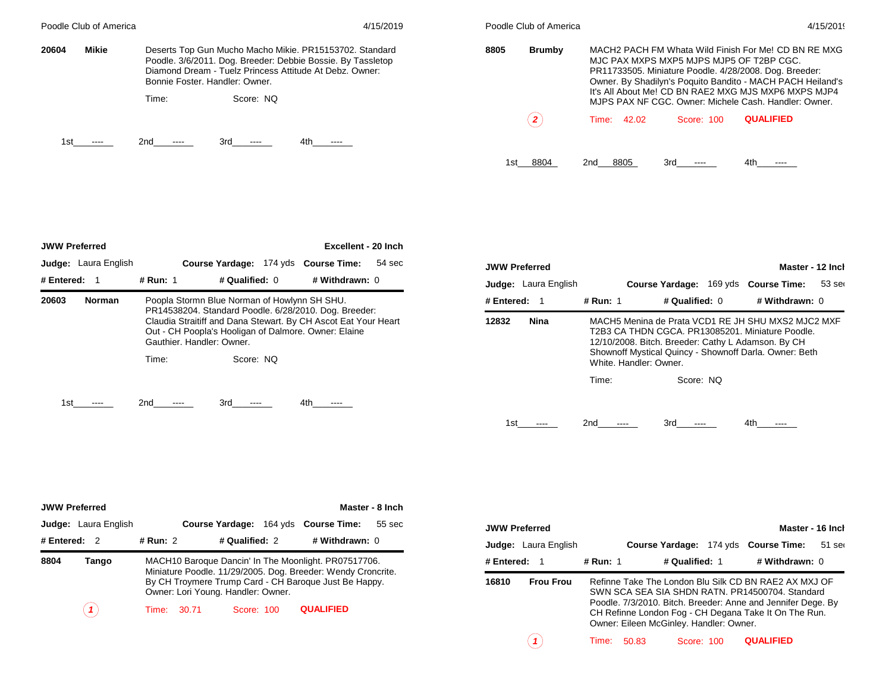20604 **Mikie** Deserts Top Gun Mucho Macho Mikie. PR15153702. Standard Poodle. 3/6/2011. Dog. Breeder: Debbie Bossie. By Tassletop Diamond Dream - Tuelz Princess Attitude At Debz. Owner: Bonnie Foster. Handler: Owner.

Time: Score: NQ

1st ---- 2nd ---- 3rd ---- 4th ----

## JWW Preferred — Excellent - 20 Inch

**Judge:** Laura English **Course Yardage:** 174 yds **Course Time:** 54 sec

**# Entered:** 1 **# Run:** 1 **# Qualified:** 0 **# Withdrawn:** 0

20603 **Norman** Poopla Stormn Blue Norman of Howlynn SH SHU. PR14538204. Standard Poodle. 6/28/2010. Dog. Breeder: Claudia Straitiff and Dana Stewart. By CH Ascot Eat Your Heart Out - CH Poopla's Hooligan of Dalmore. Owner: Elaine Gauthier. Handler: Owner.

Time: Score: NQ

1st ---- 2nd ---- 3rd ---- 4th ----

## JWW Preferred — Master - 8 Inch

**Judge:** Laura English **Course Yardage:** 164 yds **Course Time:** 55 sec

**# Entered:** 2 **# Run:** 2 **# Qualified:** 2 **# Withdrawn:** 0

8804 **Tango** MACH10 Baroque Dancin' In The Moonlight. PR07517706. Miniature Poodle. 11/29/2005. Dog. Breeder: Wendy Croncrite. By CH Troymere Trump Card - CH Baroque Just Be Happy. Owner: Lori Young. Handler: Owner.

1 Time: 30.71 Score: 100 QUALIFIED

8805 **Brumby** MACH2 PACH FM Whata Wild Finish For Me! CD BN RE MXG MJC PAX MXPS MXP5 MJPS MJP5 OF T2BP CGC. PR11733505. Miniature Poodle. 4/28/2008. Dog. Breeder: Owner. By Shadilyn's Poquito Bandito - MACH PACH Heiland's It's All About Me! CD BN RAE2 MXG MJS MXP6 MXPS MJP4 MJPS PAX NF CGC. Owner: Michele Cash. Handler: Owner.

2 Time: 42.02 Score: 100 QUALIFIED

1st 8804 2nd 8805 3rd ---- 4th ----

## JWW Preferred — Master - 12 Inch

**Judge:** Laura English **Course Yardage:** 169 yds **Course Time:** 53 sec

**# Entered:** 1 **# Run:** 1 **# Qualified:** 0 **# Withdrawn:** 0

12832 **Nina** MACH5 Menina de Prata VCD1 RE JH SHU MXS2 MJC2 MXF T2B3 CA THDN CGCA. PR13085201. Miniature Poodle. 12/10/2008. Bitch. Breeder: Cathy L Adamson. By CH Shownoff Mystical Quincy - Shownoff Darla. Owner: Beth White. Handler: Owner.

Time: Score: NQ

1st ---- 2nd ---- 3rd ---- 4th ----

## JWW Preferred — Master - 16 Inch

**Judge:** Laura English **Course Yardage:** 174 yds **Course Time:** 51 sec

**# Entered:** 1 **# Run:** 1 **# Qualified:** 1 **# Withdrawn:** 0

16810 **Frou Frou** Refinne Take The London Blu Silk CD BN RAE2 AX MXJ OF SWN SCA SEA SIA SHDN RATN. PR14500704. Standard Poodle. 7/3/2010. Bitch. Breeder: Anne and Jennifer Dege. By CH Refinne London Fog - CH Degana Take It On The Run. Owner: Eileen McGinley. Handler: Owner.

1 Time: 50.83 Score: 100 QUALIFIED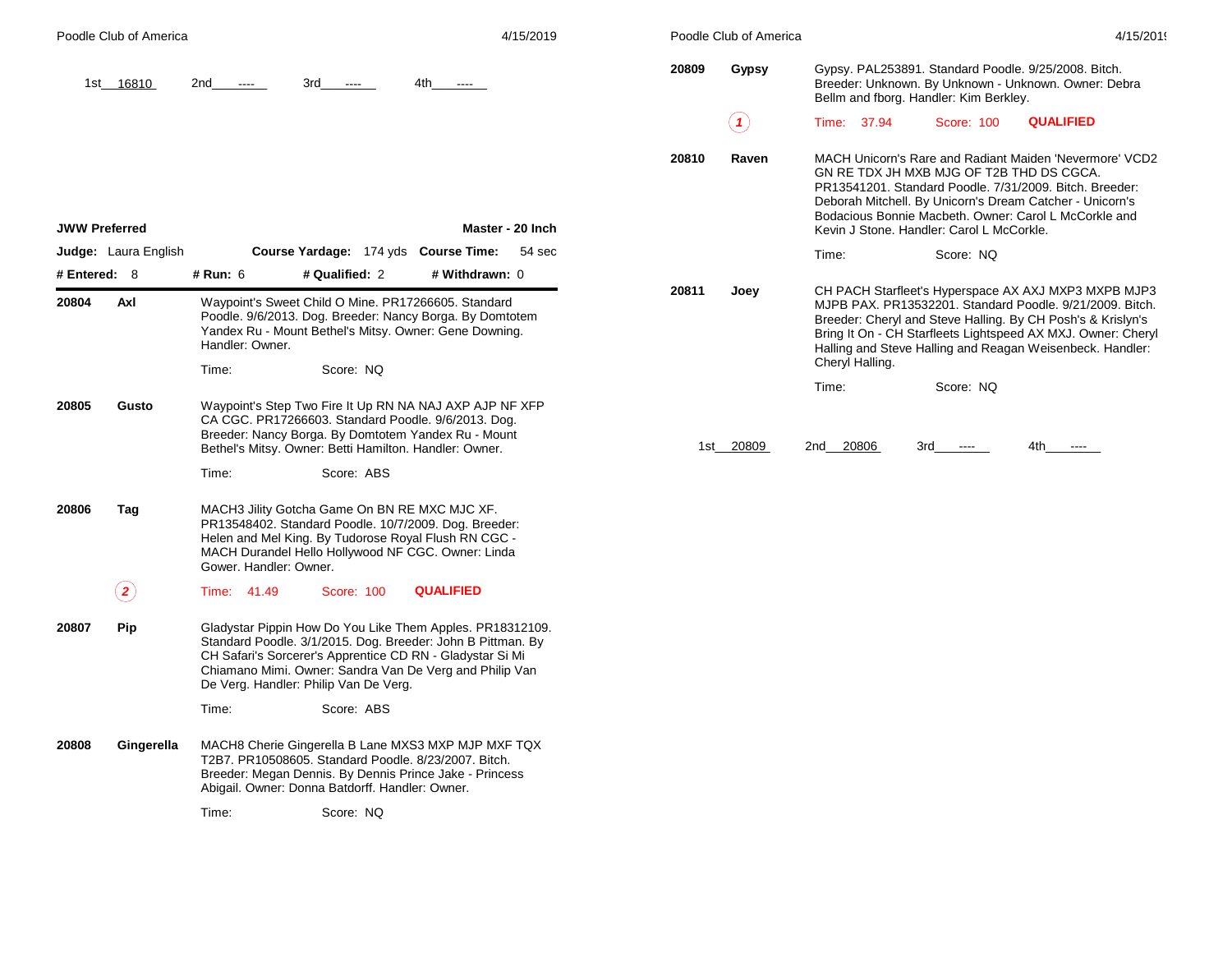1st 16810 2nd ---- 3rd ---- 4th ----

## JWW Preferred — Master - 20 Inch

**Judge:** Laura English **Course Yardage:** 174 yds **Course Time:** 54 sec

**# Entered:** 8 **# Run:** 6 **# Qualified:** 2 **# Withdrawn:** 0

**20804 Axl** — Waypoint's Sweet Child O Mine. PR17266605. Standard Poodle. 9/6/2013. Dog. Breeder: Nancy Borga. By Domtotem Yandex Ru - Mount Bethel's Mitsy. Owner: Gene Downing. Handler: Owner.

Time: Score: NQ

**20805 Gusto** — Waypoint's Step Two Fire It Up RN NA NAJ AXP AJP NF XFP CA CGC. PR17266603. Standard Poodle. 9/6/2013. Dog. Breeder: Nancy Borga. By Domtotem Yandex Ru - Mount Bethel's Mitsy. Owner: Betti Hamilton. Handler: Owner.

Time: Score: ABS

**20806 Tag** — MACH3 Jility Gotcha Game On BN RE MXC MJC XF. PR13548402. Standard Poodle. 10/7/2009. Dog. Breeder: Helen and Mel King. By Tudorose Royal Flush RN CGC - MACH Durandel Hello Hollywood NF CGC. Owner: Linda Gower. Handler: Owner.

(2) Time: 41.49 Score: 100 **QUALIFIED**

**20807 Pip** — Gladystar Pippin How Do You Like Them Apples. PR18312109. Standard Poodle. 3/1/2015. Dog. Breeder: John B Pittman. By CH Safari's Sorcerer's Apprentice CD RN - Gladystar Si Mi Chiamano Mimi. Owner: Sandra Van De Verg and Philip Van De Verg. Handler: Philip Van De Verg.

Time: Score: ABS

**20808 Gingerella** — MACH8 Cherie Gingerella B Lane MXS3 MXP MJP MXF TQX T2B7. PR10508605. Standard Poodle. 8/23/2007. Bitch. Breeder: Megan Dennis. By Dennis Prince Jake - Princess Abigail. Owner: Donna Batdorff. Handler: Owner.

Time: Score: NQ

**20809 Gypsy** — Gypsy. PAL253891. Standard Poodle. 9/25/2008. Bitch. Breeder: Unknown. By Unknown - Unknown. Owner: Debra Bellm and fborg. Handler: Kim Berkley.

(1) Time: 37.94 Score: 100 **QUALIFIED**

**20810 Raven** — MACH Unicorn's Rare and Radiant Maiden 'Nevermore' VCD2 GN RE TDX JH MXB MJG OF T2B THD DS CGCA. PR13541201. Standard Poodle. 7/31/2009. Bitch. Breeder: Deborah Mitchell. By Unicorn's Dream Catcher - Unicorn's Bodacious Bonnie Macbeth. Owner: Carol L McCorkle and Kevin J Stone. Handler: Carol L McCorkle.

Time: Score: NQ

**20811 Joey** — CH PACH Starfleet's Hyperspace AX AXJ MXP3 MXPB MJP3 MJPB PAX. PR13532201. Standard Poodle. 9/21/2009. Bitch. Breeder: Cheryl and Steve Halling. By CH Posh's & Krislyn's Bring It On - CH Starfleets Lightspeed AX MXJ. Owner: Cheryl Halling and Steve Halling and Reagan Weisenbeck. Handler: Cheryl Halling.

Time: Score: NQ

1st 20809 2nd 20806 3rd ---- 4th ----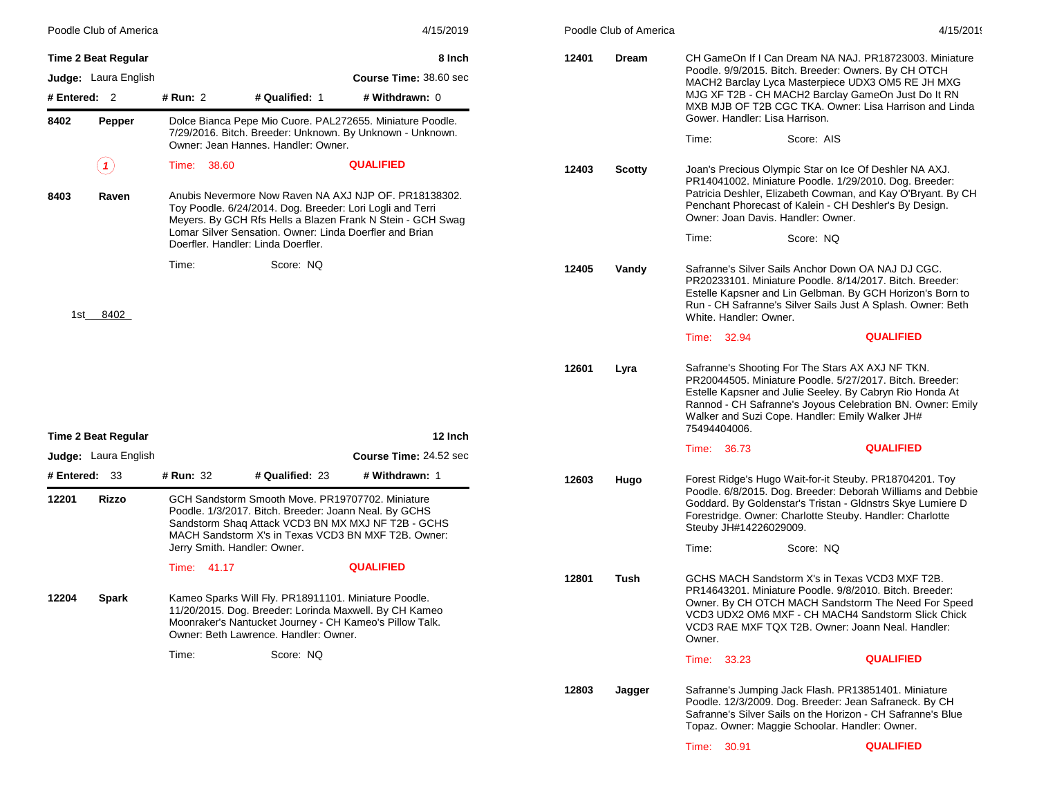## Time 2 Beat Regular — 8 Inch

**Judge:** Laura English | **Course Time:** 38.60 sec

**# Entered:** 2 | **# Run:** 2 | **# Qualified:** 1 | **# Withdrawn:** 0

**8402 Pepper**
Dolce Bianca Pepe Mio Cuore. PAL272655. Miniature Poodle. 7/29/2016. Bitch. Breeder: Unknown. By Unknown - Unknown. Owner: Jean Hannes. Handler: Owner.

(1) Time: 38.60 — QUALIFIED

**8403 Raven**
Anubis Nevermore Now Raven NA AXJ NJP OF. PR18138302. Toy Poodle. 6/24/2014. Dog. Breeder: Lori Logli and Terri Meyers. By GCH Rfs Hells a Blazen Frank N Stein - GCH Swag Lomar Silver Sensation. Owner: Linda Doerfler and Brian Doerfler. Handler: Linda Doerfler.

Time: Score: NQ

1st 8402

## Time 2 Beat Regular — 12 Inch

**Judge:** Laura English | **Course Time:** 24.52 sec

**# Entered:** 33 | **# Run:** 32 | **# Qualified:** 23 | **# Withdrawn:** 1

**12201 Rizzo**
GCH Sandstorm Smooth Move. PR19707702. Miniature Poodle. 1/3/2017. Bitch. Breeder: Joann Neal. By GCHS Sandstorm Shaq Attack VCD3 BN MX MXJ NF T2B - GCHS MACH Sandstorm X's in Texas VCD3 BN MXF T2B. Owner: Jerry Smith. Handler: Owner.

Time: 41.17 — QUALIFIED

**12204 Spark**
Kameo Sparks Will Fly. PR18911101. Miniature Poodle. 11/20/2015. Dog. Breeder: Lorinda Maxwell. By CH Kameo Moonraker's Nantucket Journey - CH Kameo's Pillow Talk. Owner: Beth Lawrence. Handler: Owner.

Time: Score: NQ

**12401 Dream**
CH GameOn If I Can Dream NA NAJ. PR18723003. Miniature Poodle. 9/9/2015. Bitch. Breeder: Owners. By CH OTCH MACH2 Barclay Lyca Masterpiece UDX3 OM5 RE JH MXG MJG XF T2B - CH MACH2 Barclay GameOn Just Do It RN MXB MJB OF T2B CGC TKA. Owner: Lisa Harrison and Linda Gower. Handler: Lisa Harrison.

Time: Score: AIS

**12403 Scotty**
Joan's Precious Olympic Star on Ice Of Deshler NA AXJ. PR14041002. Miniature Poodle. 1/29/2010. Dog. Breeder: Patricia Deshler, Elizabeth Cowman, and Kay O'Bryant. By CH Penchant Phorecast of Kalein - CH Deshler's By Design. Owner: Joan Davis. Handler: Owner.

Time: Score: NQ

**12405 Vandy**
Safranne's Silver Sails Anchor Down OA NAJ DJ CGC. PR20233101. Miniature Poodle. 8/14/2017. Bitch. Breeder: Estelle Kapsner and Lin Gelbman. By GCH Horizon's Born to Run - CH Safranne's Silver Sails Just A Splash. Owner: Beth White. Handler: Owner.

Time: 32.94 — QUALIFIED

**12601 Lyra**
Safranne's Shooting For The Stars AX AXJ NF TKN. PR20044505. Miniature Poodle. 5/27/2017. Bitch. Breeder: Estelle Kapsner and Julie Seeley. By Cabryn Rio Honda At Rannod - CH Safranne's Joyous Celebration BN. Owner: Emily Walker and Suzi Cope. Handler: Emily Walker JH# 75494404006.

Time: 36.73 — QUALIFIED

**12603 Hugo**
Forest Ridge's Hugo Wait-for-it Steuby. PR18704201. Toy Poodle. 6/8/2015. Dog. Breeder: Deborah Williams and Debbie Goddard. By Goldenstar's Tristan - Gldnstrs Skye Lumiere D Forestridge. Owner: Charlotte Steuby. Handler: Charlotte Steuby JH#14226029009.

Time: Score: NQ

**12801 Tush**
GCHS MACH Sandstorm X's in Texas VCD3 MXF T2B. PR14643201. Miniature Poodle. 9/8/2010. Bitch. Breeder: Owner. By CH OTCH MACH Sandstorm The Need For Speed VCD3 UDX2 OM6 MXF - CH MACH4 Sandstorm Slick Chick VCD3 RAE MXF TQX T2B. Owner: Joann Neal. Handler: Owner.

Time: 33.23 — QUALIFIED

**12803 Jagger**
Safranne's Jumping Jack Flash. PR13851401. Miniature Poodle. 12/3/2009. Dog. Breeder: Jean Safraneck. By CH Safranne's Silver Sails on the Horizon - CH Safranne's Blue Topaz. Owner: Maggie Schoolar. Handler: Owner.

Time: 30.91 — QUALIFIED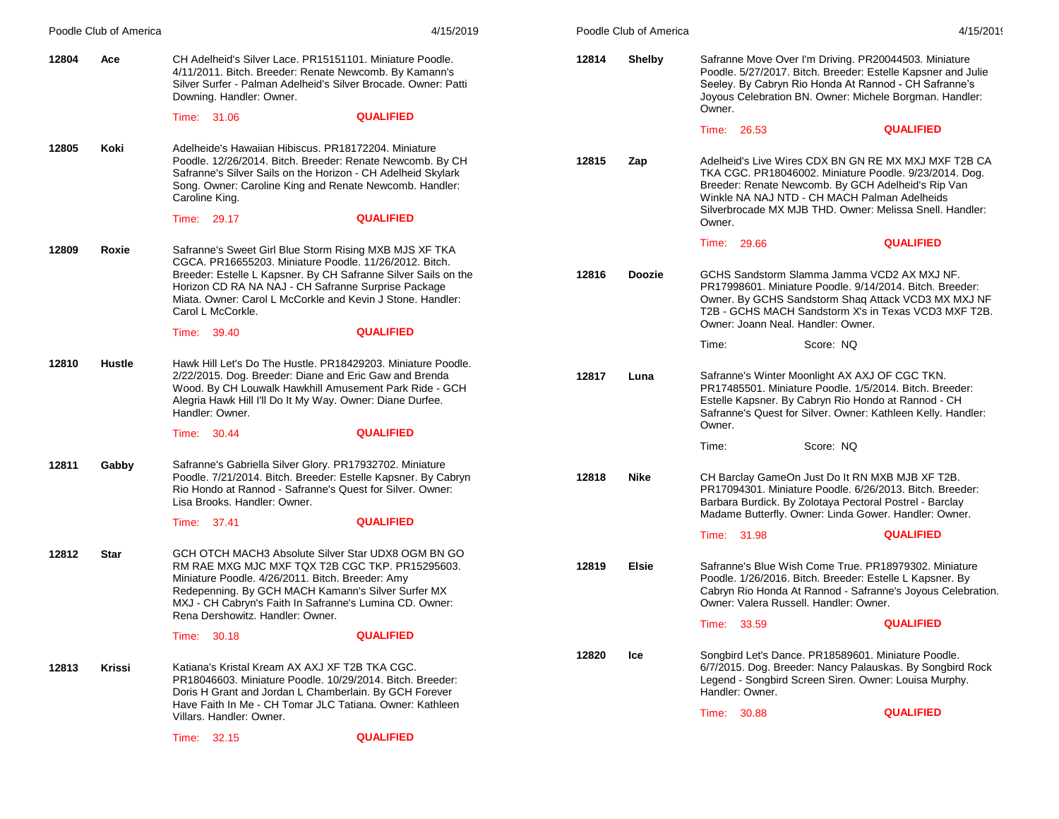**12804** **Ace**

CH Adelheid's Silver Lace. PR15151101. Miniature Poodle. 4/11/2011. Bitch. Breeder: Renate Newcomb. By Kamann's Silver Surfer - Palman Adelheid's Silver Brocade. Owner: Patti Downing. Handler: Owner.

Time: 31.06 **QUALIFIED**

**12805** **Koki**

Adelheide's Hawaiian Hibiscus. PR18172204. Miniature Poodle. 12/26/2014. Bitch. Breeder: Renate Newcomb. By CH Safranne's Silver Sails on the Horizon - CH Adelheid Skylark Song. Owner: Caroline King and Renate Newcomb. Handler: Caroline King.

Time: 29.17 **QUALIFIED**

**12809** **Roxie**

Safranne's Sweet Girl Blue Storm Rising MXB MJS XF TKA CGCA. PR16655203. Miniature Poodle. 11/26/2012. Bitch. Breeder: Estelle L Kapsner. By CH Safranne Silver Sails on the Horizon CD RA NA NAJ - CH Safranne Surprise Package Miata. Owner: Carol L McCorkle and Kevin J Stone. Handler: Carol L McCorkle.

Time: 39.40 **QUALIFIED**

**12810** **Hustle**

Hawk Hill Let's Do The Hustle. PR18429203. Miniature Poodle. 2/22/2015. Dog. Breeder: Diane and Eric Gaw and Brenda Wood. By CH Louwalk Hawkhill Amusement Park Ride - GCH Alegria Hawk Hill I'll Do It My Way. Owner: Diane Durfee. Handler: Owner.

Time: 30.44 **QUALIFIED**

**12811** **Gabby**

Safranne's Gabriella Silver Glory. PR17932702. Miniature Poodle. 7/21/2014. Bitch. Breeder: Estelle Kapsner. By Cabryn Rio Hondo at Rannod - Safranne's Quest for Silver. Owner: Lisa Brooks. Handler: Owner.

Time: 37.41 **QUALIFIED**

**12812** **Star**

GCH OTCH MACH3 Absolute Silver Star UDX8 OGM BN GO RM RAE MXG MJC MXF TQX T2B CGC TKP. PR15295603. Miniature Poodle. 4/26/2011. Bitch. Breeder: Amy Redepenning. By GCH MACH Kamann's Silver Surfer MX MXJ - CH Cabryn's Faith In Safranne's Lumina CD. Owner: Rena Dershowitz. Handler: Owner.

Time: 30.18 **QUALIFIED**

**12813** **Krissi**

Katiana's Kristal Kream AX AXJ XF T2B TKA CGC. PR18046603. Miniature Poodle. 10/29/2014. Bitch. Breeder: Doris H Grant and Jordan L Chamberlain. By GCH Forever Have Faith In Me - CH Tomar JLC Tatiana. Owner: Kathleen Villars. Handler: Owner.

Time: 32.15 **QUALIFIED**

**12814** **Shelby**

Safranne Move Over I'm Driving. PR20044503. Miniature Poodle. 5/27/2017. Bitch. Breeder: Estelle Kapsner and Julie Seeley. By Cabryn Rio Honda At Rannod - CH Safranne's Joyous Celebration BN. Owner: Michele Borgman. Handler: Owner.

Time: 26.53 **QUALIFIED**

**12815** **Zap**

Adelheid's Live Wires CDX BN GN RE MX MXJ MXF T2B CA TKA CGC. PR18046002. Miniature Poodle. 9/23/2014. Dog. Breeder: Renate Newcomb. By GCH Adelheid's Rip Van Winkle NA NAJ NTD - CH MACH Palman Adelheids Silverbrocade MX MJB THD. Owner: Melissa Snell. Handler: Owner.

Time: 29.66 **QUALIFIED**

**12816** **Doozie**

GCHS Sandstorm Slamma Jamma VCD2 AX MXJ NF. PR17998601. Miniature Poodle. 9/14/2014. Bitch. Breeder: Owner. By GCHS Sandstorm Shaq Attack VCD3 MX MXJ NF T2B - GCHS MACH Sandstorm X's in Texas VCD3 MXF T2B. Owner: Joann Neal. Handler: Owner.

Time: Score: NQ

**12817** **Luna**

Safranne's Winter Moonlight AX AXJ OF CGC TKN. PR17485501. Miniature Poodle. 1/5/2014. Bitch. Breeder: Estelle Kapsner. By Cabryn Rio Hondo at Rannod - CH Safranne's Quest for Silver. Owner: Kathleen Kelly. Handler: Owner.

Time: Score: NQ

**12818** **Nike**

CH Barclay GameOn Just Do It RN MXB MJB XF T2B. PR17094301. Miniature Poodle. 6/26/2013. Bitch. Breeder: Barbara Burdick. By Zolotaya Pectoral Postrel - Barclay Madame Butterfly. Owner: Linda Gower. Handler: Owner.

Time: 31.98 **QUALIFIED**

**12819** **Elsie**

Safranne's Blue Wish Come True. PR18979302. Miniature Poodle. 1/26/2016. Bitch. Breeder: Estelle L Kapsner. By Cabryn Rio Honda At Rannod - Safranne's Joyous Celebration. Owner: Valera Russell. Handler: Owner.

Time: 33.59 **QUALIFIED**

**12820** **Ice**

Songbird Let's Dance. PR18589601. Miniature Poodle. 6/7/2015. Dog. Breeder: Nancy Palauskas. By Songbird Rock Legend - Songbird Screen Siren. Owner: Louisa Murphy. Handler: Owner.

Time: 30.88 **QUALIFIED**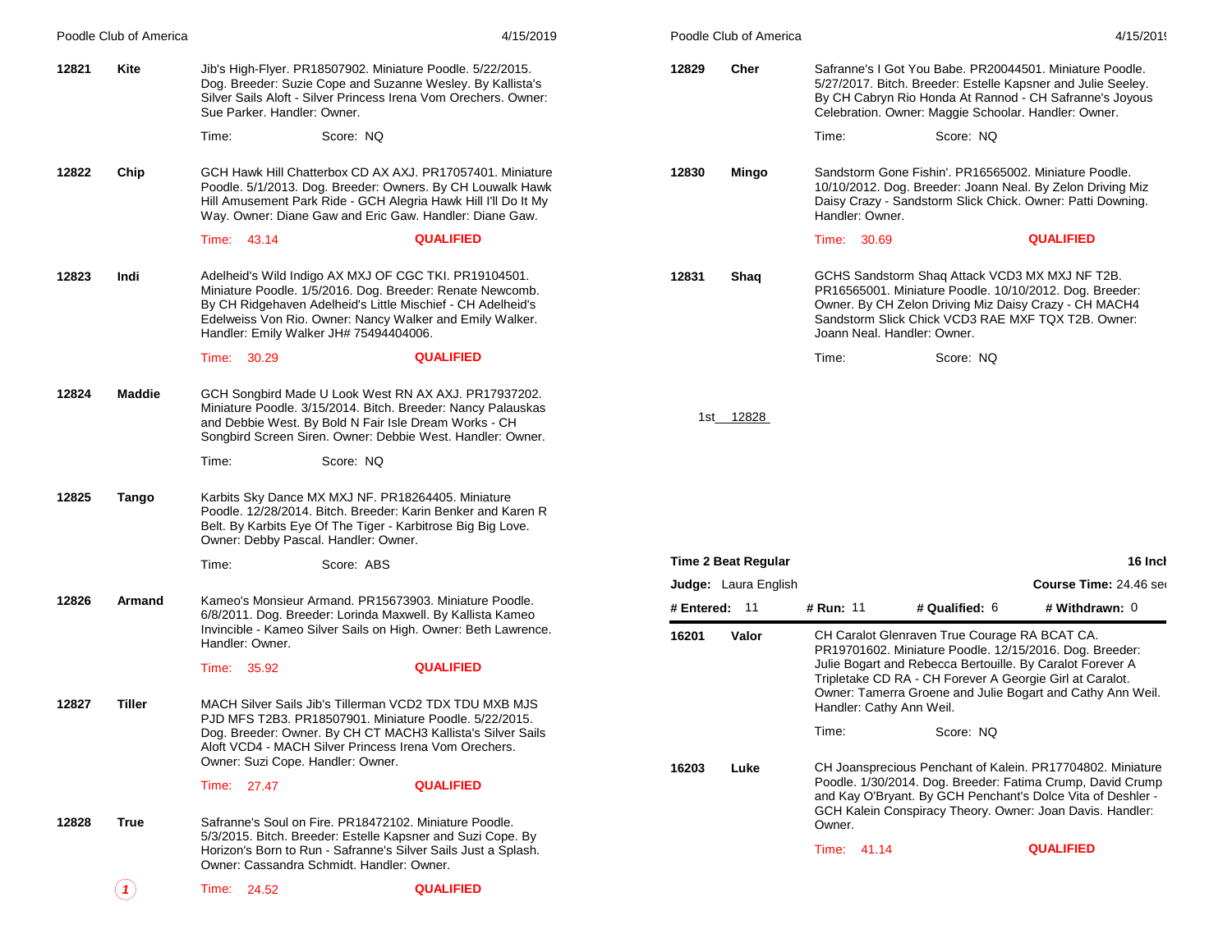**12821** **Kite**

Jib's High-Flyer. PR18507902. Miniature Poodle. 5/22/2015. Dog. Breeder: Suzie Cope and Suzanne Wesley. By Kallista's Silver Sails Aloft - Silver Princess Irena Vom Orechers. Owner: Sue Parker. Handler: Owner.

Time: Score: NQ

**12822** **Chip**

GCH Hawk Hill Chatterbox CD AX AXJ. PR17057401. Miniature Poodle. 5/1/2013. Dog. Breeder: Owners. By CH Louwalk Hawk Hill Amusement Park Ride - GCH Alegria Hawk Hill I'll Do It My Way. Owner: Diane Gaw and Eric Gaw. Handler: Diane Gaw.

Time: 43.14 **QUALIFIED**

**12823** **Indi**

Adelheid's Wild Indigo AX MXJ OF CGC TKI. PR19104501. Miniature Poodle. 1/5/2016. Dog. Breeder: Renate Newcomb. By CH Ridgehaven Adelheid's Little Mischief - CH Adelheid's Edelweiss Von Rio. Owner: Nancy Walker and Emily Walker. Handler: Emily Walker JH# 75494404006.

Time: 30.29 **QUALIFIED**

**12824** **Maddie**

GCH Songbird Made U Look West RN AX AXJ. PR17937202. Miniature Poodle. 3/15/2014. Bitch. Breeder: Nancy Palauskas and Debbie West. By Bold N Fair Isle Dream Works - CH Songbird Screen Siren. Owner: Debbie West. Handler: Owner.

Time: Score: NQ

**12825** **Tango**

Karbits Sky Dance MX MXJ NF. PR18264405. Miniature Poodle. 12/28/2014. Bitch. Breeder: Karin Benker and Karen R Belt. By Karbits Eye Of The Tiger - Karbitrose Big Big Love. Owner: Debby Pascal. Handler: Owner.

Time: Score: ABS

**12826** **Armand**

Kameo's Monsieur Armand. PR15673903. Miniature Poodle. 6/8/2011. Dog. Breeder: Lorinda Maxwell. By Kallista Kameo Invincible - Kameo Silver Sails on High. Owner: Beth Lawrence. Handler: Owner.

Time: 35.92 **QUALIFIED**

**12827** **Tiller**

MACH Silver Sails Jib's Tillerman VCD2 TDX TDU MXB MJS PJD MFS T2B3. PR18507901. Miniature Poodle. 5/22/2015. Dog. Breeder: Owner. By CH CT MACH3 Kallista's Silver Sails Aloft VCD4 - MACH Silver Princess Irena Vom Orechers. Owner: Suzi Cope. Handler: Owner.

Time: 27.47 **QUALIFIED**

**12828** **True**

Safranne's Soul on Fire. PR18472102. Miniature Poodle. 5/3/2015. Bitch. Breeder: Estelle Kapsner and Suzi Cope. By Horizon's Born to Run - Safranne's Silver Sails Just a Splash. Owner: Cassandra Schmidt. Handler: Owner.

(1) Time: 24.52 **QUALIFIED**

**12829** **Cher**

Safranne's I Got You Babe. PR20044501. Miniature Poodle. 5/27/2017. Bitch. Breeder: Estelle Kapsner and Julie Seeley. By CH Cabryn Rio Honda At Rannod - CH Safranne's Joyous Celebration. Owner: Maggie Schoolar. Handler: Owner.

Time: Score: NQ

**12830** **Mingo**

Sandstorm Gone Fishin'. PR16565002. Miniature Poodle. 10/10/2012. Dog. Breeder: Joann Neal. By Zelon Driving Miz Daisy Crazy - Sandstorm Slick Chick. Owner: Patti Downing. Handler: Owner.

Time: 30.69 **QUALIFIED**

**12831** **Shaq**

GCHS Sandstorm Shaq Attack VCD3 MX MXJ NF T2B. PR16565001. Miniature Poodle. 10/10/2012. Dog. Breeder: Owner. By CH Zelon Driving Miz Daisy Crazy - CH MACH4 Sandstorm Slick Chick VCD3 RAE MXF TQX T2B. Owner: Joann Neal. Handler: Owner.

Time: Score: NQ

1st 12828

**Time 2 Beat Regular** **16 Inch**

**Judge:** Laura English **Course Time:** 24.46 sec

**# Entered:** 11 **# Run:** 11 **# Qualified:** 6 **# Withdrawn:** 0

**16201** **Valor**

CH Caralot Glenraven True Courage RA BCAT CA. PR19701602. Miniature Poodle. 12/15/2016. Dog. Breeder: Julie Bogart and Rebecca Bertouille. By Caralot Forever A Tripletake CD RA - CH Forever A Georgie Girl at Caralot. Owner: Tamerra Groene and Julie Bogart and Cathy Ann Weil. Handler: Cathy Ann Weil.

Time: Score: NQ

**16203** **Luke**

CH Joansprecious Penchant of Kalein. PR17704802. Miniature Poodle. 1/30/2014. Dog. Breeder: Fatima Crump, David Crump and Kay O'Bryant. By GCH Penchant's Dolce Vita of Deshler - GCH Kalein Conspiracy Theory. Owner: Joan Davis. Handler: Owner.

Time: 41.14 **QUALIFIED**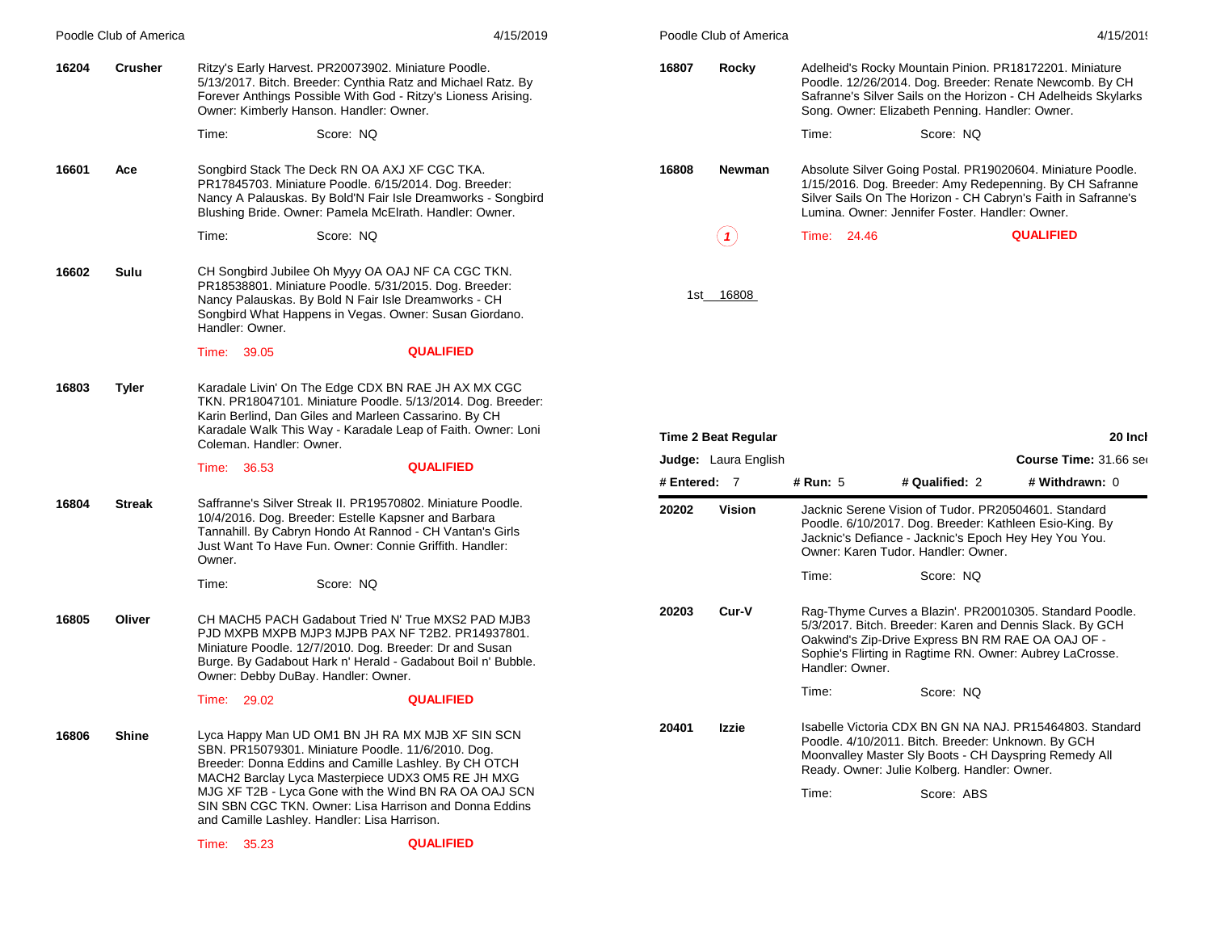**16204** **Crusher** Ritzy's Early Harvest. PR20073902. Miniature Poodle. 5/13/2017. Bitch. Breeder: Cynthia Ratz and Michael Ratz. By Forever Anthings Possible With God - Ritzy's Lioness Arising. Owner: Kimberly Hanson. Handler: Owner.

Time: Score: NQ

**16601** **Ace** Songbird Stack The Deck RN OA AXJ XF CGC TKA. PR17845703. Miniature Poodle. 6/15/2014. Dog. Breeder: Nancy A Palauskas. By Bold'N Fair Isle Dreamworks - Songbird Blushing Bride. Owner: Pamela McElrath. Handler: Owner.

Time: Score: NQ

**16602** **Sulu** CH Songbird Jubilee Oh Myyy OA OAJ NF CA CGC TKN. PR18538801. Miniature Poodle. 5/31/2015. Dog. Breeder: Nancy Palauskas. By Bold N Fair Isle Dreamworks - CH Songbird What Happens in Vegas. Owner: Susan Giordano. Handler: Owner.

Time: 39.05 **QUALIFIED**

**16803** **Tyler** Karadale Livin' On The Edge CDX BN RAE JH AX MX CGC TKN. PR18047101. Miniature Poodle. 5/13/2014. Dog. Breeder: Karin Berlind, Dan Giles and Marleen Cassarino. By CH Karadale Walk This Way - Karadale Leap of Faith. Owner: Loni Coleman. Handler: Owner.

Time: 36.53 **QUALIFIED**

**16804** **Streak** Saffranne's Silver Streak II. PR19570802. Miniature Poodle. 10/4/2016. Dog. Breeder: Estelle Kapsner and Barbara Tannahill. By Cabryn Hondo At Rannod - CH Vantan's Girls Just Want To Have Fun. Owner: Connie Griffith. Handler: Owner.

Time: Score: NQ

**16805** **Oliver** CH MACH5 PACH Gadabout Tried N' True MXS2 PAD MJB3 PJD MXPB MXPB MJP3 MJPB PAX NF T2B2. PR14937801. Miniature Poodle. 12/7/2010. Dog. Breeder: Dr and Susan Burge. By Gadabout Hark n' Herald - Gadabout Boil n' Bubble. Owner: Debby DuBay. Handler: Owner.

Time: 29.02 **QUALIFIED**

**16806** **Shine** Lyca Happy Man UD OM1 BN JH RA MX MJB XF SIN SCN SBN. PR15079301. Miniature Poodle. 11/6/2010. Dog. Breeder: Donna Eddins and Camille Lashley. By CH OTCH MACH2 Barclay Lyca Masterpiece UDX3 OM5 RE JH MXG MJG XF T2B - Lyca Gone with the Wind BN RA OA OAJ SCN SIN SBN CGC TKN. Owner: Lisa Harrison and Donna Eddins and Camille Lashley. Handler: Lisa Harrison.

Time: 35.23 **QUALIFIED**

**16807** **Rocky** Adelheid's Rocky Mountain Pinion. PR18172201. Miniature Poodle. 12/26/2014. Dog. Breeder: Renate Newcomb. By CH Safranne's Silver Sails on the Horizon - CH Adelheids Skylarks Song. Owner: Elizabeth Penning. Handler: Owner.

Time: Score: NQ

**16808** **Newman** Absolute Silver Going Postal. PR19020604. Miniature Poodle. 1/15/2016. Dog. Breeder: Amy Redepenning. By CH Safranne Silver Sails On The Horizon - CH Cabryn's Faith in Safranne's Lumina. Owner: Jennifer Foster. Handler: Owner.

1 Time: 24.46 **QUALIFIED**

1st 16808

## Time 2 Beat Regular — 20 Inch

**Judge:** Laura English — **Course Time:** 31.66 sec

**# Entered:** 7 **# Run:** 5 **# Qualified:** 2 **# Withdrawn:** 0

**20202** **Vision** Jacknic Serene Vision of Tudor. PR20504601. Standard Poodle. 6/10/2017. Dog. Breeder: Kathleen Esio-King. By Jacknic's Defiance - Jacknic's Epoch Hey Hey You You. Owner: Karen Tudor. Handler: Owner.

Time: Score: NQ

**20203** **Cur-V** Rag-Thyme Curves a Blazin'. PR20010305. Standard Poodle. 5/3/2017. Bitch. Breeder: Karen and Dennis Slack. By GCH Oakwind's Zip-Drive Express BN RM RAE OA OAJ OF - Sophie's Flirting in Ragtime RN. Owner: Aubrey LaCrosse. Handler: Owner.

Time: Score: NQ

**20401** **Izzie** Isabelle Victoria CDX BN GN NA NAJ. PR15464803. Standard Poodle. 4/10/2011. Bitch. Breeder: Unknown. By GCH Moonvalley Master Sly Boots - CH Dayspring Remedy All Ready. Owner: Julie Kolberg. Handler: Owner.

Time: Score: ABS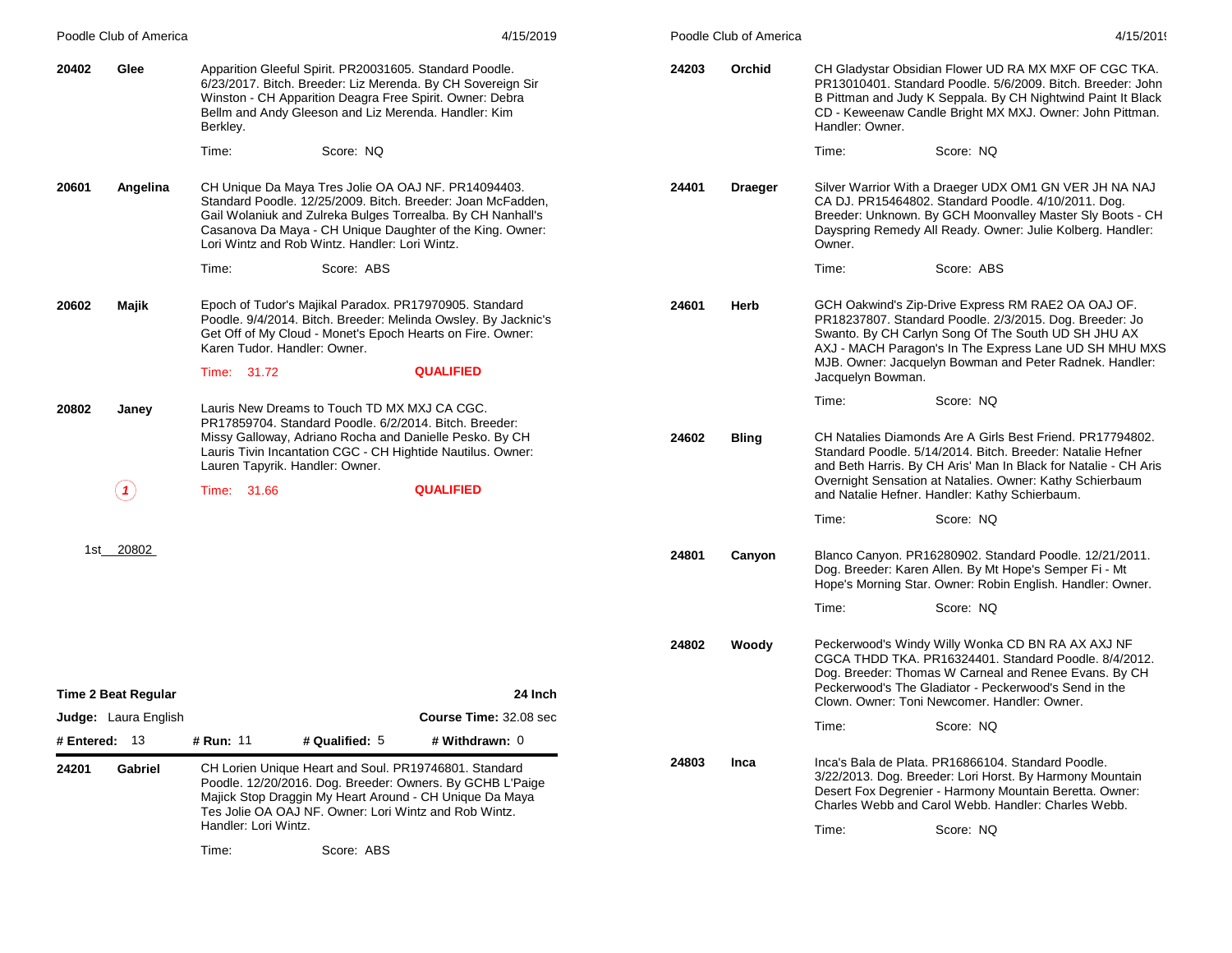**20402** **Glee**

Apparition Gleeful Spirit. PR20031605. Standard Poodle. 6/23/2017. Bitch. Breeder: Liz Merenda. By CH Sovereign Sir Winston - CH Apparition Deagra Free Spirit. Owner: Debra Bellm and Andy Gleeson and Liz Merenda. Handler: Kim Berkley.

Time: Score: NQ

**20601** **Angelina**

CH Unique Da Maya Tres Jolie OA OAJ NF. PR14094403. Standard Poodle. 12/25/2009. Bitch. Breeder: Joan McFadden, Gail Wolaniuk and Zulreka Bulges Torrealba. By CH Nanhall's Casanova Da Maya - CH Unique Daughter of the King. Owner: Lori Wintz and Rob Wintz. Handler: Lori Wintz.

Time: Score: ABS

**20602** **Majik**

Epoch of Tudor's Majikal Paradox. PR17970905. Standard Poodle. 9/4/2014. Bitch. Breeder: Melinda Owsley. By Jacknic's Get Off of My Cloud - Monet's Epoch Hearts on Fire. Owner: Karen Tudor. Handler: Owner.

Time: 31.72 **QUALIFIED**

**20802** **Janey**

Lauris New Dreams to Touch TD MX MXJ CA CGC. PR17859704. Standard Poodle. 6/2/2014. Bitch. Breeder: Missy Galloway, Adriano Rocha and Danielle Pesko. By CH Lauris Tivin Incantation CGC - CH Hightide Nautilus. Owner: Lauren Tapyrik. Handler: Owner.

*1* Time: 31.66 **QUALIFIED**

1st 20802

**Time 2 Beat Regular** — **24 Inch**

**Judge:** Laura English — **Course Time:** 32.08 sec

**# Entered:** 13 **# Run:** 11 **# Qualified:** 5 **# Withdrawn:** 0

**24201** **Gabriel**

CH Lorien Unique Heart and Soul. PR19746801. Standard Poodle. 12/20/2016. Dog. Breeder: Owners. By GCHB L'Paige Majick Stop Draggin My Heart Around - CH Unique Da Maya Tes Jolie OA OAJ NF. Owner: Lori Wintz and Rob Wintz. Handler: Lori Wintz.

Time: Score: ABS

**24203** **Orchid**

CH Gladystar Obsidian Flower UD RA MX MXF OF CGC TKA. PR13010401. Standard Poodle. 5/6/2009. Bitch. Breeder: John B Pittman and Judy K Seppala. By CH Nightwind Paint It Black CD - Keweenaw Candle Bright MX MXJ. Owner: John Pittman. Handler: Owner.

Time: Score: NQ

**24401** **Draeger**

Silver Warrior With a Draeger UDX OM1 GN VER JH NA NAJ CA DJ. PR15464802. Standard Poodle. 4/10/2011. Dog. Breeder: Unknown. By GCH Moonvalley Master Sly Boots - CH Dayspring Remedy All Ready. Owner: Julie Kolberg. Handler: Owner.

Time: Score: ABS

**24601** **Herb**

GCH Oakwind's Zip-Drive Express RM RAE2 OA OAJ OF. PR18237807. Standard Poodle. 2/3/2015. Dog. Breeder: Jo Swanto. By CH Carlyn Song Of The South UD SH JHU AX AXJ - MACH Paragon's In The Express Lane UD SH MHU MXS MJB. Owner: Jacquelyn Bowman and Peter Radnek. Handler: Jacquelyn Bowman.

Time: Score: NQ

**24602** **Bling**

CH Natalies Diamonds Are A Girls Best Friend. PR17794802. Standard Poodle. 5/14/2014. Bitch. Breeder: Natalie Hefner and Beth Harris. By CH Aris' Man In Black for Natalie - CH Aris Overnight Sensation at Natalies. Owner: Kathy Schierbaum and Natalie Hefner. Handler: Kathy Schierbaum.

Time: Score: NQ

**24801** **Canyon**

Blanco Canyon. PR16280902. Standard Poodle. 12/21/2011. Dog. Breeder: Karen Allen. By Mt Hope's Semper Fi - Mt Hope's Morning Star. Owner: Robin English. Handler: Owner.

Time: Score: NQ

**24802** **Woody**

Peckerwood's Windy Willy Wonka CD BN RA AX AXJ NF CGCA THDD TKA. PR16324401. Standard Poodle. 8/4/2012. Dog. Breeder: Thomas W Carneal and Renee Evans. By CH Peckerwood's The Gladiator - Peckerwood's Send in the Clown. Owner: Toni Newcomer. Handler: Owner.

Time: Score: NQ

**24803** **Inca**

Inca's Bala de Plata. PR16866104. Standard Poodle. 3/22/2013. Dog. Breeder: Lori Horst. By Harmony Mountain Desert Fox Degrenier - Harmony Mountain Beretta. Owner: Charles Webb and Carol Webb. Handler: Charles Webb.

Time: Score: NQ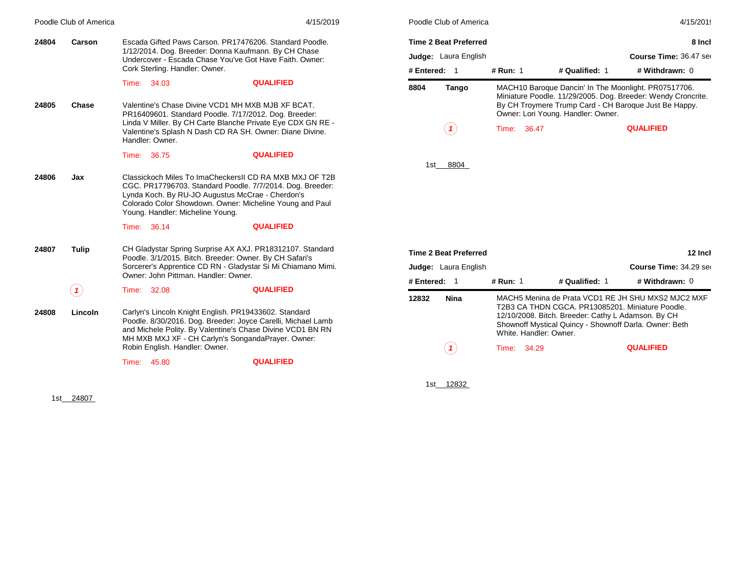**24804 Carson** — Escada Gifted Paws Carson. PR17476206. Standard Poodle. 1/12/2014. Dog. Breeder: Donna Kaufmann. By CH Chase Undercover - Escada Chase You've Got Have Faith. Owner: Cork Sterling. Handler: Owner.

Time: 34.03 — QUALIFIED

**24805 Chase** — Valentine's Chase Divine VCD1 MH MXB MJB XF BCAT. PR16409601. Standard Poodle. 7/17/2012. Dog. Breeder: Linda V Miller. By CH Carte Blanche Private Eye CDX GN RE - Valentine's Splash N Dash CD RA SH. Owner: Diane Divine. Handler: Owner.

Time: 36.75 — QUALIFIED

**24806 Jax** — Classickoch Miles To ImaCheckersII CD RA MXB MXJ OF T2B CGC. PR17796703. Standard Poodle. 7/7/2014. Dog. Breeder: Lynda Koch. By RU-JO Augustus McCrae - Cherdon's Colorado Color Showdown. Owner: Micheline Young and Paul Young. Handler: Micheline Young.

Time: 36.14 — QUALIFIED

**24807 Tulip** — CH Gladystar Spring Surprise AX AXJ. PR18312107. Standard Poodle. 3/1/2015. Bitch. Breeder: Owner. By CH Safari's Sorcerer's Apprentice CD RN - Gladystar Si Mi Chiamano Mimi. Owner: John Pittman. Handler: Owner.

(1) Time: 32.08 — QUALIFIED

**24808 Lincoln** — Carlyn's Lincoln Knight English. PR19433602. Standard Poodle. 8/30/2016. Dog. Breeder: Joyce Carelli, Michael Lamb and Michele Polity. By Valentine's Chase Divine VCD1 BN RN MH MXB MXJ XF - CH Carlyn's SongandaPrayer. Owner: Robin English. Handler: Owner.

Time: 45.80 — QUALIFIED

1st 24807

## Time 2 Beat Preferred — 8 Inch

**Judge:** Laura English — **Course Time:** 36.47 sec

**# Entered:** 1 **# Run:** 1 **# Qualified:** 1 **# Withdrawn:** 0

**8804 Tango** — MACH10 Baroque Dancin' In The Moonlight. PR07517706. Miniature Poodle. 11/29/2005. Dog. Breeder: Wendy Croncrite. By CH Troymere Trump Card - CH Baroque Just Be Happy. Owner: Lori Young. Handler: Owner.

(1) Time: 36.47 — QUALIFIED

1st 8804

## Time 2 Beat Preferred — 12 Inch

**Judge:** Laura English — **Course Time:** 34.29 sec

**# Entered:** 1 **# Run:** 1 **# Qualified:** 1 **# Withdrawn:** 0

**12832 Nina** — MACH5 Menina de Prata VCD1 RE JH SHU MXS2 MJC2 MXF T2B3 CA THDN CGCA. PR13085201. Miniature Poodle. 12/10/2008. Bitch. Breeder: Cathy L Adamson. By CH Shownoff Mystical Quincy - Shownoff Darla. Owner: Beth White. Handler: Owner.

(1) Time: 34.29 — QUALIFIED

1st 12832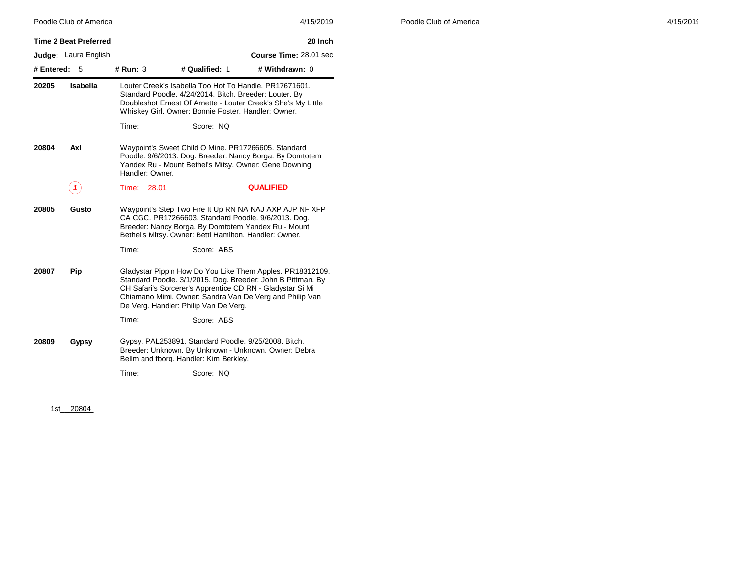**Time 2 Beat Preferred** — **20 Inch**

**Judge:** Laura English — **Course Time:** 28.01 sec

**# Entered:** 5 — **# Run:** 3 — **# Qualified:** 1 — **# Withdrawn:** 0

| | | |
|---|---|---|
| **20205** | **Isabella** | Louter Creek's Isabella Too Hot To Handle. PR17671601. Standard Poodle. 4/24/2014. Bitch. Breeder: Louter. By Doubleshot Ernest Of Arnette - Louter Creek's She's My Little Whiskey Girl. Owner: Bonnie Foster. Handler: Owner. |
| | | Time: Score: NQ |
| **20804** | **Axl** | Waypoint's Sweet Child O Mine. PR17266605. Standard Poodle. 9/6/2013. Dog. Breeder: Nancy Borga. By Domtotem Yandex Ru - Mount Bethel's Mitsy. Owner: Gene Downing. Handler: Owner. |
| | *1* | Time: 28.01 **QUALIFIED** |
| **20805** | **Gusto** | Waypoint's Step Two Fire It Up RN NA NAJ AXP AJP NF XFP CA CGC. PR17266603. Standard Poodle. 9/6/2013. Dog. Breeder: Nancy Borga. By Domtotem Yandex Ru - Mount Bethel's Mitsy. Owner: Betti Hamilton. Handler: Owner. |
| | | Time: Score: ABS |
| **20807** | **Pip** | Gladystar Pippin How Do You Like Them Apples. PR18312109. Standard Poodle. 3/1/2015. Dog. Breeder: John B Pittman. By CH Safari's Sorcerer's Apprentice CD RN - Gladystar Si Mi Chiamano Mimi. Owner: Sandra Van De Verg and Philip Van De Verg. Handler: Philip Van De Verg. |
| | | Time: Score: ABS |
| **20809** | **Gypsy** | Gypsy. PAL253891. Standard Poodle. 9/25/2008. Bitch. Breeder: Unknown. By Unknown - Unknown. Owner: Debra Bellm and fborg. Handler: Kim Berkley. |
| | | Time: Score: NQ |

1st 20804